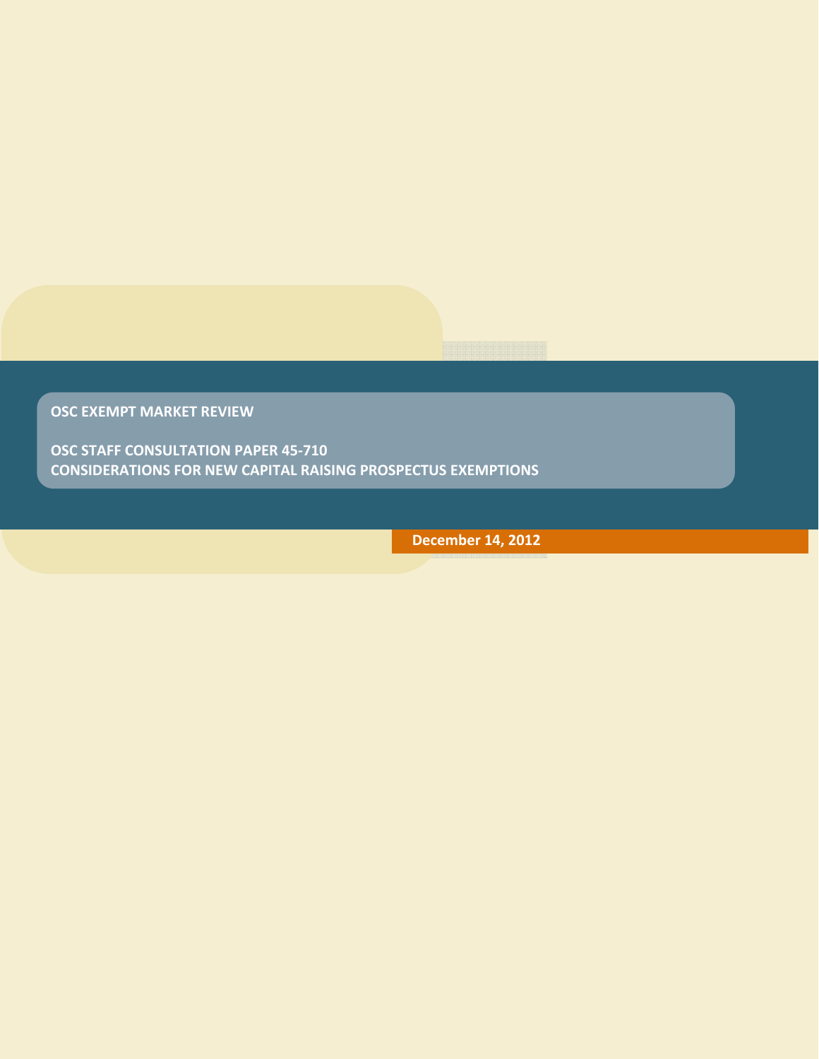# OSC EXEMPT MARKET REVIEW

## OSC STAFF CONSULTATION PAPER 45-710
## CONSIDERATIONS FOR NEW CAPITAL RAISING PROSPECTUS EXEMPTIONS

**December 14, 2012**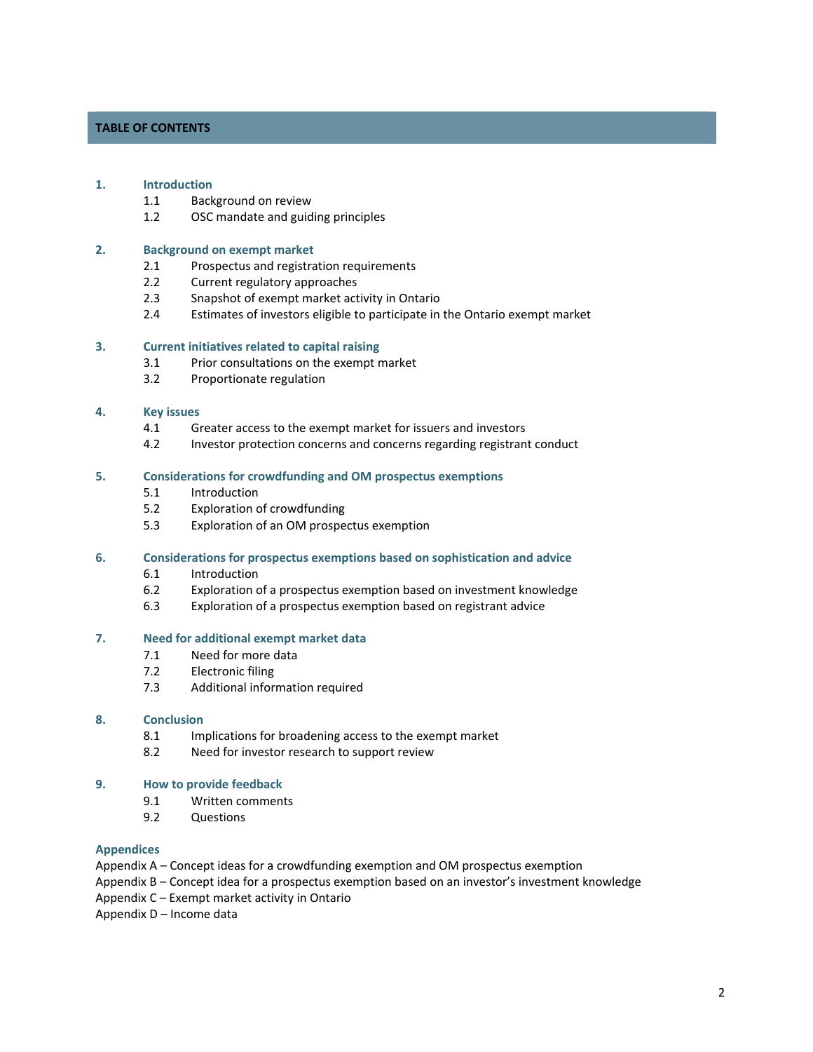## TABLE OF CONTENTS

**1. Introduction**
- 1.1 Background on review
- 1.2 OSC mandate and guiding principles

**2. Background on exempt market**
- 2.1 Prospectus and registration requirements
- 2.2 Current regulatory approaches
- 2.3 Snapshot of exempt market activity in Ontario
- 2.4 Estimates of investors eligible to participate in the Ontario exempt market

**3. Current initiatives related to capital raising**
- 3.1 Prior consultations on the exempt market
- 3.2 Proportionate regulation

**4. Key issues**
- 4.1 Greater access to the exempt market for issuers and investors
- 4.2 Investor protection concerns and concerns regarding registrant conduct

**5. Considerations for crowdfunding and OM prospectus exemptions**
- 5.1 Introduction
- 5.2 Exploration of crowdfunding
- 5.3 Exploration of an OM prospectus exemption

**6. Considerations for prospectus exemptions based on sophistication and advice**
- 6.1 Introduction
- 6.2 Exploration of a prospectus exemption based on investment knowledge
- 6.3 Exploration of a prospectus exemption based on registrant advice

**7. Need for additional exempt market data**
- 7.1 Need for more data
- 7.2 Electronic filing
- 7.3 Additional information required

**8. Conclusion**
- 8.1 Implications for broadening access to the exempt market
- 8.2 Need for investor research to support review

**9. How to provide feedback**
- 9.1 Written comments
- 9.2 Questions

**Appendices**

Appendix A – Concept ideas for a crowdfunding exemption and OM prospectus exemption
Appendix B – Concept idea for a prospectus exemption based on an investor's investment knowledge
Appendix C – Exempt market activity in Ontario
Appendix D – Income data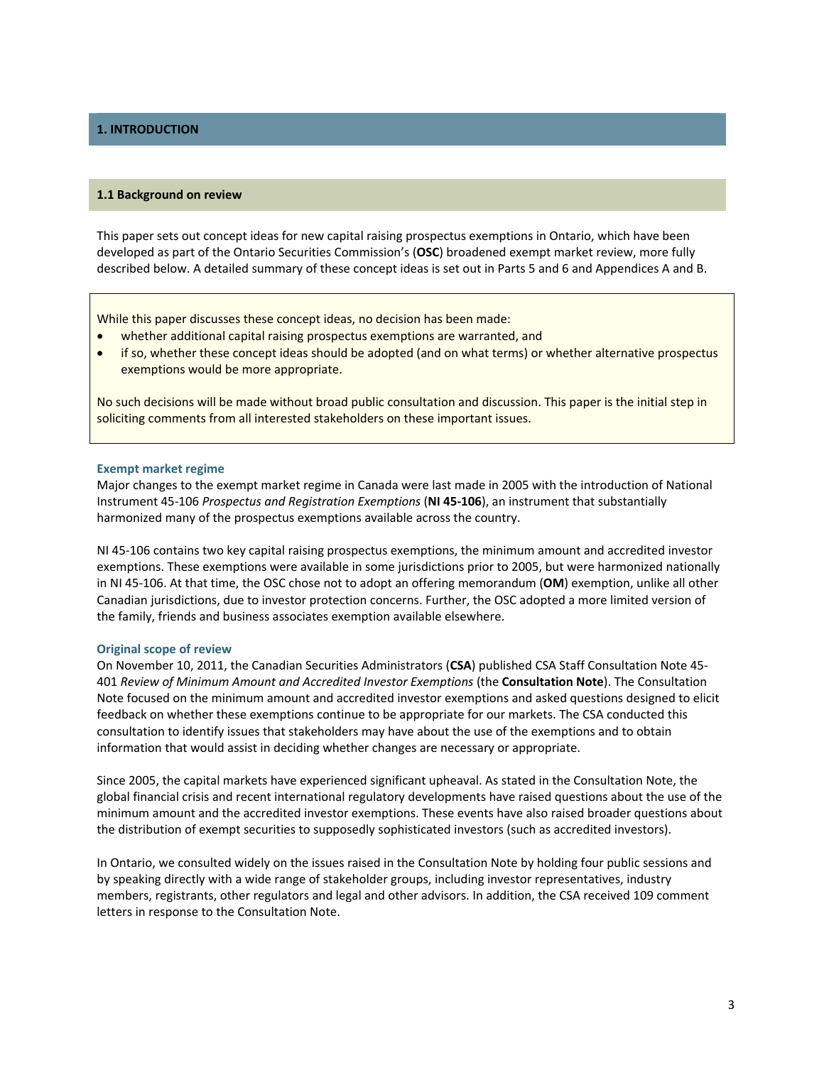## 1. INTRODUCTION

### 1.1 Background on review

This paper sets out concept ideas for new capital raising prospectus exemptions in Ontario, which have been developed as part of the Ontario Securities Commission's (**OSC**) broadened exempt market review, more fully described below. A detailed summary of these concept ideas is set out in Parts 5 and 6 and Appendices A and B.

> While this paper discusses these concept ideas, no decision has been made:
> - whether additional capital raising prospectus exemptions are warranted, and
> - if so, whether these concept ideas should be adopted (and on what terms) or whether alternative prospectus exemptions would be more appropriate.
>
> No such decisions will be made without broad public consultation and discussion. This paper is the initial step in soliciting comments from all interested stakeholders on these important issues.

#### Exempt market regime

Major changes to the exempt market regime in Canada were last made in 2005 with the introduction of National Instrument 45-106 *Prospectus and Registration Exemptions* (**NI 45-106**), an instrument that substantially harmonized many of the prospectus exemptions available across the country.

NI 45-106 contains two key capital raising prospectus exemptions, the minimum amount and accredited investor exemptions. These exemptions were available in some jurisdictions prior to 2005, but were harmonized nationally in NI 45-106. At that time, the OSC chose not to adopt an offering memorandum (**OM**) exemption, unlike all other Canadian jurisdictions, due to investor protection concerns. Further, the OSC adopted a more limited version of the family, friends and business associates exemption available elsewhere.

#### Original scope of review

On November 10, 2011, the Canadian Securities Administrators (**CSA**) published CSA Staff Consultation Note 45-401 *Review of Minimum Amount and Accredited Investor Exemptions* (the **Consultation Note**). The Consultation Note focused on the minimum amount and accredited investor exemptions and asked questions designed to elicit feedback on whether these exemptions continue to be appropriate for our markets. The CSA conducted this consultation to identify issues that stakeholders may have about the use of the exemptions and to obtain information that would assist in deciding whether changes are necessary or appropriate.

Since 2005, the capital markets have experienced significant upheaval. As stated in the Consultation Note, the global financial crisis and recent international regulatory developments have raised questions about the use of the minimum amount and the accredited investor exemptions. These events have also raised broader questions about the distribution of exempt securities to supposedly sophisticated investors (such as accredited investors).

In Ontario, we consulted widely on the issues raised in the Consultation Note by holding four public sessions and by speaking directly with a wide range of stakeholder groups, including investor representatives, industry members, registrants, other regulators and legal and other advisors. In addition, the CSA received 109 comment letters in response to the Consultation Note.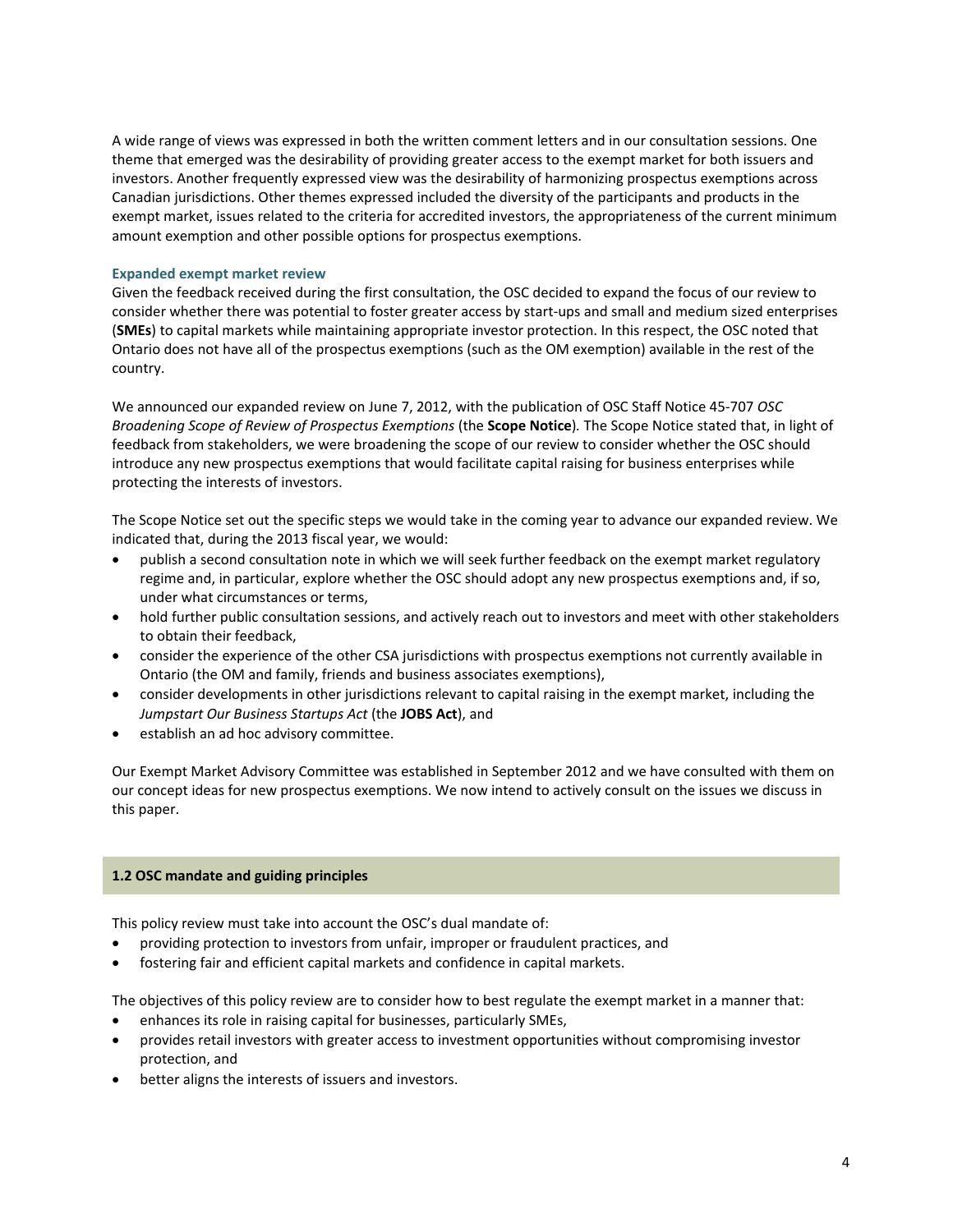A wide range of views was expressed in both the written comment letters and in our consultation sessions. One theme that emerged was the desirability of providing greater access to the exempt market for both issuers and investors. Another frequently expressed view was the desirability of harmonizing prospectus exemptions across Canadian jurisdictions. Other themes expressed included the diversity of the participants and products in the exempt market, issues related to the criteria for accredited investors, the appropriateness of the current minimum amount exemption and other possible options for prospectus exemptions.

#### Expanded exempt market review

Given the feedback received during the first consultation, the OSC decided to expand the focus of our review to consider whether there was potential to foster greater access by start-ups and small and medium sized enterprises (**SMEs**) to capital markets while maintaining appropriate investor protection. In this respect, the OSC noted that Ontario does not have all of the prospectus exemptions (such as the OM exemption) available in the rest of the country.

We announced our expanded review on June 7, 2012, with the publication of OSC Staff Notice 45-707 *OSC Broadening Scope of Review of Prospectus Exemptions* (the **Scope Notice**). The Scope Notice stated that, in light of feedback from stakeholders, we were broadening the scope of our review to consider whether the OSC should introduce any new prospectus exemptions that would facilitate capital raising for business enterprises while protecting the interests of investors.

The Scope Notice set out the specific steps we would take in the coming year to advance our expanded review. We indicated that, during the 2013 fiscal year, we would:

- publish a second consultation note in which we will seek further feedback on the exempt market regulatory regime and, in particular, explore whether the OSC should adopt any new prospectus exemptions and, if so, under what circumstances or terms,
- hold further public consultation sessions, and actively reach out to investors and meet with other stakeholders to obtain their feedback,
- consider the experience of the other CSA jurisdictions with prospectus exemptions not currently available in Ontario (the OM and family, friends and business associates exemptions),
- consider developments in other jurisdictions relevant to capital raising in the exempt market, including the *Jumpstart Our Business Startups Act* (the **JOBS Act**), and
- establish an ad hoc advisory committee.

Our Exempt Market Advisory Committee was established in September 2012 and we have consulted with them on our concept ideas for new prospectus exemptions. We now intend to actively consult on the issues we discuss in this paper.

### 1.2 OSC mandate and guiding principles

This policy review must take into account the OSC's dual mandate of:

- providing protection to investors from unfair, improper or fraudulent practices, and
- fostering fair and efficient capital markets and confidence in capital markets.

The objectives of this policy review are to consider how to best regulate the exempt market in a manner that:

- enhances its role in raising capital for businesses, particularly SMEs,
- provides retail investors with greater access to investment opportunities without compromising investor protection, and
- better aligns the interests of issuers and investors.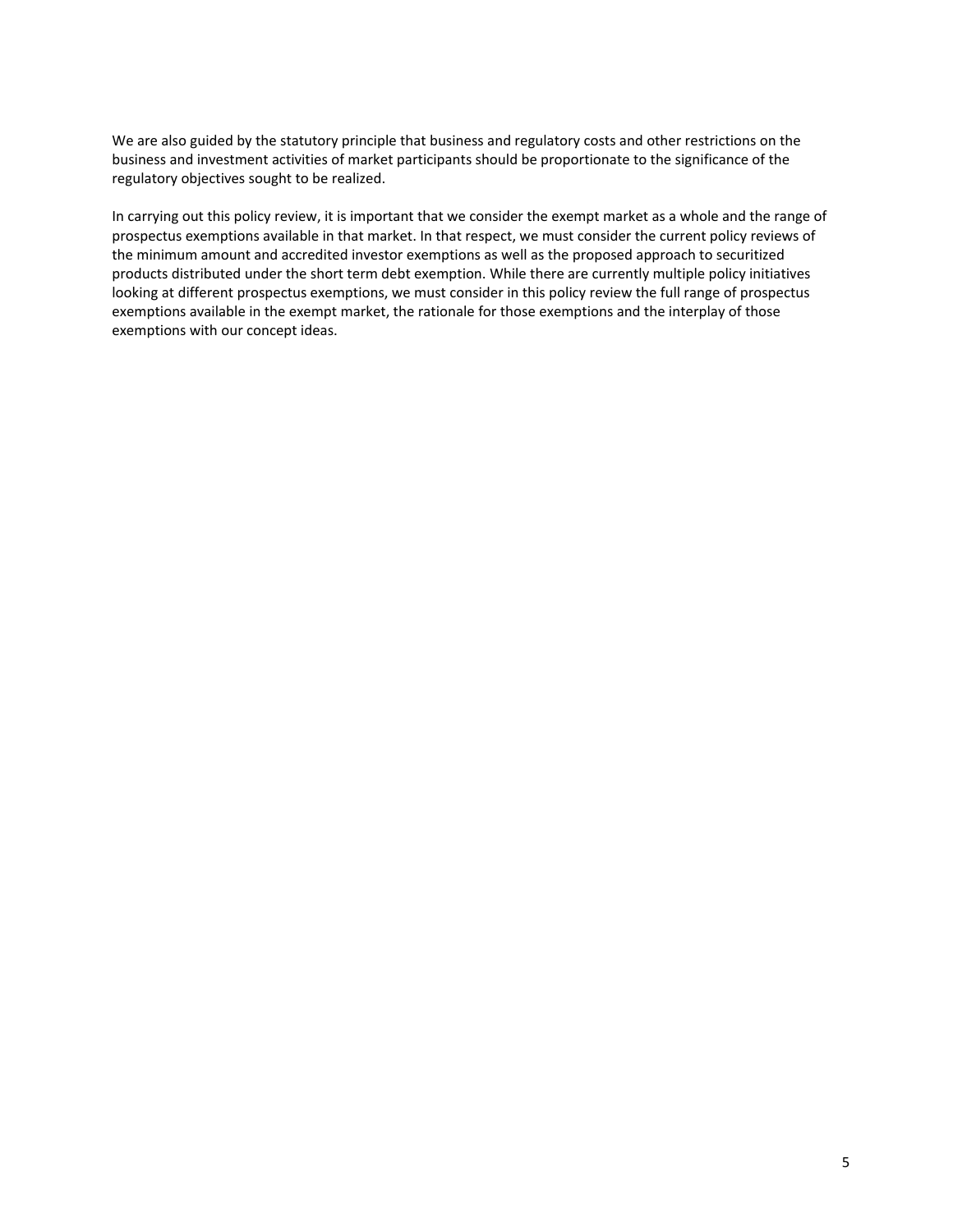We are also guided by the statutory principle that business and regulatory costs and other restrictions on the business and investment activities of market participants should be proportionate to the significance of the regulatory objectives sought to be realized.

In carrying out this policy review, it is important that we consider the exempt market as a whole and the range of prospectus exemptions available in that market. In that respect, we must consider the current policy reviews of the minimum amount and accredited investor exemptions as well as the proposed approach to securitized products distributed under the short term debt exemption. While there are currently multiple policy initiatives looking at different prospectus exemptions, we must consider in this policy review the full range of prospectus exemptions available in the exempt market, the rationale for those exemptions and the interplay of those exemptions with our concept ideas.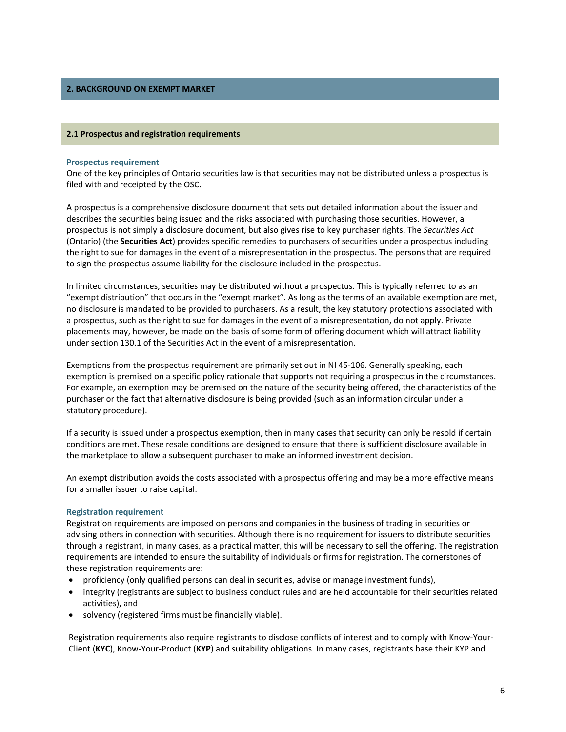## 2. BACKGROUND ON EXEMPT MARKET

### 2.1 Prospectus and registration requirements

#### Prospectus requirement

One of the key principles of Ontario securities law is that securities may not be distributed unless a prospectus is filed with and receipted by the OSC.

A prospectus is a comprehensive disclosure document that sets out detailed information about the issuer and describes the securities being issued and the risks associated with purchasing those securities. However, a prospectus is not simply a disclosure document, but also gives rise to key purchaser rights. The *Securities Act* (Ontario) (the **Securities Act**) provides specific remedies to purchasers of securities under a prospectus including the right to sue for damages in the event of a misrepresentation in the prospectus. The persons that are required to sign the prospectus assume liability for the disclosure included in the prospectus.

In limited circumstances, securities may be distributed without a prospectus. This is typically referred to as an "exempt distribution" that occurs in the "exempt market". As long as the terms of an available exemption are met, no disclosure is mandated to be provided to purchasers. As a result, the key statutory protections associated with a prospectus, such as the right to sue for damages in the event of a misrepresentation, do not apply. Private placements may, however, be made on the basis of some form of offering document which will attract liability under section 130.1 of the Securities Act in the event of a misrepresentation.

Exemptions from the prospectus requirement are primarily set out in NI 45-106. Generally speaking, each exemption is premised on a specific policy rationale that supports not requiring a prospectus in the circumstances. For example, an exemption may be premised on the nature of the security being offered, the characteristics of the purchaser or the fact that alternative disclosure is being provided (such as an information circular under a statutory procedure).

If a security is issued under a prospectus exemption, then in many cases that security can only be resold if certain conditions are met. These resale conditions are designed to ensure that there is sufficient disclosure available in the marketplace to allow a subsequent purchaser to make an informed investment decision.

An exempt distribution avoids the costs associated with a prospectus offering and may be a more effective means for a smaller issuer to raise capital.

#### Registration requirement

Registration requirements are imposed on persons and companies in the business of trading in securities or advising others in connection with securities. Although there is no requirement for issuers to distribute securities through a registrant, in many cases, as a practical matter, this will be necessary to sell the offering. The registration requirements are intended to ensure the suitability of individuals or firms for registration. The cornerstones of these registration requirements are:

- proficiency (only qualified persons can deal in securities, advise or manage investment funds),
- integrity (registrants are subject to business conduct rules and are held accountable for their securities related activities), and
- solvency (registered firms must be financially viable).

Registration requirements also require registrants to disclose conflicts of interest and to comply with Know-Your-Client (**KYC**), Know-Your-Product (**KYP**) and suitability obligations. In many cases, registrants base their KYP and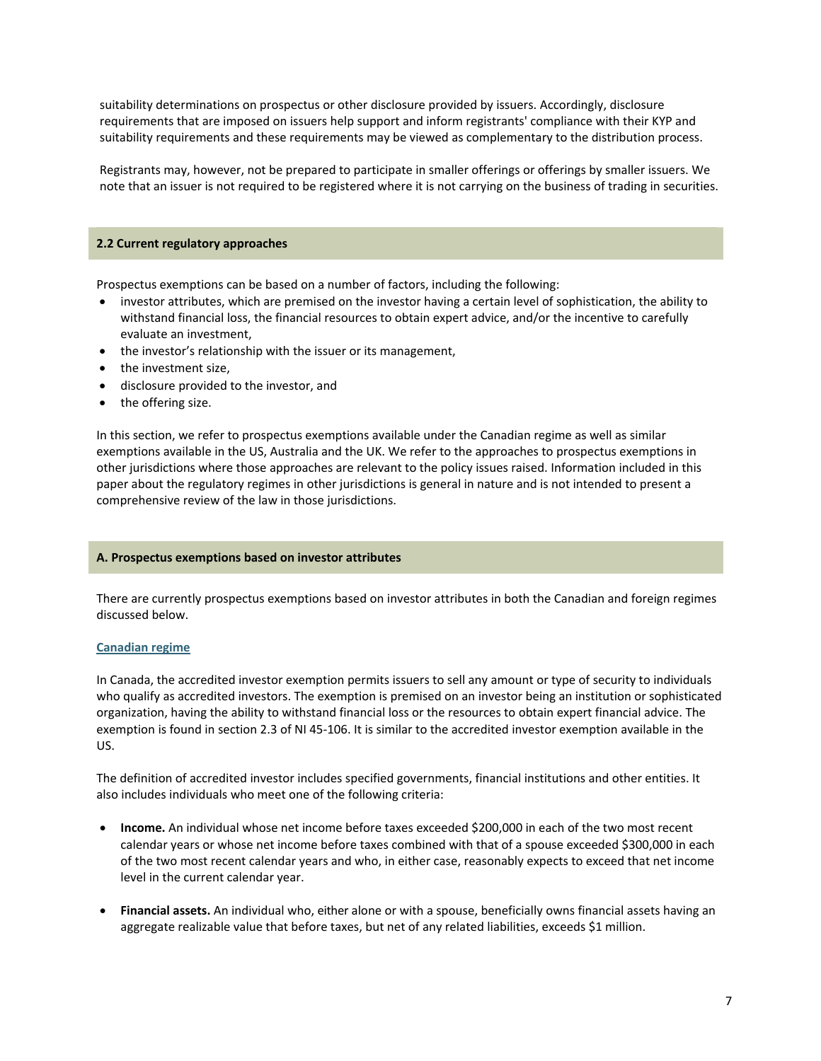suitability determinations on prospectus or other disclosure provided by issuers. Accordingly, disclosure requirements that are imposed on issuers help support and inform registrants' compliance with their KYP and suitability requirements and these requirements may be viewed as complementary to the distribution process.

Registrants may, however, not be prepared to participate in smaller offerings or offerings by smaller issuers. We note that an issuer is not required to be registered where it is not carrying on the business of trading in securities.

## 2.2 Current regulatory approaches

Prospectus exemptions can be based on a number of factors, including the following:

- investor attributes, which are premised on the investor having a certain level of sophistication, the ability to withstand financial loss, the financial resources to obtain expert advice, and/or the incentive to carefully evaluate an investment,
- the investor's relationship with the issuer or its management,
- the investment size,
- disclosure provided to the investor, and
- the offering size.

In this section, we refer to prospectus exemptions available under the Canadian regime as well as similar exemptions available in the US, Australia and the UK. We refer to the approaches to prospectus exemptions in other jurisdictions where those approaches are relevant to the policy issues raised. Information included in this paper about the regulatory regimes in other jurisdictions is general in nature and is not intended to present a comprehensive review of the law in those jurisdictions.

### A. Prospectus exemptions based on investor attributes

There are currently prospectus exemptions based on investor attributes in both the Canadian and foreign regimes discussed below.

#### Canadian regime

In Canada, the accredited investor exemption permits issuers to sell any amount or type of security to individuals who qualify as accredited investors. The exemption is premised on an investor being an institution or sophisticated organization, having the ability to withstand financial loss or the resources to obtain expert financial advice. The exemption is found in section 2.3 of NI 45-106. It is similar to the accredited investor exemption available in the US.

The definition of accredited investor includes specified governments, financial institutions and other entities. It also includes individuals who meet one of the following criteria:

- **Income.** An individual whose net income before taxes exceeded $200,000 in each of the two most recent calendar years or whose net income before taxes combined with that of a spouse exceeded $300,000 in each of the two most recent calendar years and who, in either case, reasonably expects to exceed that net income level in the current calendar year.

- **Financial assets.** An individual who, either alone or with a spouse, beneficially owns financial assets having an aggregate realizable value that before taxes, but net of any related liabilities, exceeds $1 million.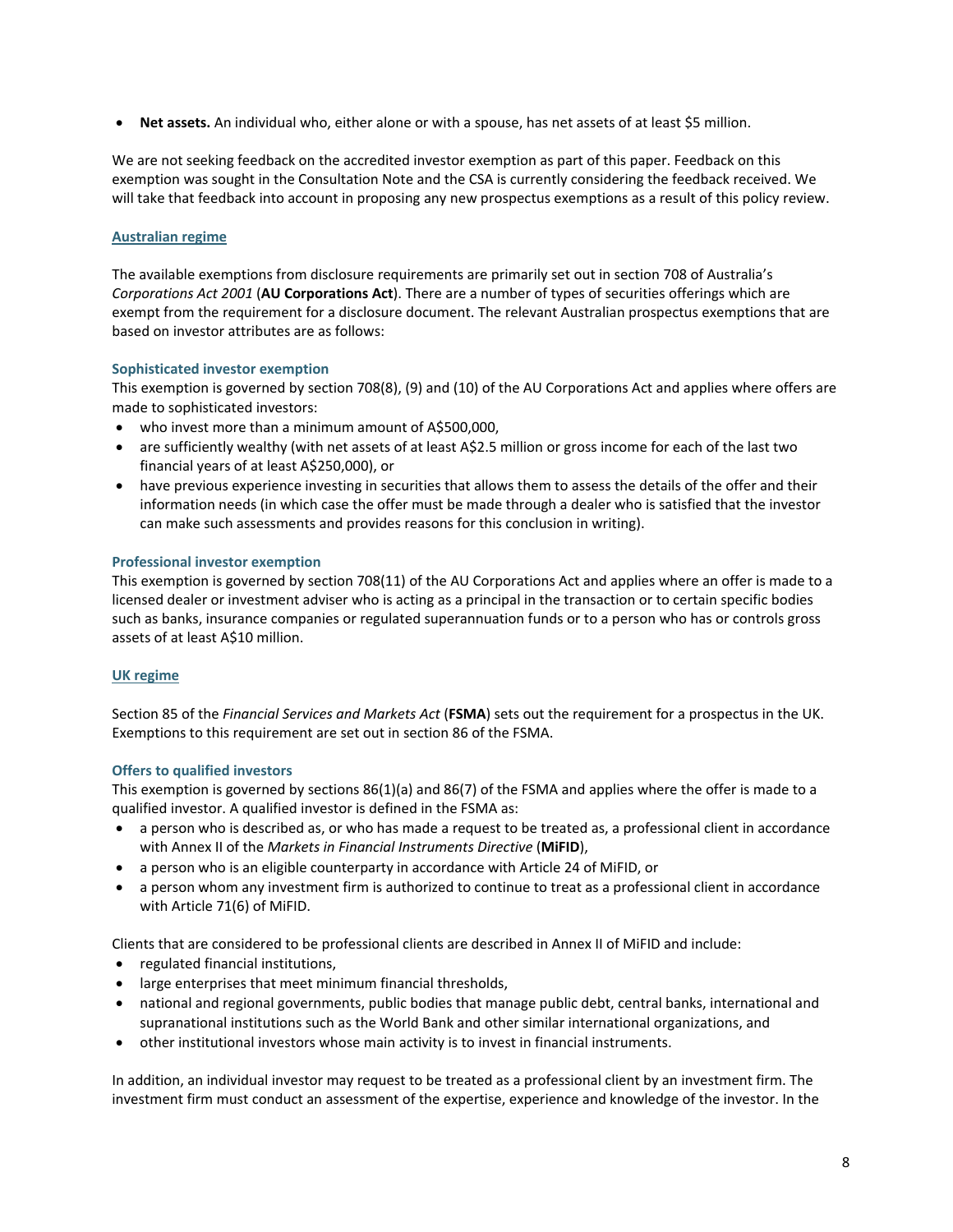- **Net assets.** An individual who, either alone or with a spouse, has net assets of at least $5 million.

We are not seeking feedback on the accredited investor exemption as part of this paper. Feedback on this exemption was sought in the Consultation Note and the CSA is currently considering the feedback received. We will take that feedback into account in proposing any new prospectus exemptions as a result of this policy review.

## Australian regime

The available exemptions from disclosure requirements are primarily set out in section 708 of Australia's *Corporations Act 2001* (**AU Corporations Act**). There are a number of types of securities offerings which are exempt from the requirement for a disclosure document. The relevant Australian prospectus exemptions that are based on investor attributes are as follows:

### Sophisticated investor exemption

This exemption is governed by section 708(8), (9) and (10) of the AU Corporations Act and applies where offers are made to sophisticated investors:

- who invest more than a minimum amount of A$500,000,
- are sufficiently wealthy (with net assets of at least A$2.5 million or gross income for each of the last two financial years of at least A$250,000), or
- have previous experience investing in securities that allows them to assess the details of the offer and their information needs (in which case the offer must be made through a dealer who is satisfied that the investor can make such assessments and provides reasons for this conclusion in writing).

### Professional investor exemption

This exemption is governed by section 708(11) of the AU Corporations Act and applies where an offer is made to a licensed dealer or investment adviser who is acting as a principal in the transaction or to certain specific bodies such as banks, insurance companies or regulated superannuation funds or to a person who has or controls gross assets of at least A$10 million.

## UK regime

Section 85 of the *Financial Services and Markets Act* (**FSMA**) sets out the requirement for a prospectus in the UK. Exemptions to this requirement are set out in section 86 of the FSMA.

### Offers to qualified investors

This exemption is governed by sections 86(1)(a) and 86(7) of the FSMA and applies where the offer is made to a qualified investor. A qualified investor is defined in the FSMA as:

- a person who is described as, or who has made a request to be treated as, a professional client in accordance with Annex II of the *Markets in Financial Instruments Directive* (**MiFID**),
- a person who is an eligible counterparty in accordance with Article 24 of MiFID, or
- a person whom any investment firm is authorized to continue to treat as a professional client in accordance with Article 71(6) of MiFID.

Clients that are considered to be professional clients are described in Annex II of MiFID and include:

- regulated financial institutions,
- large enterprises that meet minimum financial thresholds,
- national and regional governments, public bodies that manage public debt, central banks, international and supranational institutions such as the World Bank and other similar international organizations, and
- other institutional investors whose main activity is to invest in financial instruments.

In addition, an individual investor may request to be treated as a professional client by an investment firm. The investment firm must conduct an assessment of the expertise, experience and knowledge of the investor. In the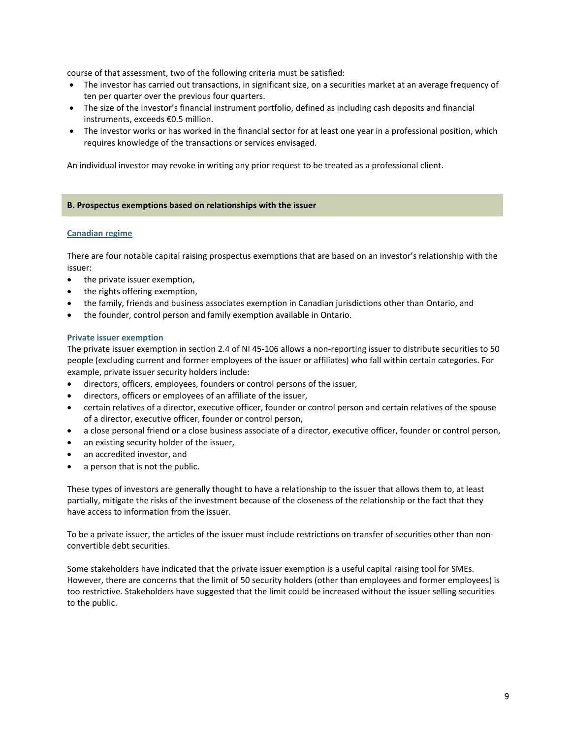course of that assessment, two of the following criteria must be satisfied:

- The investor has carried out transactions, in significant size, on a securities market at an average frequency of ten per quarter over the previous four quarters.
- The size of the investor's financial instrument portfolio, defined as including cash deposits and financial instruments, exceeds €0.5 million.
- The investor works or has worked in the financial sector for at least one year in a professional position, which requires knowledge of the transactions or services envisaged.

An individual investor may revoke in writing any prior request to be treated as a professional client.

## B. Prospectus exemptions based on relationships with the issuer

### Canadian regime

There are four notable capital raising prospectus exemptions that are based on an investor's relationship with the issuer:

- the private issuer exemption,
- the rights offering exemption,
- the family, friends and business associates exemption in Canadian jurisdictions other than Ontario, and
- the founder, control person and family exemption available in Ontario.

#### Private issuer exemption

The private issuer exemption in section 2.4 of NI 45-106 allows a non-reporting issuer to distribute securities to 50 people (excluding current and former employees of the issuer or affiliates) who fall within certain categories. For example, private issuer security holders include:

- directors, officers, employees, founders or control persons of the issuer,
- directors, officers or employees of an affiliate of the issuer,
- certain relatives of a director, executive officer, founder or control person and certain relatives of the spouse of a director, executive officer, founder or control person,
- a close personal friend or a close business associate of a director, executive officer, founder or control person,
- an existing security holder of the issuer,
- an accredited investor, and
- a person that is not the public.

These types of investors are generally thought to have a relationship to the issuer that allows them to, at least partially, mitigate the risks of the investment because of the closeness of the relationship or the fact that they have access to information from the issuer.

To be a private issuer, the articles of the issuer must include restrictions on transfer of securities other than non-convertible debt securities.

Some stakeholders have indicated that the private issuer exemption is a useful capital raising tool for SMEs. However, there are concerns that the limit of 50 security holders (other than employees and former employees) is too restrictive. Stakeholders have suggested that the limit could be increased without the issuer selling securities to the public.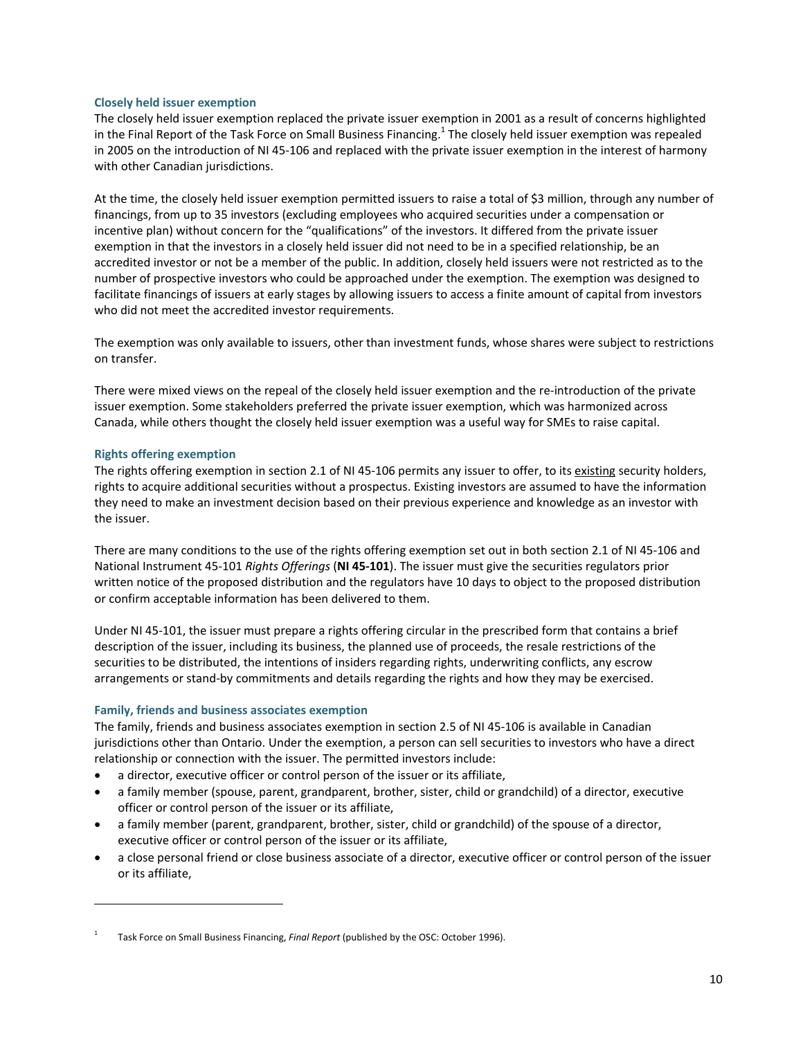### Closely held issuer exemption

The closely held issuer exemption replaced the private issuer exemption in 2001 as a result of concerns highlighted in the Final Report of the Task Force on Small Business Financing.[1] The closely held issuer exemption was repealed in 2005 on the introduction of NI 45-106 and replaced with the private issuer exemption in the interest of harmony with other Canadian jurisdictions.

At the time, the closely held issuer exemption permitted issuers to raise a total of $3 million, through any number of financings, from up to 35 investors (excluding employees who acquired securities under a compensation or incentive plan) without concern for the "qualifications" of the investors. It differed from the private issuer exemption in that the investors in a closely held issuer did not need to be in a specified relationship, be an accredited investor or not be a member of the public. In addition, closely held issuers were not restricted as to the number of prospective investors who could be approached under the exemption. The exemption was designed to facilitate financings of issuers at early stages by allowing issuers to access a finite amount of capital from investors who did not meet the accredited investor requirements.

The exemption was only available to issuers, other than investment funds, whose shares were subject to restrictions on transfer.

There were mixed views on the repeal of the closely held issuer exemption and the re-introduction of the private issuer exemption. Some stakeholders preferred the private issuer exemption, which was harmonized across Canada, while others thought the closely held issuer exemption was a useful way for SMEs to raise capital.

### Rights offering exemption

The rights offering exemption in section 2.1 of NI 45-106 permits any issuer to offer, to its existing security holders, rights to acquire additional securities without a prospectus. Existing investors are assumed to have the information they need to make an investment decision based on their previous experience and knowledge as an investor with the issuer.

There are many conditions to the use of the rights offering exemption set out in both section 2.1 of NI 45-106 and National Instrument 45-101 *Rights Offerings* (**NI 45-101**). The issuer must give the securities regulators prior written notice of the proposed distribution and the regulators have 10 days to object to the proposed distribution or confirm acceptable information has been delivered to them.

Under NI 45-101, the issuer must prepare a rights offering circular in the prescribed form that contains a brief description of the issuer, including its business, the planned use of proceeds, the resale restrictions of the securities to be distributed, the intentions of insiders regarding rights, underwriting conflicts, any escrow arrangements or stand-by commitments and details regarding the rights and how they may be exercised.

### Family, friends and business associates exemption

The family, friends and business associates exemption in section 2.5 of NI 45-106 is available in Canadian jurisdictions other than Ontario. Under the exemption, a person can sell securities to investors who have a direct relationship or connection with the issuer. The permitted investors include:

- a director, executive officer or control person of the issuer or its affiliate,
- a family member (spouse, parent, grandparent, brother, sister, child or grandchild) of a director, executive officer or control person of the issuer or its affiliate,
- a family member (parent, grandparent, brother, sister, child or grandchild) of the spouse of a director, executive officer or control person of the issuer or its affiliate,
- a close personal friend or close business associate of a director, executive officer or control person of the issuer or its affiliate,

---

[1] Task Force on Small Business Financing, *Final Report* (published by the OSC: October 1996).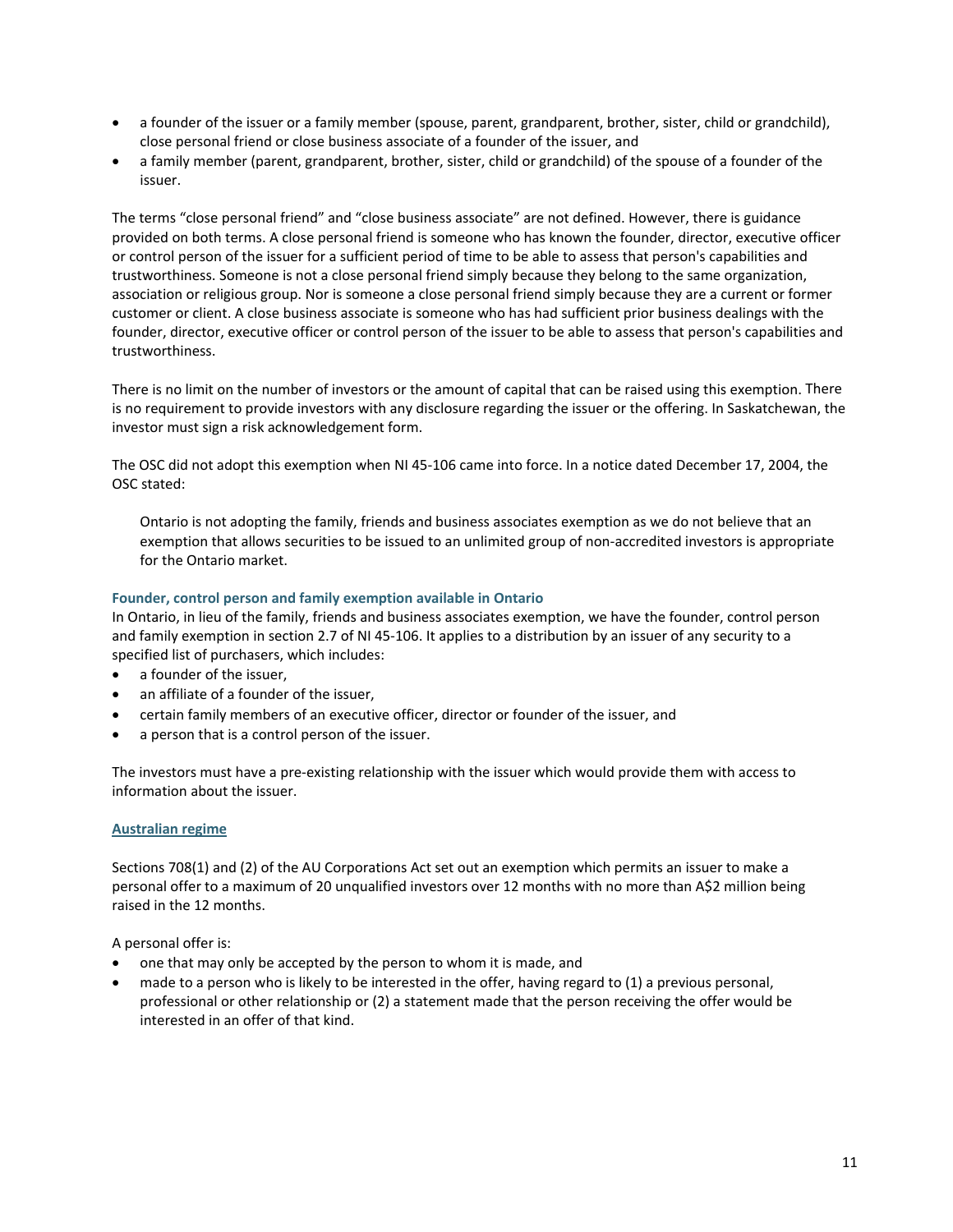- a founder of the issuer or a family member (spouse, parent, grandparent, brother, sister, child or grandchild), close personal friend or close business associate of a founder of the issuer, and
- a family member (parent, grandparent, brother, sister, child or grandchild) of the spouse of a founder of the issuer.

The terms "close personal friend" and "close business associate" are not defined. However, there is guidance provided on both terms. A close personal friend is someone who has known the founder, director, executive officer or control person of the issuer for a sufficient period of time to be able to assess that person's capabilities and trustworthiness. Someone is not a close personal friend simply because they belong to the same organization, association or religious group. Nor is someone a close personal friend simply because they are a current or former customer or client. A close business associate is someone who has had sufficient prior business dealings with the founder, director, executive officer or control person of the issuer to be able to assess that person's capabilities and trustworthiness.

There is no limit on the number of investors or the amount of capital that can be raised using this exemption. There is no requirement to provide investors with any disclosure regarding the issuer or the offering. In Saskatchewan, the investor must sign a risk acknowledgement form.

The OSC did not adopt this exemption when NI 45-106 came into force. In a notice dated December 17, 2004, the OSC stated:

> Ontario is not adopting the family, friends and business associates exemption as we do not believe that an exemption that allows securities to be issued to an unlimited group of non-accredited investors is appropriate for the Ontario market.

**Founder, control person and family exemption available in Ontario**

In Ontario, in lieu of the family, friends and business associates exemption, we have the founder, control person and family exemption in section 2.7 of NI 45-106. It applies to a distribution by an issuer of any security to a specified list of purchasers, which includes:

- a founder of the issuer,
- an affiliate of a founder of the issuer,
- certain family members of an executive officer, director or founder of the issuer, and
- a person that is a control person of the issuer.

The investors must have a pre-existing relationship with the issuer which would provide them with access to information about the issuer.

### Australian regime

Sections 708(1) and (2) of the AU Corporations Act set out an exemption which permits an issuer to make a personal offer to a maximum of 20 unqualified investors over 12 months with no more than A$2 million being raised in the 12 months.

A personal offer is:

- one that may only be accepted by the person to whom it is made, and
- made to a person who is likely to be interested in the offer, having regard to (1) a previous personal, professional or other relationship or (2) a statement made that the person receiving the offer would be interested in an offer of that kind.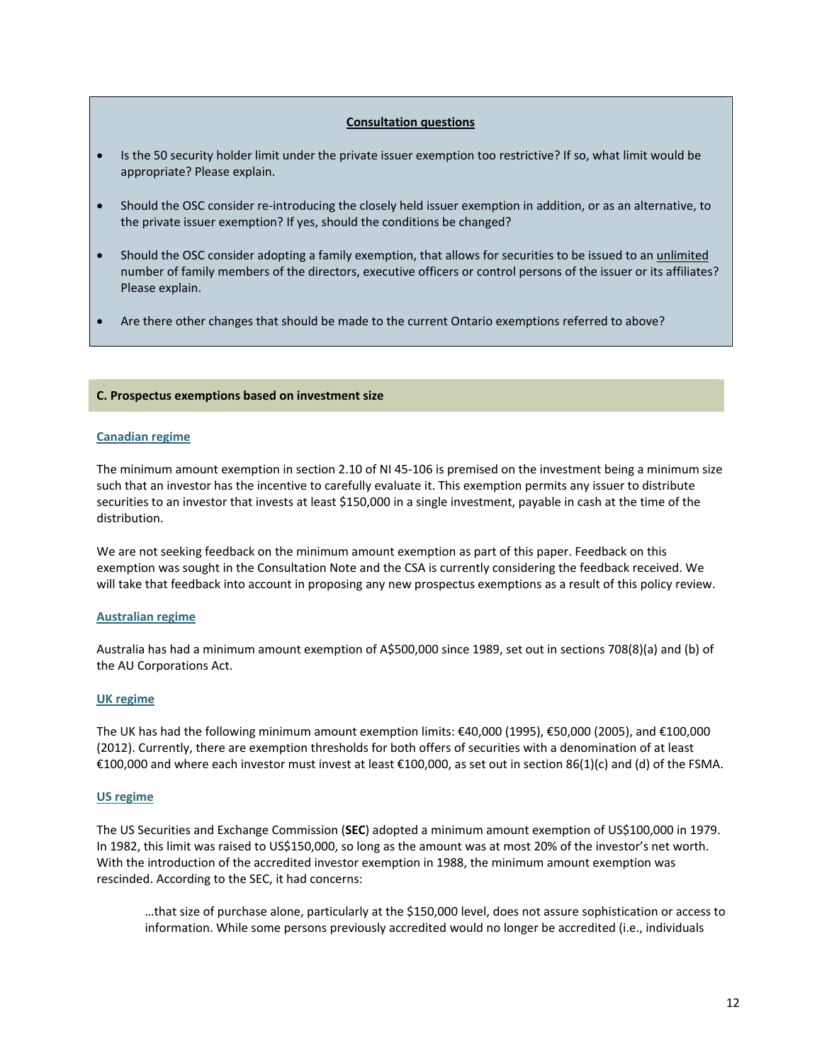**Consultation questions**

- Is the 50 security holder limit under the private issuer exemption too restrictive? If so, what limit would be appropriate? Please explain.
- Should the OSC consider re-introducing the closely held issuer exemption in addition, or as an alternative, to the private issuer exemption? If yes, should the conditions be changed?
- Should the OSC consider adopting a family exemption, that allows for securities to be issued to an unlimited number of family members of the directors, executive officers or control persons of the issuer or its affiliates? Please explain.
- Are there other changes that should be made to the current Ontario exemptions referred to above?

## C. Prospectus exemptions based on investment size

### Canadian regime

The minimum amount exemption in section 2.10 of NI 45-106 is premised on the investment being a minimum size such that an investor has the incentive to carefully evaluate it. This exemption permits any issuer to distribute securities to an investor that invests at least $150,000 in a single investment, payable in cash at the time of the distribution.

We are not seeking feedback on the minimum amount exemption as part of this paper. Feedback on this exemption was sought in the Consultation Note and the CSA is currently considering the feedback received. We will take that feedback into account in proposing any new prospectus exemptions as a result of this policy review.

### Australian regime

Australia has had a minimum amount exemption of A$500,000 since 1989, set out in sections 708(8)(a) and (b) of the AU Corporations Act.

### UK regime

The UK has had the following minimum amount exemption limits: €40,000 (1995), €50,000 (2005), and €100,000 (2012). Currently, there are exemption thresholds for both offers of securities with a denomination of at least €100,000 and where each investor must invest at least €100,000, as set out in section 86(1)(c) and (d) of the FSMA.

### US regime

The US Securities and Exchange Commission (**SEC**) adopted a minimum amount exemption of US$100,000 in 1979. In 1982, this limit was raised to US$150,000, so long as the amount was at most 20% of the investor's net worth. With the introduction of the accredited investor exemption in 1988, the minimum amount exemption was rescinded. According to the SEC, it had concerns:

> …that size of purchase alone, particularly at the $150,000 level, does not assure sophistication or access to information. While some persons previously accredited would no longer be accredited (i.e., individuals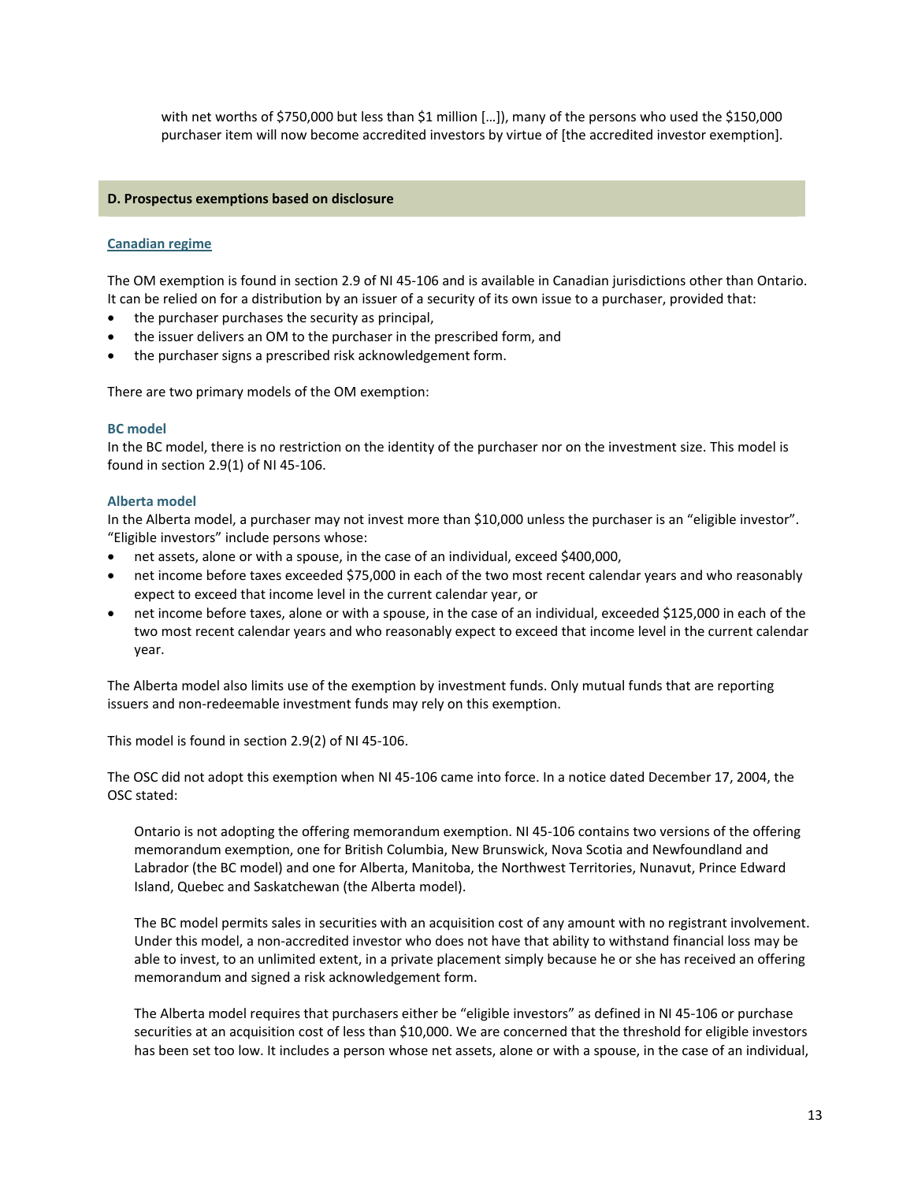> with net worths of $750,000 but less than $1 million […]), many of the persons who used the $150,000 purchaser item will now become accredited investors by virtue of [the accredited investor exemption].

## D. Prospectus exemptions based on disclosure

### Canadian regime

The OM exemption is found in section 2.9 of NI 45-106 and is available in Canadian jurisdictions other than Ontario. It can be relied on for a distribution by an issuer of a security of its own issue to a purchaser, provided that:

- the purchaser purchases the security as principal,
- the issuer delivers an OM to the purchaser in the prescribed form, and
- the purchaser signs a prescribed risk acknowledgement form.

There are two primary models of the OM exemption:

#### BC model

In the BC model, there is no restriction on the identity of the purchaser nor on the investment size. This model is found in section 2.9(1) of NI 45-106.

#### Alberta model

In the Alberta model, a purchaser may not invest more than $10,000 unless the purchaser is an "eligible investor". "Eligible investors" include persons whose:

- net assets, alone or with a spouse, in the case of an individual, exceed $400,000,
- net income before taxes exceeded $75,000 in each of the two most recent calendar years and who reasonably expect to exceed that income level in the current calendar year, or
- net income before taxes, alone or with a spouse, in the case of an individual, exceeded $125,000 in each of the two most recent calendar years and who reasonably expect to exceed that income level in the current calendar year.

The Alberta model also limits use of the exemption by investment funds. Only mutual funds that are reporting issuers and non-redeemable investment funds may rely on this exemption.

This model is found in section 2.9(2) of NI 45-106.

The OSC did not adopt this exemption when NI 45-106 came into force. In a notice dated December 17, 2004, the OSC stated:

> Ontario is not adopting the offering memorandum exemption. NI 45-106 contains two versions of the offering memorandum exemption, one for British Columbia, New Brunswick, Nova Scotia and Newfoundland and Labrador (the BC model) and one for Alberta, Manitoba, the Northwest Territories, Nunavut, Prince Edward Island, Quebec and Saskatchewan (the Alberta model).
>
> The BC model permits sales in securities with an acquisition cost of any amount with no registrant involvement. Under this model, a non-accredited investor who does not have that ability to withstand financial loss may be able to invest, to an unlimited extent, in a private placement simply because he or she has received an offering memorandum and signed a risk acknowledgement form.
>
> The Alberta model requires that purchasers either be "eligible investors" as defined in NI 45-106 or purchase securities at an acquisition cost of less than $10,000. We are concerned that the threshold for eligible investors has been set too low. It includes a person whose net assets, alone or with a spouse, in the case of an individual,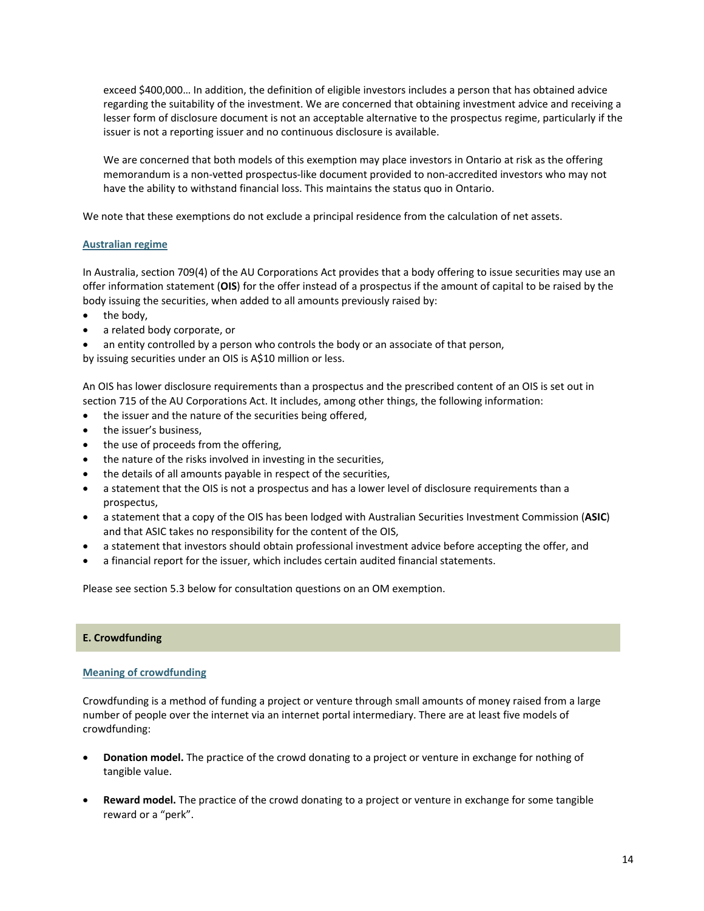> exceed $400,000… In addition, the definition of eligible investors includes a person that has obtained advice regarding the suitability of the investment. We are concerned that obtaining investment advice and receiving a lesser form of disclosure document is not an acceptable alternative to the prospectus regime, particularly if the issuer is not a reporting issuer and no continuous disclosure is available.
>
> We are concerned that both models of this exemption may place investors in Ontario at risk as the offering memorandum is a non-vetted prospectus-like document provided to non-accredited investors who may not have the ability to withstand financial loss. This maintains the status quo in Ontario.

We note that these exemptions do not exclude a principal residence from the calculation of net assets.

### Australian regime

In Australia, section 709(4) of the AU Corporations Act provides that a body offering to issue securities may use an offer information statement (**OIS**) for the offer instead of a prospectus if the amount of capital to be raised by the body issuing the securities, when added to all amounts previously raised by:

- the body,
- a related body corporate, or
- an entity controlled by a person who controls the body or an associate of that person,

by issuing securities under an OIS is A$10 million or less.

An OIS has lower disclosure requirements than a prospectus and the prescribed content of an OIS is set out in section 715 of the AU Corporations Act. It includes, among other things, the following information:

- the issuer and the nature of the securities being offered,
- the issuer's business,
- the use of proceeds from the offering,
- the nature of the risks involved in investing in the securities,
- the details of all amounts payable in respect of the securities,
- a statement that the OIS is not a prospectus and has a lower level of disclosure requirements than a prospectus,
- a statement that a copy of the OIS has been lodged with Australian Securities Investment Commission (**ASIC**) and that ASIC takes no responsibility for the content of the OIS,
- a statement that investors should obtain professional investment advice before accepting the offer, and
- a financial report for the issuer, which includes certain audited financial statements.

Please see section 5.3 below for consultation questions on an OM exemption.

## E. Crowdfunding

### Meaning of crowdfunding

Crowdfunding is a method of funding a project or venture through small amounts of money raised from a large number of people over the internet via an internet portal intermediary. There are at least five models of crowdfunding:

- **Donation model.** The practice of the crowd donating to a project or venture in exchange for nothing of tangible value.
- **Reward model.** The practice of the crowd donating to a project or venture in exchange for some tangible reward or a "perk".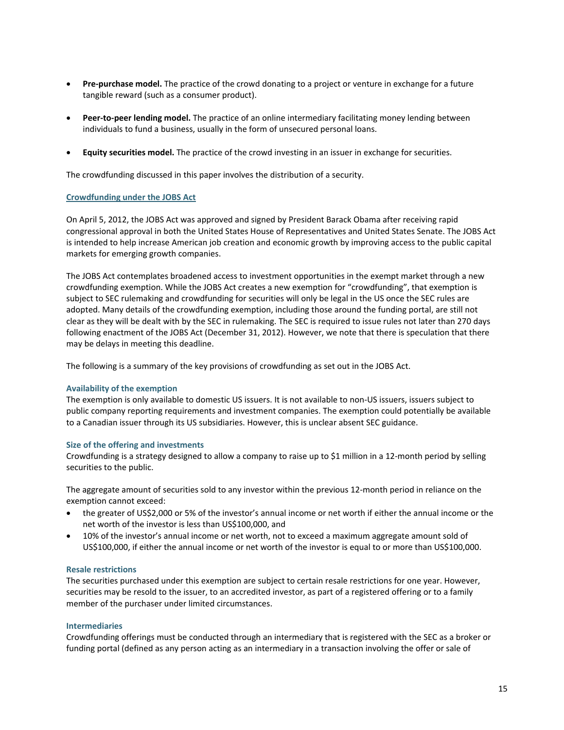- **Pre-purchase model.** The practice of the crowd donating to a project or venture in exchange for a future tangible reward (such as a consumer product).

- **Peer-to-peer lending model.** The practice of an online intermediary facilitating money lending between individuals to fund a business, usually in the form of unsecured personal loans.

- **Equity securities model.** The practice of the crowd investing in an issuer in exchange for securities.

The crowdfunding discussed in this paper involves the distribution of a security.

## Crowdfunding under the JOBS Act

On April 5, 2012, the JOBS Act was approved and signed by President Barack Obama after receiving rapid congressional approval in both the United States House of Representatives and United States Senate. The JOBS Act is intended to help increase American job creation and economic growth by improving access to the public capital markets for emerging growth companies.

The JOBS Act contemplates broadened access to investment opportunities in the exempt market through a new crowdfunding exemption. While the JOBS Act creates a new exemption for "crowdfunding", that exemption is subject to SEC rulemaking and crowdfunding for securities will only be legal in the US once the SEC rules are adopted. Many details of the crowdfunding exemption, including those around the funding portal, are still not clear as they will be dealt with by the SEC in rulemaking. The SEC is required to issue rules not later than 270 days following enactment of the JOBS Act (December 31, 2012). However, we note that there is speculation that there may be delays in meeting this deadline.

The following is a summary of the key provisions of crowdfunding as set out in the JOBS Act.

### Availability of the exemption

The exemption is only available to domestic US issuers. It is not available to non-US issuers, issuers subject to public company reporting requirements and investment companies. The exemption could potentially be available to a Canadian issuer through its US subsidiaries. However, this is unclear absent SEC guidance.

### Size of the offering and investments

Crowdfunding is a strategy designed to allow a company to raise up to $1 million in a 12-month period by selling securities to the public.

The aggregate amount of securities sold to any investor within the previous 12-month period in reliance on the exemption cannot exceed:

- the greater of US$2,000 or 5% of the investor's annual income or net worth if either the annual income or the net worth of the investor is less than US$100,000, and
- 10% of the investor's annual income or net worth, not to exceed a maximum aggregate amount sold of US$100,000, if either the annual income or net worth of the investor is equal to or more than US$100,000.

### Resale restrictions

The securities purchased under this exemption are subject to certain resale restrictions for one year. However, securities may be resold to the issuer, to an accredited investor, as part of a registered offering or to a family member of the purchaser under limited circumstances.

### Intermediaries

Crowdfunding offerings must be conducted through an intermediary that is registered with the SEC as a broker or funding portal (defined as any person acting as an intermediary in a transaction involving the offer or sale of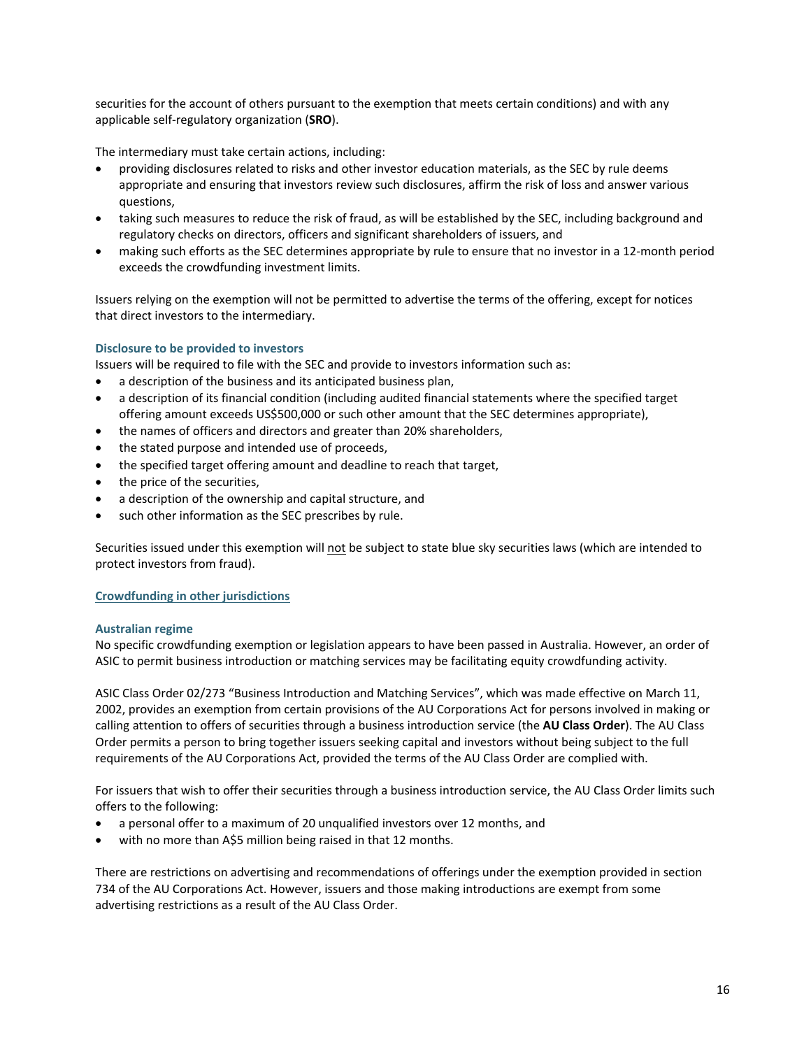securities for the account of others pursuant to the exemption that meets certain conditions) and with any applicable self-regulatory organization (**SRO**).

The intermediary must take certain actions, including:

- providing disclosures related to risks and other investor education materials, as the SEC by rule deems appropriate and ensuring that investors review such disclosures, affirm the risk of loss and answer various questions,
- taking such measures to reduce the risk of fraud, as will be established by the SEC, including background and regulatory checks on directors, officers and significant shareholders of issuers, and
- making such efforts as the SEC determines appropriate by rule to ensure that no investor in a 12-month period exceeds the crowdfunding investment limits.

Issuers relying on the exemption will not be permitted to advertise the terms of the offering, except for notices that direct investors to the intermediary.

### Disclosure to be provided to investors

Issuers will be required to file with the SEC and provide to investors information such as:

- a description of the business and its anticipated business plan,
- a description of its financial condition (including audited financial statements where the specified target offering amount exceeds US$500,000 or such other amount that the SEC determines appropriate),
- the names of officers and directors and greater than 20% shareholders,
- the stated purpose and intended use of proceeds,
- the specified target offering amount and deadline to reach that target,
- the price of the securities,
- a description of the ownership and capital structure, and
- such other information as the SEC prescribes by rule.

Securities issued under this exemption will <u>not</u> be subject to state blue sky securities laws (which are intended to protect investors from fraud).

## <u>Crowdfunding in other jurisdictions</u>

### Australian regime

No specific crowdfunding exemption or legislation appears to have been passed in Australia. However, an order of ASIC to permit business introduction or matching services may be facilitating equity crowdfunding activity.

ASIC Class Order 02/273 "Business Introduction and Matching Services", which was made effective on March 11, 2002, provides an exemption from certain provisions of the AU Corporations Act for persons involved in making or calling attention to offers of securities through a business introduction service (the **AU Class Order**). The AU Class Order permits a person to bring together issuers seeking capital and investors without being subject to the full requirements of the AU Corporations Act, provided the terms of the AU Class Order are complied with.

For issuers that wish to offer their securities through a business introduction service, the AU Class Order limits such offers to the following:

- a personal offer to a maximum of 20 unqualified investors over 12 months, and
- with no more than A$5 million being raised in that 12 months.

There are restrictions on advertising and recommendations of offerings under the exemption provided in section 734 of the AU Corporations Act. However, issuers and those making introductions are exempt from some advertising restrictions as a result of the AU Class Order.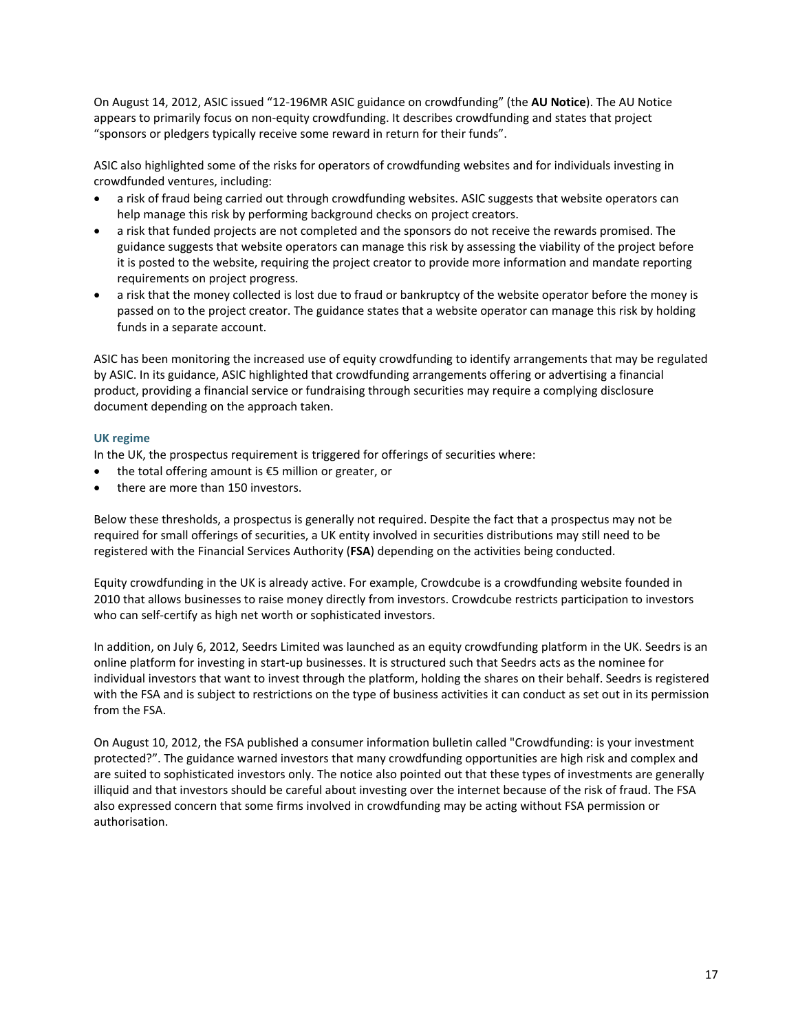On August 14, 2012, ASIC issued “12-196MR ASIC guidance on crowdfunding” (the **AU Notice**). The AU Notice appears to primarily focus on non-equity crowdfunding. It describes crowdfunding and states that project “sponsors or pledgers typically receive some reward in return for their funds”.

ASIC also highlighted some of the risks for operators of crowdfunding websites and for individuals investing in crowdfunded ventures, including:

- a risk of fraud being carried out through crowdfunding websites. ASIC suggests that website operators can help manage this risk by performing background checks on project creators.
- a risk that funded projects are not completed and the sponsors do not receive the rewards promised. The guidance suggests that website operators can manage this risk by assessing the viability of the project before it is posted to the website, requiring the project creator to provide more information and mandate reporting requirements on project progress.
- a risk that the money collected is lost due to fraud or bankruptcy of the website operator before the money is passed on to the project creator. The guidance states that a website operator can manage this risk by holding funds in a separate account.

ASIC has been monitoring the increased use of equity crowdfunding to identify arrangements that may be regulated by ASIC. In its guidance, ASIC highlighted that crowdfunding arrangements offering or advertising a financial product, providing a financial service or fundraising through securities may require a complying disclosure document depending on the approach taken.

### UK regime

In the UK, the prospectus requirement is triggered for offerings of securities where:

- the total offering amount is €5 million or greater, or
- there are more than 150 investors.

Below these thresholds, a prospectus is generally not required. Despite the fact that a prospectus may not be required for small offerings of securities, a UK entity involved in securities distributions may still need to be registered with the Financial Services Authority (**FSA**) depending on the activities being conducted.

Equity crowdfunding in the UK is already active. For example, Crowdcube is a crowdfunding website founded in 2010 that allows businesses to raise money directly from investors. Crowdcube restricts participation to investors who can self-certify as high net worth or sophisticated investors.

In addition, on July 6, 2012, Seedrs Limited was launched as an equity crowdfunding platform in the UK. Seedrs is an online platform for investing in start-up businesses. It is structured such that Seedrs acts as the nominee for individual investors that want to invest through the platform, holding the shares on their behalf. Seedrs is registered with the FSA and is subject to restrictions on the type of business activities it can conduct as set out in its permission from the FSA.

On August 10, 2012, the FSA published a consumer information bulletin called "Crowdfunding: is your investment protected?”. The guidance warned investors that many crowdfunding opportunities are high risk and complex and are suited to sophisticated investors only. The notice also pointed out that these types of investments are generally illiquid and that investors should be careful about investing over the internet because of the risk of fraud. The FSA also expressed concern that some firms involved in crowdfunding may be acting without FSA permission or authorisation.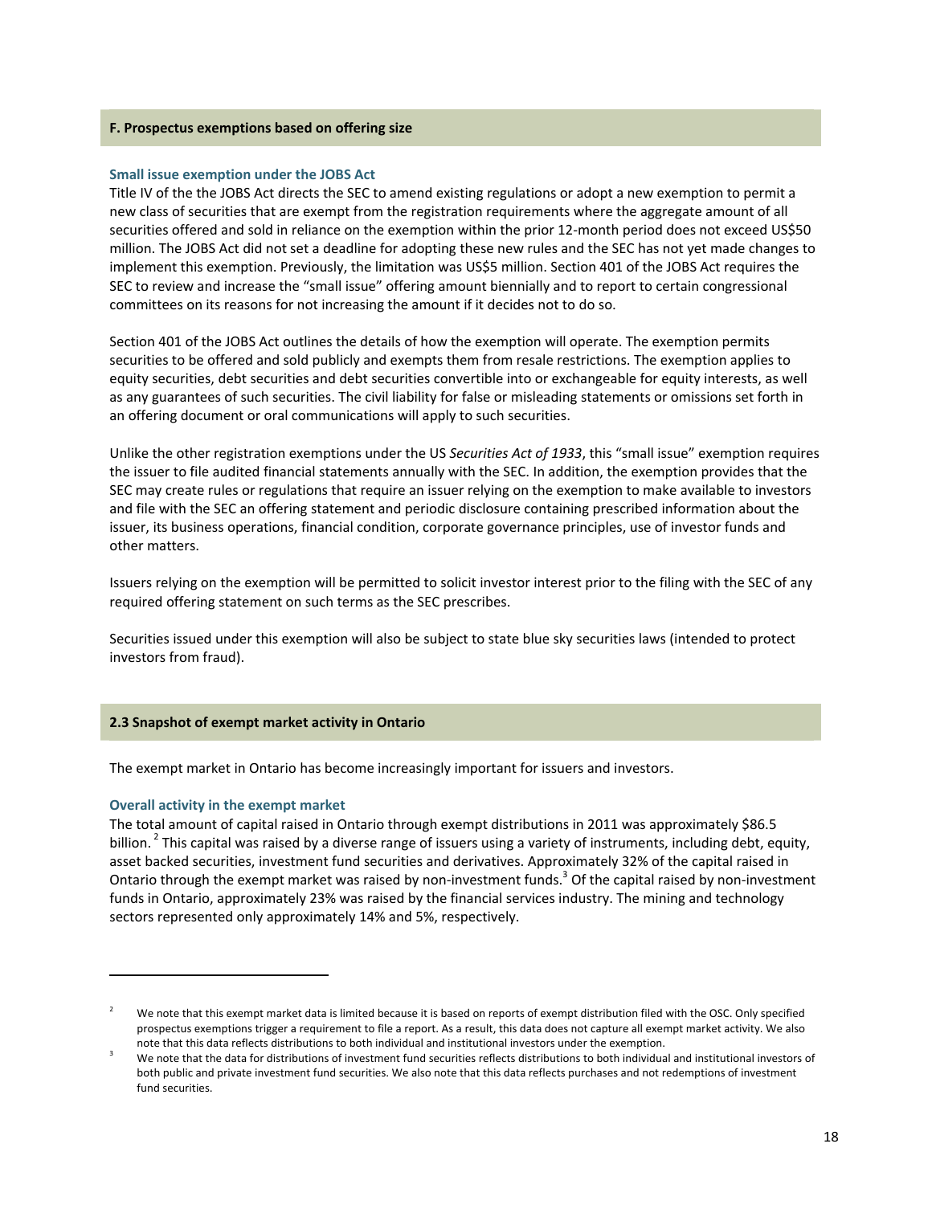### F. Prospectus exemptions based on offering size

#### Small issue exemption under the JOBS Act

Title IV of the the JOBS Act directs the SEC to amend existing regulations or adopt a new exemption to permit a new class of securities that are exempt from the registration requirements where the aggregate amount of all securities offered and sold in reliance on the exemption within the prior 12-month period does not exceed US$50 million. The JOBS Act did not set a deadline for adopting these new rules and the SEC has not yet made changes to implement this exemption. Previously, the limitation was US$5 million. Section 401 of the JOBS Act requires the SEC to review and increase the "small issue" offering amount biennially and to report to certain congressional committees on its reasons for not increasing the amount if it decides not to do so.

Section 401 of the JOBS Act outlines the details of how the exemption will operate. The exemption permits securities to be offered and sold publicly and exempts them from resale restrictions. The exemption applies to equity securities, debt securities and debt securities convertible into or exchangeable for equity interests, as well as any guarantees of such securities. The civil liability for false or misleading statements or omissions set forth in an offering document or oral communications will apply to such securities.

Unlike the other registration exemptions under the US *Securities Act of 1933*, this "small issue" exemption requires the issuer to file audited financial statements annually with the SEC. In addition, the exemption provides that the SEC may create rules or regulations that require an issuer relying on the exemption to make available to investors and file with the SEC an offering statement and periodic disclosure containing prescribed information about the issuer, its business operations, financial condition, corporate governance principles, use of investor funds and other matters.

Issuers relying on the exemption will be permitted to solicit investor interest prior to the filing with the SEC of any required offering statement on such terms as the SEC prescribes.

Securities issued under this exemption will also be subject to state blue sky securities laws (intended to protect investors from fraud).

## 2.3 Snapshot of exempt market activity in Ontario

The exempt market in Ontario has become increasingly important for issuers and investors.

#### Overall activity in the exempt market

The total amount of capital raised in Ontario through exempt distributions in 2011 was approximately $86.5 billion.[2] This capital was raised by a diverse range of issuers using a variety of instruments, including debt, equity, asset backed securities, investment fund securities and derivatives. Approximately 32% of the capital raised in Ontario through the exempt market was raised by non-investment funds.[3] Of the capital raised by non-investment funds in Ontario, approximately 23% was raised by the financial services industry. The mining and technology sectors represented only approximately 14% and 5%, respectively.

---

[2] We note that this exempt market data is limited because it is based on reports of exempt distribution filed with the OSC. Only specified prospectus exemptions trigger a requirement to file a report. As a result, this data does not capture all exempt market activity. We also note that this data reflects distributions to both individual and institutional investors under the exemption.

[3] We note that the data for distributions of investment fund securities reflects distributions to both individual and institutional investors of both public and private investment fund securities. We also note that this data reflects purchases and not redemptions of investment fund securities.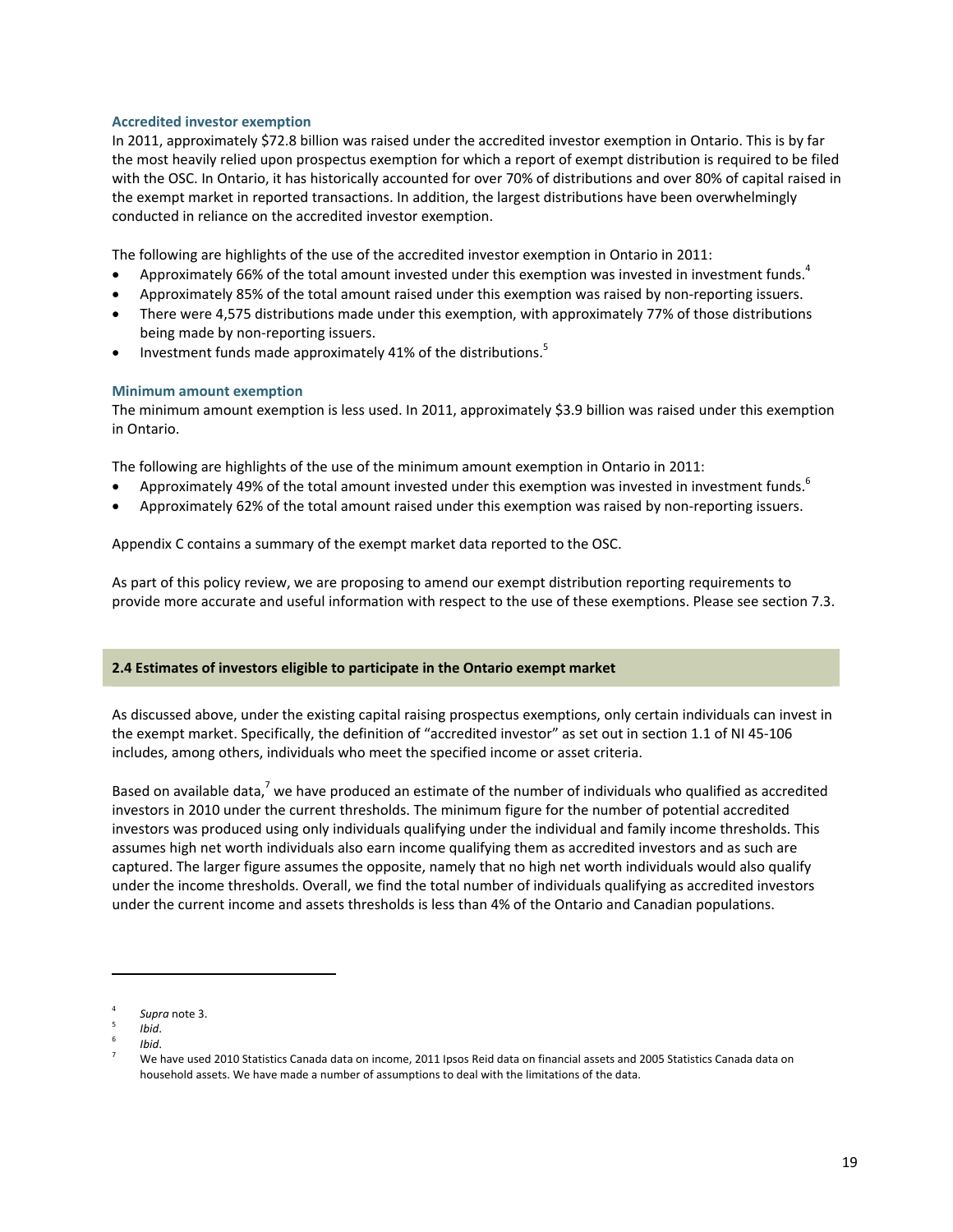### Accredited investor exemption

In 2011, approximately $72.8 billion was raised under the accredited investor exemption in Ontario. This is by far the most heavily relied upon prospectus exemption for which a report of exempt distribution is required to be filed with the OSC. In Ontario, it has historically accounted for over 70% of distributions and over 80% of capital raised in the exempt market in reported transactions. In addition, the largest distributions have been overwhelmingly conducted in reliance on the accredited investor exemption.

The following are highlights of the use of the accredited investor exemption in Ontario in 2011:

- Approximately 66% of the total amount invested under this exemption was invested in investment funds.[4]
- Approximately 85% of the total amount raised under this exemption was raised by non-reporting issuers.
- There were 4,575 distributions made under this exemption, with approximately 77% of those distributions being made by non-reporting issuers.
- Investment funds made approximately 41% of the distributions.[5]

### Minimum amount exemption

The minimum amount exemption is less used. In 2011, approximately $3.9 billion was raised under this exemption in Ontario.

The following are highlights of the use of the minimum amount exemption in Ontario in 2011:

- Approximately 49% of the total amount invested under this exemption was invested in investment funds.[6]
- Approximately 62% of the total amount raised under this exemption was raised by non-reporting issuers.

Appendix C contains a summary of the exempt market data reported to the OSC.

As part of this policy review, we are proposing to amend our exempt distribution reporting requirements to provide more accurate and useful information with respect to the use of these exemptions. Please see section 7.3.

## 2.4 Estimates of investors eligible to participate in the Ontario exempt market

As discussed above, under the existing capital raising prospectus exemptions, only certain individuals can invest in the exempt market. Specifically, the definition of "accredited investor" as set out in section 1.1 of NI 45-106 includes, among others, individuals who meet the specified income or asset criteria.

Based on available data,[7] we have produced an estimate of the number of individuals who qualified as accredited investors in 2010 under the current thresholds. The minimum figure for the number of potential accredited investors was produced using only individuals qualifying under the individual and family income thresholds. This assumes high net worth individuals also earn income qualifying them as accredited investors and as such are captured. The larger figure assumes the opposite, namely that no high net worth individuals would also qualify under the income thresholds. Overall, we find the total number of individuals qualifying as accredited investors under the current income and assets thresholds is less than 4% of the Ontario and Canadian populations.

---

[4] *Supra* note 3.

[5] *Ibid*.

[6] *Ibid*.

[7] We have used 2010 Statistics Canada data on income, 2011 Ipsos Reid data on financial assets and 2005 Statistics Canada data on household assets. We have made a number of assumptions to deal with the limitations of the data.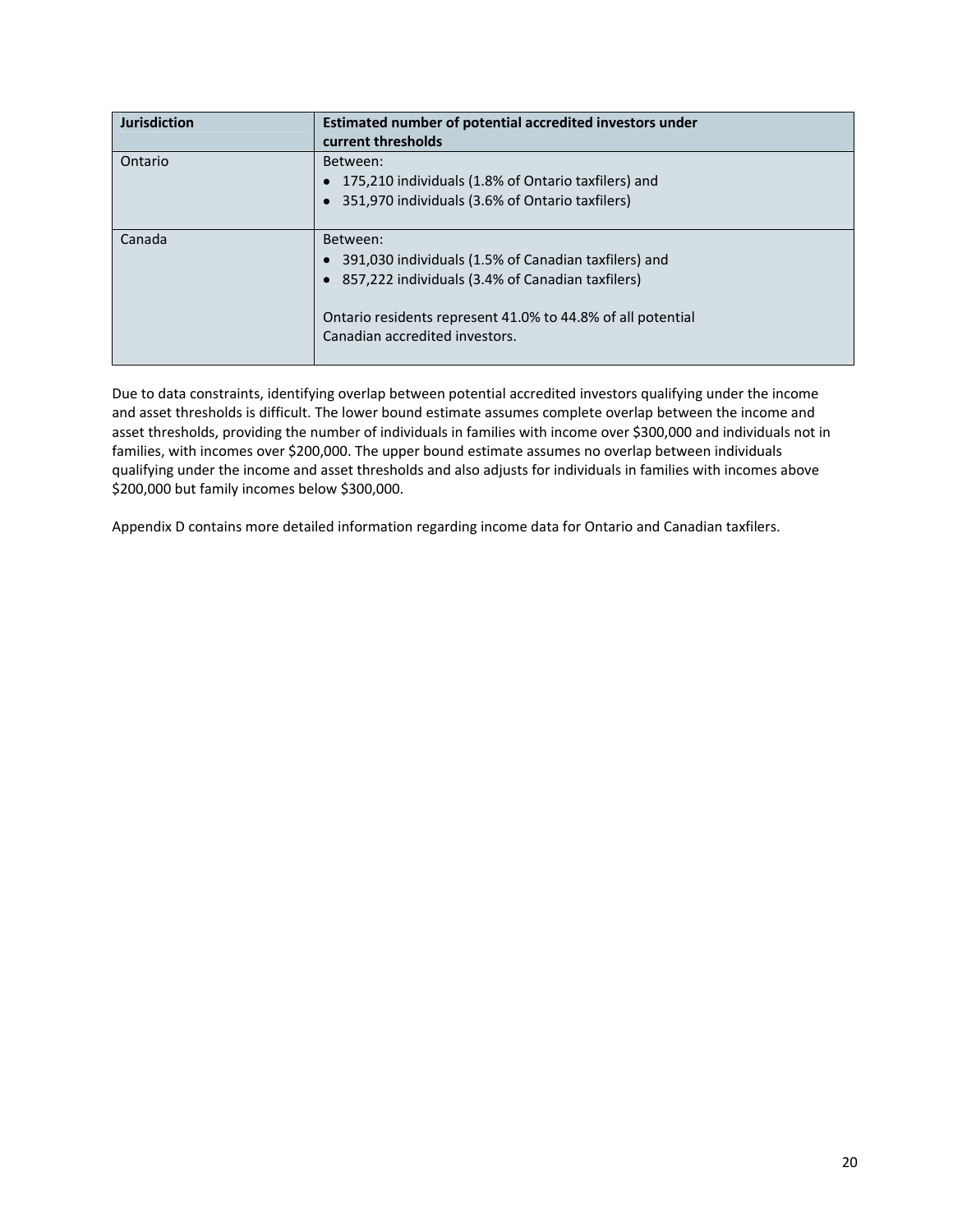| Jurisdiction | Estimated number of potential accredited investors under current thresholds |
| --- | --- |
| Ontario | Between:<br>• 175,210 individuals (1.8% of Ontario taxfilers) and<br>• 351,970 individuals (3.6% of Ontario taxfilers) |
| Canada | Between:<br>• 391,030 individuals (1.5% of Canadian taxfilers) and<br>• 857,222 individuals (3.4% of Canadian taxfilers)<br><br>Ontario residents represent 41.0% to 44.8% of all potential Canadian accredited investors. |

Due to data constraints, identifying overlap between potential accredited investors qualifying under the income and asset thresholds is difficult. The lower bound estimate assumes complete overlap between the income and asset thresholds, providing the number of individuals in families with income over $300,000 and individuals not in families, with incomes over $200,000. The upper bound estimate assumes no overlap between individuals qualifying under the income and asset thresholds and also adjusts for individuals in families with incomes above $200,000 but family incomes below $300,000.

Appendix D contains more detailed information regarding income data for Ontario and Canadian taxfilers.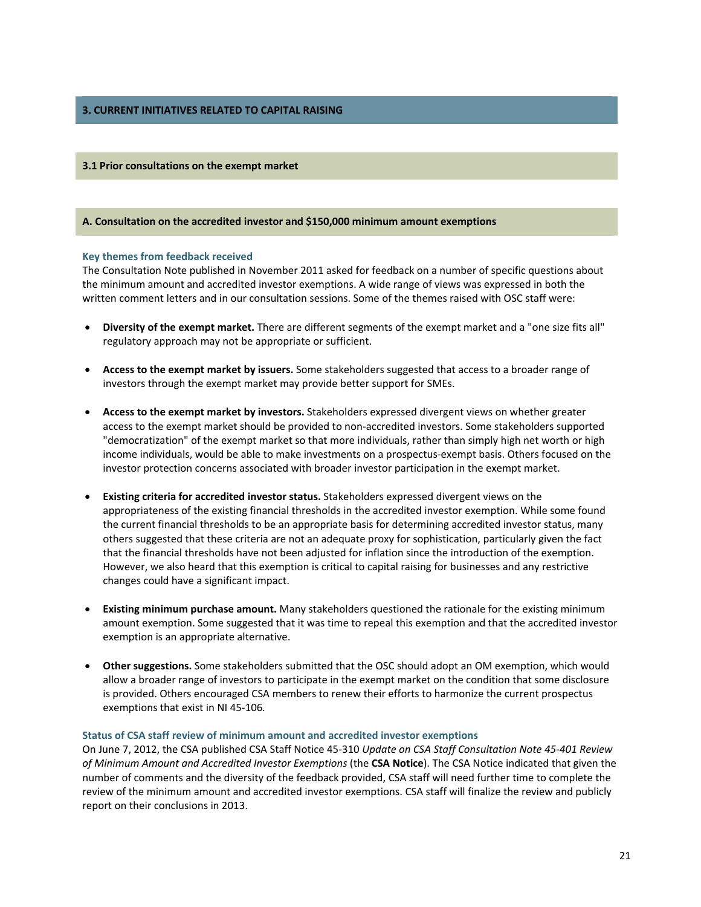## 3. CURRENT INITIATIVES RELATED TO CAPITAL RAISING

### 3.1 Prior consultations on the exempt market

#### A. Consultation on the accredited investor and $150,000 minimum amount exemptions

**Key themes from feedback received**

The Consultation Note published in November 2011 asked for feedback on a number of specific questions about the minimum amount and accredited investor exemptions. A wide range of views was expressed in both the written comment letters and in our consultation sessions. Some of the themes raised with OSC staff were:

- **Diversity of the exempt market.** There are different segments of the exempt market and a "one size fits all" regulatory approach may not be appropriate or sufficient.

- **Access to the exempt market by issuers.** Some stakeholders suggested that access to a broader range of investors through the exempt market may provide better support for SMEs.

- **Access to the exempt market by investors.** Stakeholders expressed divergent views on whether greater access to the exempt market should be provided to non-accredited investors. Some stakeholders supported "democratization" of the exempt market so that more individuals, rather than simply high net worth or high income individuals, would be able to make investments on a prospectus-exempt basis. Others focused on the investor protection concerns associated with broader investor participation in the exempt market.

- **Existing criteria for accredited investor status.** Stakeholders expressed divergent views on the appropriateness of the existing financial thresholds in the accredited investor exemption. While some found the current financial thresholds to be an appropriate basis for determining accredited investor status, many others suggested that these criteria are not an adequate proxy for sophistication, particularly given the fact that the financial thresholds have not been adjusted for inflation since the introduction of the exemption. However, we also heard that this exemption is critical to capital raising for businesses and any restrictive changes could have a significant impact.

- **Existing minimum purchase amount.** Many stakeholders questioned the rationale for the existing minimum amount exemption. Some suggested that it was time to repeal this exemption and that the accredited investor exemption is an appropriate alternative.

- **Other suggestions.** Some stakeholders submitted that the OSC should adopt an OM exemption, which would allow a broader range of investors to participate in the exempt market on the condition that some disclosure is provided. Others encouraged CSA members to renew their efforts to harmonize the current prospectus exemptions that exist in NI 45-106.

**Status of CSA staff review of minimum amount and accredited investor exemptions**

On June 7, 2012, the CSA published CSA Staff Notice 45-310 *Update on CSA Staff Consultation Note 45-401 Review of Minimum Amount and Accredited Investor Exemptions* (the **CSA Notice**). The CSA Notice indicated that given the number of comments and the diversity of the feedback provided, CSA staff will need further time to complete the review of the minimum amount and accredited investor exemptions. CSA staff will finalize the review and publicly report on their conclusions in 2013.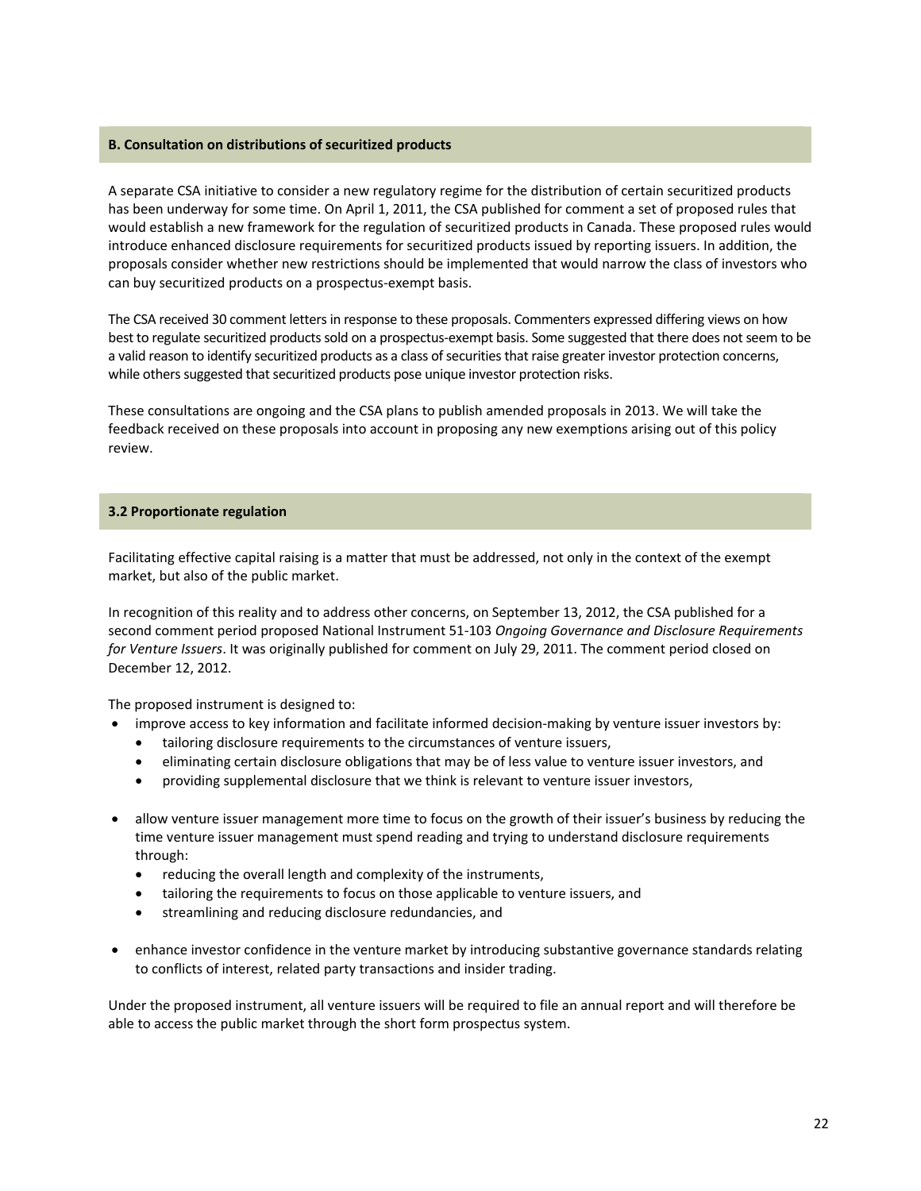### B. Consultation on distributions of securitized products

A separate CSA initiative to consider a new regulatory regime for the distribution of certain securitized products has been underway for some time. On April 1, 2011, the CSA published for comment a set of proposed rules that would establish a new framework for the regulation of securitized products in Canada. These proposed rules would introduce enhanced disclosure requirements for securitized products issued by reporting issuers. In addition, the proposals consider whether new restrictions should be implemented that would narrow the class of investors who can buy securitized products on a prospectus-exempt basis.

The CSA received 30 comment letters in response to these proposals. Commenters expressed differing views on how best to regulate securitized products sold on a prospectus-exempt basis. Some suggested that there does not seem to be a valid reason to identify securitized products as a class of securities that raise greater investor protection concerns, while others suggested that securitized products pose unique investor protection risks.

These consultations are ongoing and the CSA plans to publish amended proposals in 2013. We will take the feedback received on these proposals into account in proposing any new exemptions arising out of this policy review.

## 3.2 Proportionate regulation

Facilitating effective capital raising is a matter that must be addressed, not only in the context of the exempt market, but also of the public market.

In recognition of this reality and to address other concerns, on September 13, 2012, the CSA published for a second comment period proposed National Instrument 51-103 *Ongoing Governance and Disclosure Requirements for Venture Issuers*. It was originally published for comment on July 29, 2011. The comment period closed on December 12, 2012.

The proposed instrument is designed to:

- improve access to key information and facilitate informed decision-making by venture issuer investors by:
  - tailoring disclosure requirements to the circumstances of venture issuers,
  - eliminating certain disclosure obligations that may be of less value to venture issuer investors, and
  - providing supplemental disclosure that we think is relevant to venture issuer investors,
- allow venture issuer management more time to focus on the growth of their issuer's business by reducing the time venture issuer management must spend reading and trying to understand disclosure requirements through:
  - reducing the overall length and complexity of the instruments,
  - tailoring the requirements to focus on those applicable to venture issuers, and
  - streamlining and reducing disclosure redundancies, and
- enhance investor confidence in the venture market by introducing substantive governance standards relating to conflicts of interest, related party transactions and insider trading.

Under the proposed instrument, all venture issuers will be required to file an annual report and will therefore be able to access the public market through the short form prospectus system.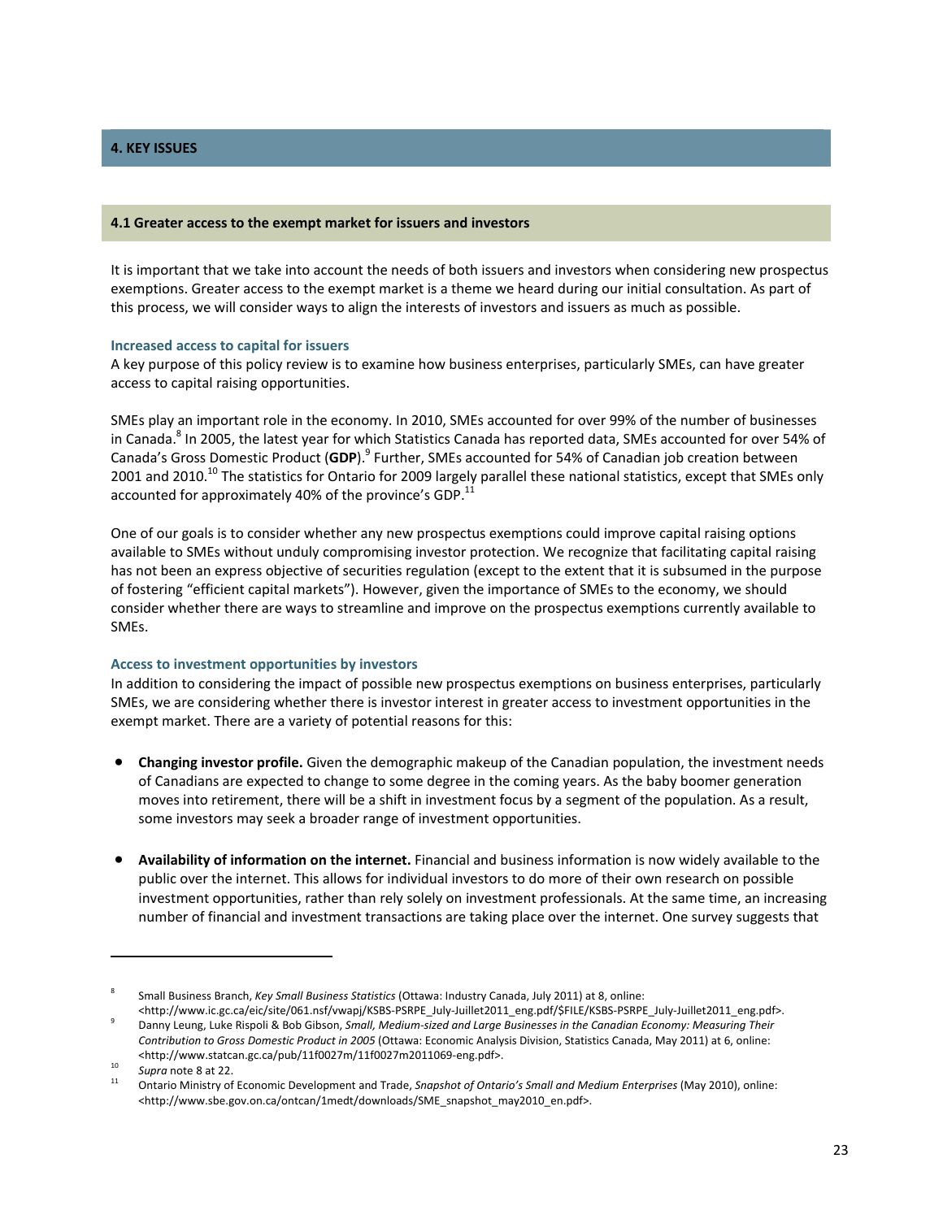## 4. KEY ISSUES

### 4.1 Greater access to the exempt market for issuers and investors

It is important that we take into account the needs of both issuers and investors when considering new prospectus exemptions. Greater access to the exempt market is a theme we heard during our initial consultation. As part of this process, we will consider ways to align the interests of investors and issuers as much as possible.

#### Increased access to capital for issuers

A key purpose of this policy review is to examine how business enterprises, particularly SMEs, can have greater access to capital raising opportunities.

SMEs play an important role in the economy. In 2010, SMEs accounted for over 99% of the number of businesses in Canada.[8] In 2005, the latest year for which Statistics Canada has reported data, SMEs accounted for over 54% of Canada's Gross Domestic Product (**GDP**).[9] Further, SMEs accounted for 54% of Canadian job creation between 2001 and 2010.[10] The statistics for Ontario for 2009 largely parallel these national statistics, except that SMEs only accounted for approximately 40% of the province's GDP.[11]

One of our goals is to consider whether any new prospectus exemptions could improve capital raising options available to SMEs without unduly compromising investor protection. We recognize that facilitating capital raising has not been an express objective of securities regulation (except to the extent that it is subsumed in the purpose of fostering "efficient capital markets"). However, given the importance of SMEs to the economy, we should consider whether there are ways to streamline and improve on the prospectus exemptions currently available to SMEs.

#### Access to investment opportunities by investors

In addition to considering the impact of possible new prospectus exemptions on business enterprises, particularly SMEs, we are considering whether there is investor interest in greater access to investment opportunities in the exempt market. There are a variety of potential reasons for this:

- **Changing investor profile.** Given the demographic makeup of the Canadian population, the investment needs of Canadians are expected to change to some degree in the coming years. As the baby boomer generation moves into retirement, there will be a shift in investment focus by a segment of the population. As a result, some investors may seek a broader range of investment opportunities.

- **Availability of information on the internet.** Financial and business information is now widely available to the public over the internet. This allows for individual investors to do more of their own research on possible investment opportunities, rather than rely solely on investment professionals. At the same time, an increasing number of financial and investment transactions are taking place over the internet. One survey suggests that

---

[8] Small Business Branch, *Key Small Business Statistics* (Ottawa: Industry Canada, July 2011) at 8, online: <http://www.ic.gc.ca/eic/site/061.nsf/vwapj/KSBS-PSRPE_July-Juillet2011_eng.pdf/$FILE/KSBS-PSRPE_July-Juillet2011_eng.pdf>.

[9] Danny Leung, Luke Rispoli & Bob Gibson, *Small, Medium-sized and Large Businesses in the Canadian Economy: Measuring Their Contribution to Gross Domestic Product in 2005* (Ottawa: Economic Analysis Division, Statistics Canada, May 2011) at 6, online: <http://www.statcan.gc.ca/pub/11f0027m/11f0027m2011069-eng.pdf>.

[10] *Supra* note 8 at 22.

[11] Ontario Ministry of Economic Development and Trade, *Snapshot of Ontario's Small and Medium Enterprises* (May 2010), online: <http://www.sbe.gov.on.ca/ontcan/1medt/downloads/SME_snapshot_may2010_en.pdf>.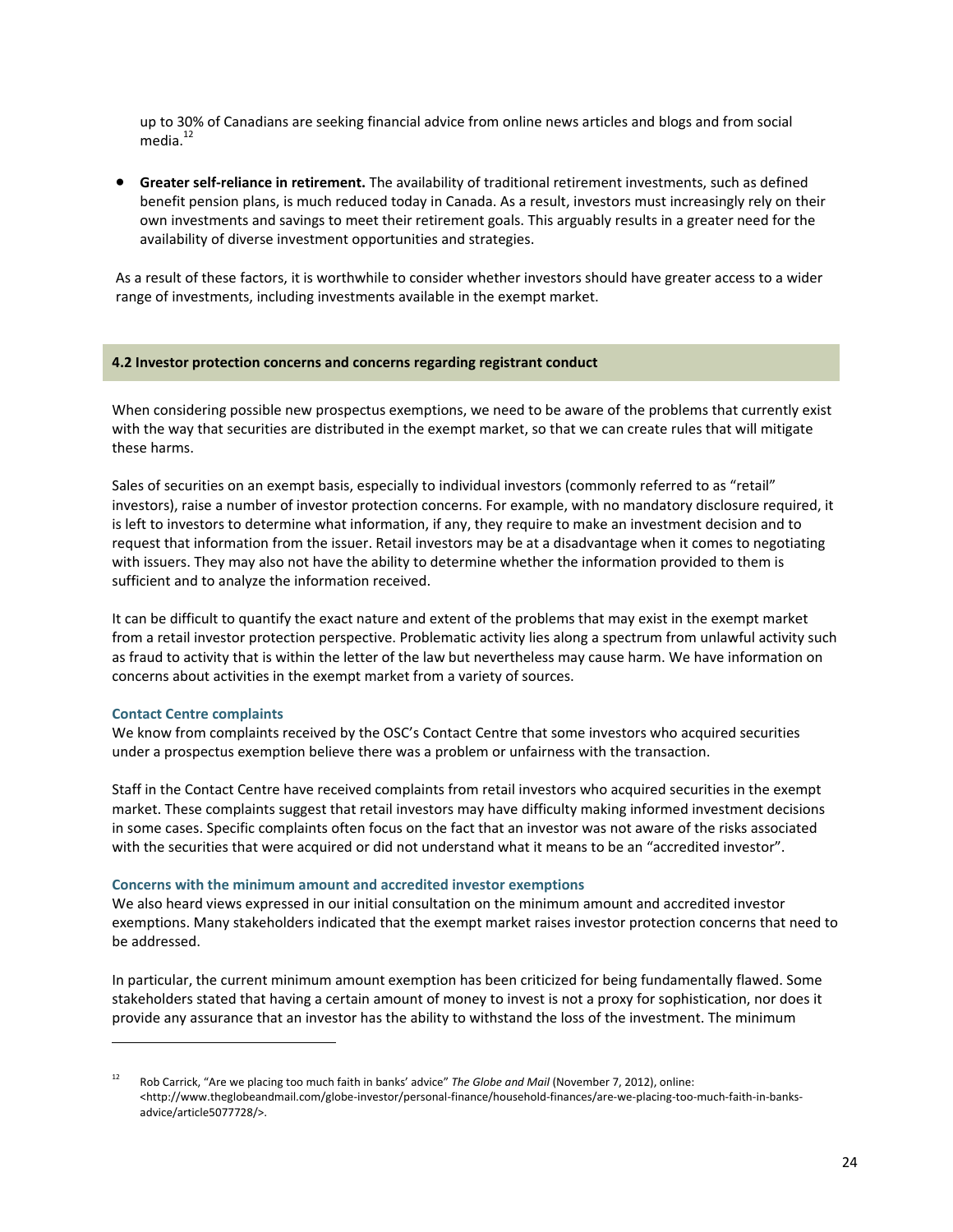up to 30% of Canadians are seeking financial advice from online news articles and blogs and from social media.[12]

- **Greater self-reliance in retirement.** The availability of traditional retirement investments, such as defined benefit pension plans, is much reduced today in Canada. As a result, investors must increasingly rely on their own investments and savings to meet their retirement goals. This arguably results in a greater need for the availability of diverse investment opportunities and strategies.

As a result of these factors, it is worthwhile to consider whether investors should have greater access to a wider range of investments, including investments available in the exempt market.

## 4.2 Investor protection concerns and concerns regarding registrant conduct

When considering possible new prospectus exemptions, we need to be aware of the problems that currently exist with the way that securities are distributed in the exempt market, so that we can create rules that will mitigate these harms.

Sales of securities on an exempt basis, especially to individual investors (commonly referred to as "retail" investors), raise a number of investor protection concerns. For example, with no mandatory disclosure required, it is left to investors to determine what information, if any, they require to make an investment decision and to request that information from the issuer. Retail investors may be at a disadvantage when it comes to negotiating with issuers. They may also not have the ability to determine whether the information provided to them is sufficient and to analyze the information received.

It can be difficult to quantify the exact nature and extent of the problems that may exist in the exempt market from a retail investor protection perspective. Problematic activity lies along a spectrum from unlawful activity such as fraud to activity that is within the letter of the law but nevertheless may cause harm. We have information on concerns about activities in the exempt market from a variety of sources.

### Contact Centre complaints

We know from complaints received by the OSC's Contact Centre that some investors who acquired securities under a prospectus exemption believe there was a problem or unfairness with the transaction.

Staff in the Contact Centre have received complaints from retail investors who acquired securities in the exempt market. These complaints suggest that retail investors may have difficulty making informed investment decisions in some cases. Specific complaints often focus on the fact that an investor was not aware of the risks associated with the securities that were acquired or did not understand what it means to be an "accredited investor".

### Concerns with the minimum amount and accredited investor exemptions

We also heard views expressed in our initial consultation on the minimum amount and accredited investor exemptions. Many stakeholders indicated that the exempt market raises investor protection concerns that need to be addressed.

In particular, the current minimum amount exemption has been criticized for being fundamentally flawed. Some stakeholders stated that having a certain amount of money to invest is not a proxy for sophistication, nor does it provide any assurance that an investor has the ability to withstand the loss of the investment. The minimum

---

[12] Rob Carrick, "Are we placing too much faith in banks' advice" *The Globe and Mail* (November 7, 2012), online: <http://www.theglobeandmail.com/globe-investor/personal-finance/household-finances/are-we-placing-too-much-faith-in-banks-advice/article5077728/>.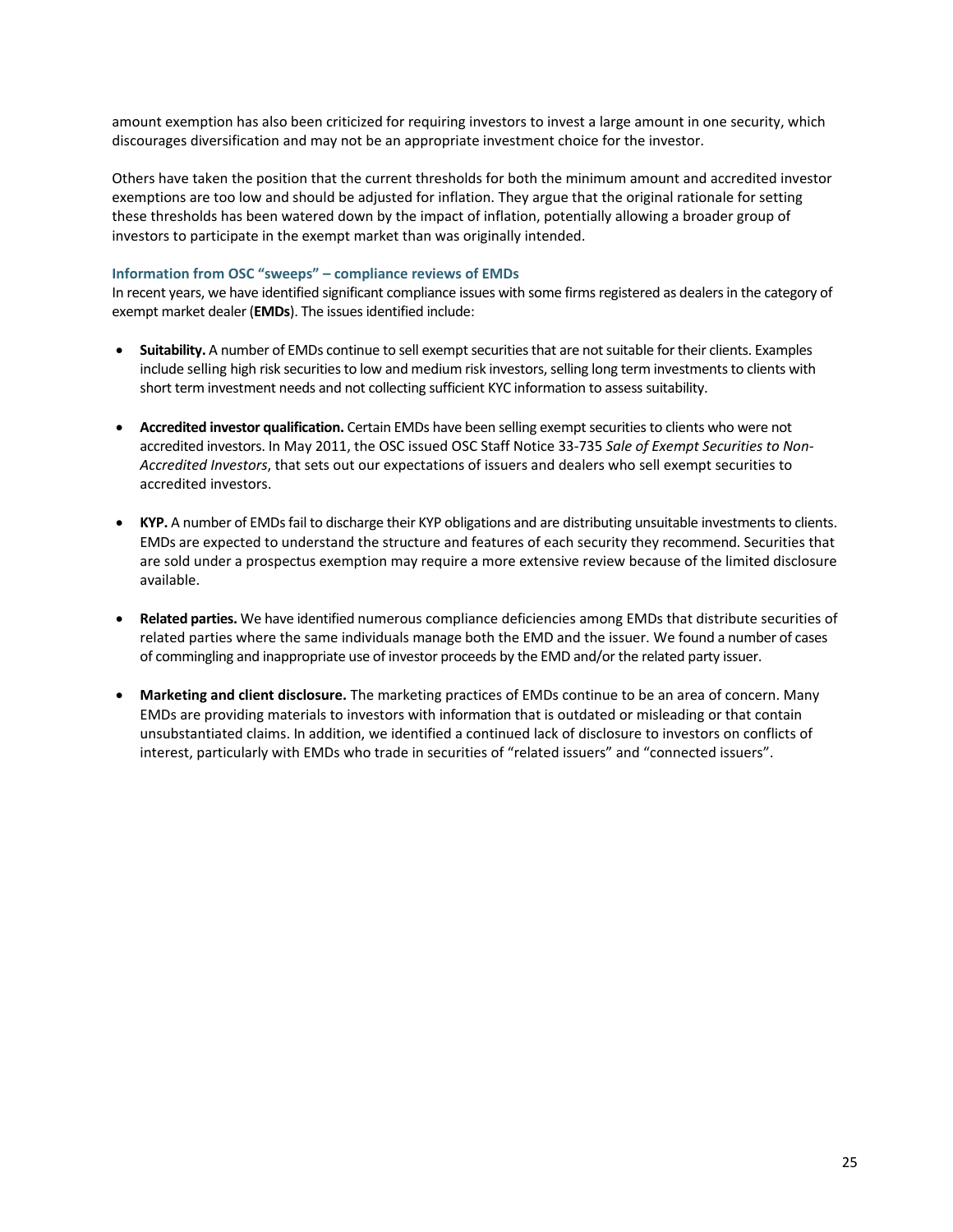amount exemption has also been criticized for requiring investors to invest a large amount in one security, which discourages diversification and may not be an appropriate investment choice for the investor.

Others have taken the position that the current thresholds for both the minimum amount and accredited investor exemptions are too low and should be adjusted for inflation. They argue that the original rationale for setting these thresholds has been watered down by the impact of inflation, potentially allowing a broader group of investors to participate in the exempt market than was originally intended.

### Information from OSC "sweeps" – compliance reviews of EMDs

In recent years, we have identified significant compliance issues with some firms registered as dealers in the category of exempt market dealer (**EMDs**). The issues identified include:

- **Suitability.** A number of EMDs continue to sell exempt securities that are not suitable for their clients. Examples include selling high risk securities to low and medium risk investors, selling long term investments to clients with short term investment needs and not collecting sufficient KYC information to assess suitability.

- **Accredited investor qualification.** Certain EMDs have been selling exempt securities to clients who were not accredited investors. In May 2011, the OSC issued OSC Staff Notice 33-735 *Sale of Exempt Securities to Non-Accredited Investors*, that sets out our expectations of issuers and dealers who sell exempt securities to accredited investors.

- **KYP.** A number of EMDs fail to discharge their KYP obligations and are distributing unsuitable investments to clients. EMDs are expected to understand the structure and features of each security they recommend. Securities that are sold under a prospectus exemption may require a more extensive review because of the limited disclosure available.

- **Related parties.** We have identified numerous compliance deficiencies among EMDs that distribute securities of related parties where the same individuals manage both the EMD and the issuer. We found a number of cases of commingling and inappropriate use of investor proceeds by the EMD and/or the related party issuer.

- **Marketing and client disclosure.** The marketing practices of EMDs continue to be an area of concern. Many EMDs are providing materials to investors with information that is outdated or misleading or that contain unsubstantiated claims. In addition, we identified a continued lack of disclosure to investors on conflicts of interest, particularly with EMDs who trade in securities of "related issuers" and "connected issuers".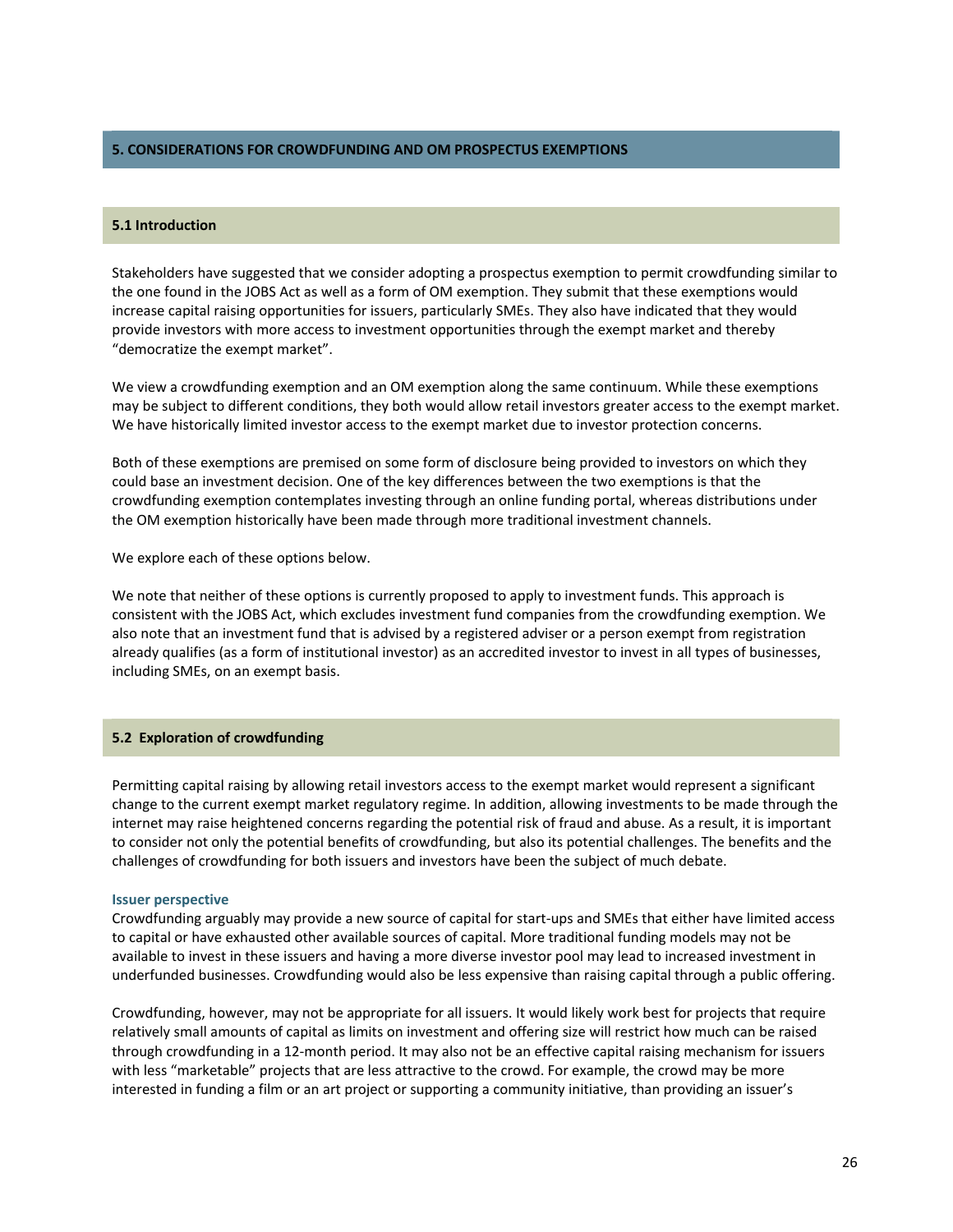## 5. CONSIDERATIONS FOR CROWDFUNDING AND OM PROSPECTUS EXEMPTIONS

### 5.1 Introduction

Stakeholders have suggested that we consider adopting a prospectus exemption to permit crowdfunding similar to the one found in the JOBS Act as well as a form of OM exemption. They submit that these exemptions would increase capital raising opportunities for issuers, particularly SMEs. They also have indicated that they would provide investors with more access to investment opportunities through the exempt market and thereby "democratize the exempt market".

We view a crowdfunding exemption and an OM exemption along the same continuum. While these exemptions may be subject to different conditions, they both would allow retail investors greater access to the exempt market. We have historically limited investor access to the exempt market due to investor protection concerns.

Both of these exemptions are premised on some form of disclosure being provided to investors on which they could base an investment decision. One of the key differences between the two exemptions is that the crowdfunding exemption contemplates investing through an online funding portal, whereas distributions under the OM exemption historically have been made through more traditional investment channels.

We explore each of these options below.

We note that neither of these options is currently proposed to apply to investment funds. This approach is consistent with the JOBS Act, which excludes investment fund companies from the crowdfunding exemption. We also note that an investment fund that is advised by a registered adviser or a person exempt from registration already qualifies (as a form of institutional investor) as an accredited investor to invest in all types of businesses, including SMEs, on an exempt basis.

### 5.2 Exploration of crowdfunding

Permitting capital raising by allowing retail investors access to the exempt market would represent a significant change to the current exempt market regulatory regime. In addition, allowing investments to be made through the internet may raise heightened concerns regarding the potential risk of fraud and abuse. As a result, it is important to consider not only the potential benefits of crowdfunding, but also its potential challenges. The benefits and the challenges of crowdfunding for both issuers and investors have been the subject of much debate.

#### Issuer perspective

Crowdfunding arguably may provide a new source of capital for start-ups and SMEs that either have limited access to capital or have exhausted other available sources of capital. More traditional funding models may not be available to invest in these issuers and having a more diverse investor pool may lead to increased investment in underfunded businesses. Crowdfunding would also be less expensive than raising capital through a public offering.

Crowdfunding, however, may not be appropriate for all issuers. It would likely work best for projects that require relatively small amounts of capital as limits on investment and offering size will restrict how much can be raised through crowdfunding in a 12-month period. It may also not be an effective capital raising mechanism for issuers with less "marketable" projects that are less attractive to the crowd. For example, the crowd may be more interested in funding a film or an art project or supporting a community initiative, than providing an issuer's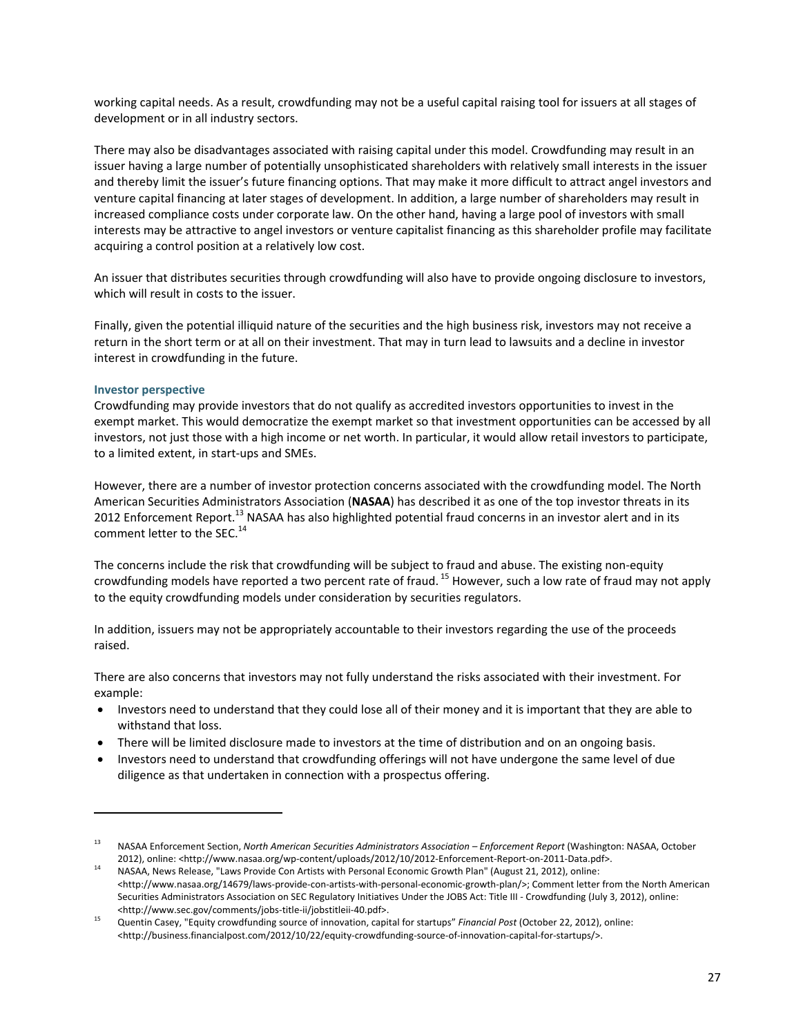working capital needs. As a result, crowdfunding may not be a useful capital raising tool for issuers at all stages of development or in all industry sectors.

There may also be disadvantages associated with raising capital under this model. Crowdfunding may result in an issuer having a large number of potentially unsophisticated shareholders with relatively small interests in the issuer and thereby limit the issuer's future financing options. That may make it more difficult to attract angel investors and venture capital financing at later stages of development. In addition, a large number of shareholders may result in increased compliance costs under corporate law. On the other hand, having a large pool of investors with small interests may be attractive to angel investors or venture capitalist financing as this shareholder profile may facilitate acquiring a control position at a relatively low cost.

An issuer that distributes securities through crowdfunding will also have to provide ongoing disclosure to investors, which will result in costs to the issuer.

Finally, given the potential illiquid nature of the securities and the high business risk, investors may not receive a return in the short term or at all on their investment. That may in turn lead to lawsuits and a decline in investor interest in crowdfunding in the future.

### Investor perspective

Crowdfunding may provide investors that do not qualify as accredited investors opportunities to invest in the exempt market. This would democratize the exempt market so that investment opportunities can be accessed by all investors, not just those with a high income or net worth. In particular, it would allow retail investors to participate, to a limited extent, in start-ups and SMEs.

However, there are a number of investor protection concerns associated with the crowdfunding model. The North American Securities Administrators Association (**NASAA**) has described it as one of the top investor threats in its 2012 Enforcement Report.[13] NASAA has also highlighted potential fraud concerns in an investor alert and in its comment letter to the SEC.[14]

The concerns include the risk that crowdfunding will be subject to fraud and abuse. The existing non-equity crowdfunding models have reported a two percent rate of fraud.[15] However, such a low rate of fraud may not apply to the equity crowdfunding models under consideration by securities regulators.

In addition, issuers may not be appropriately accountable to their investors regarding the use of the proceeds raised.

There are also concerns that investors may not fully understand the risks associated with their investment. For example:

- Investors need to understand that they could lose all of their money and it is important that they are able to withstand that loss.
- There will be limited disclosure made to investors at the time of distribution and on an ongoing basis.
- Investors need to understand that crowdfunding offerings will not have undergone the same level of due diligence as that undertaken in connection with a prospectus offering.

---

[13] NASAA Enforcement Section, *North American Securities Administrators Association – Enforcement Report* (Washington: NASAA, October 2012), online: <http://www.nasaa.org/wp-content/uploads/2012/10/2012-Enforcement-Report-on-2011-Data.pdf>.

[14] NASAA, News Release, "Laws Provide Con Artists with Personal Economic Growth Plan" (August 21, 2012), online: <http://www.nasaa.org/14679/laws-provide-con-artists-with-personal-economic-growth-plan/>; Comment letter from the North American Securities Administrators Association on SEC Regulatory Initiatives Under the JOBS Act: Title III - Crowdfunding (July 3, 2012), online: <http://www.sec.gov/comments/jobs-title-ii/jobstitleii-40.pdf>.

[15] Quentin Casey, "Equity crowdfunding source of innovation, capital for startups" *Financial Post* (October 22, 2012), online: <http://business.financialpost.com/2012/10/22/equity-crowdfunding-source-of-innovation-capital-for-startups/>.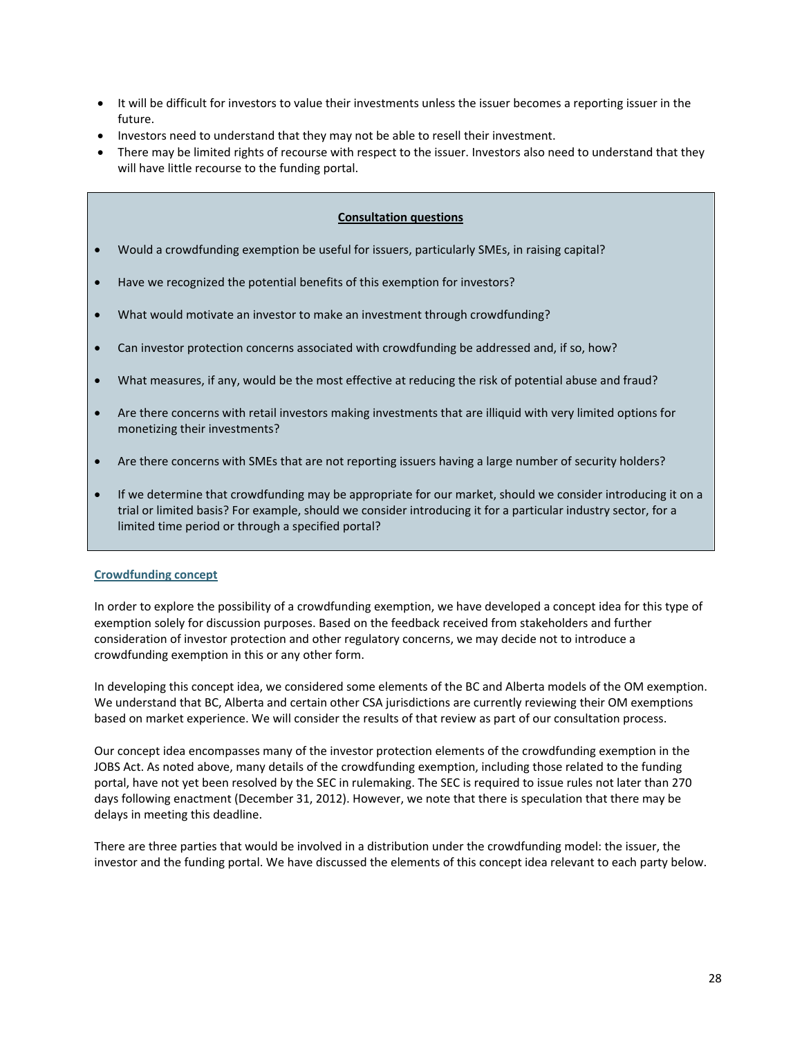- It will be difficult for investors to value their investments unless the issuer becomes a reporting issuer in the future.
- Investors need to understand that they may not be able to resell their investment.
- There may be limited rights of recourse with respect to the issuer. Investors also need to understand that they will have little recourse to the funding portal.

**Consultation questions**

- Would a crowdfunding exemption be useful for issuers, particularly SMEs, in raising capital?
- Have we recognized the potential benefits of this exemption for investors?
- What would motivate an investor to make an investment through crowdfunding?
- Can investor protection concerns associated with crowdfunding be addressed and, if so, how?
- What measures, if any, would be the most effective at reducing the risk of potential abuse and fraud?
- Are there concerns with retail investors making investments that are illiquid with very limited options for monetizing their investments?
- Are there concerns with SMEs that are not reporting issuers having a large number of security holders?
- If we determine that crowdfunding may be appropriate for our market, should we consider introducing it on a trial or limited basis? For example, should we consider introducing it for a particular industry sector, for a limited time period or through a specified portal?

## Crowdfunding concept

In order to explore the possibility of a crowdfunding exemption, we have developed a concept idea for this type of exemption solely for discussion purposes. Based on the feedback received from stakeholders and further consideration of investor protection and other regulatory concerns, we may decide not to introduce a crowdfunding exemption in this or any other form.

In developing this concept idea, we considered some elements of the BC and Alberta models of the OM exemption. We understand that BC, Alberta and certain other CSA jurisdictions are currently reviewing their OM exemptions based on market experience. We will consider the results of that review as part of our consultation process.

Our concept idea encompasses many of the investor protection elements of the crowdfunding exemption in the JOBS Act. As noted above, many details of the crowdfunding exemption, including those related to the funding portal, have not yet been resolved by the SEC in rulemaking. The SEC is required to issue rules not later than 270 days following enactment (December 31, 2012). However, we note that there is speculation that there may be delays in meeting this deadline.

There are three parties that would be involved in a distribution under the crowdfunding model: the issuer, the investor and the funding portal. We have discussed the elements of this concept idea relevant to each party below.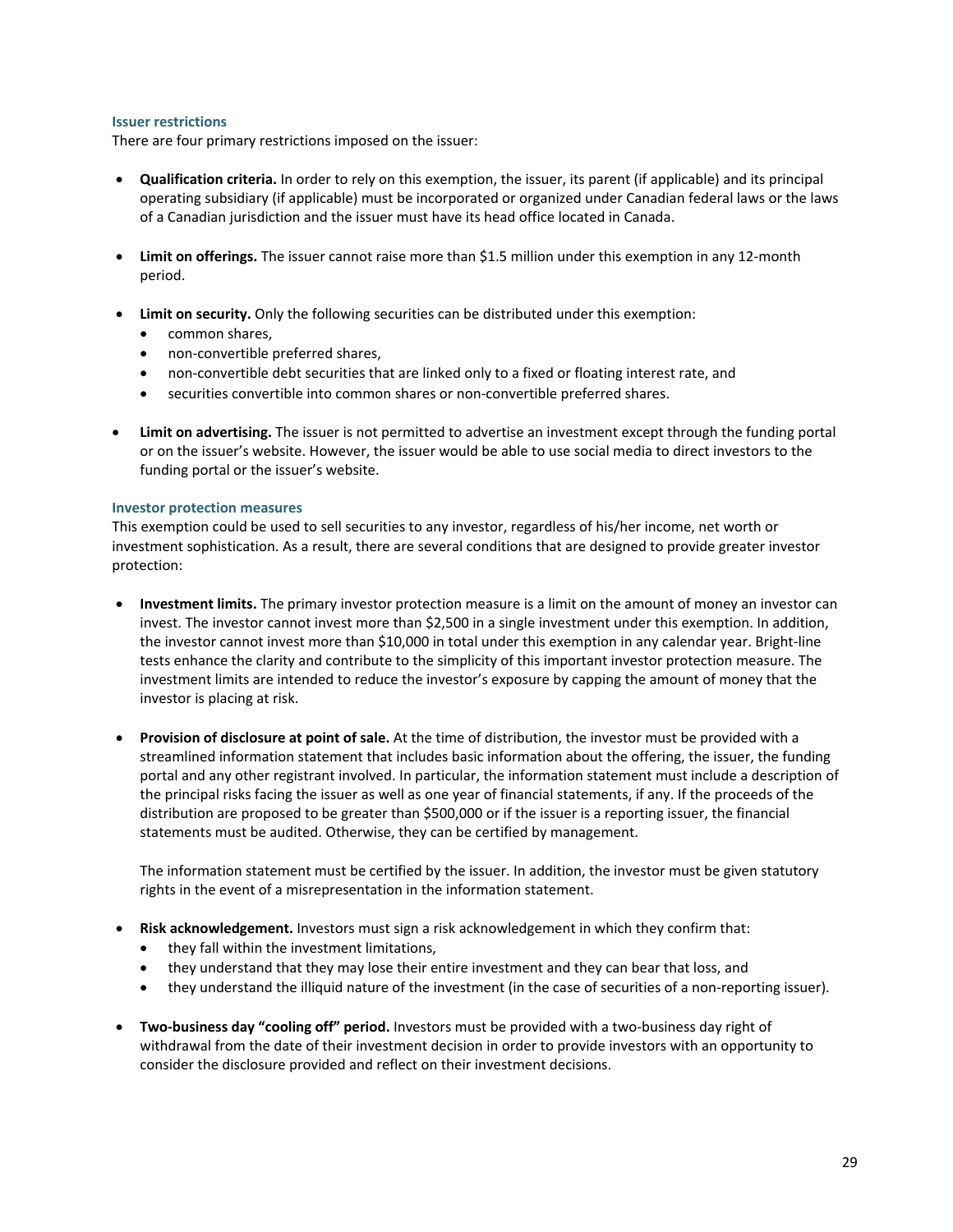### Issuer restrictions

There are four primary restrictions imposed on the issuer:

- **Qualification criteria.** In order to rely on this exemption, the issuer, its parent (if applicable) and its principal operating subsidiary (if applicable) must be incorporated or organized under Canadian federal laws or the laws of a Canadian jurisdiction and the issuer must have its head office located in Canada.

- **Limit on offerings.** The issuer cannot raise more than $1.5 million under this exemption in any 12-month period.

- **Limit on security.** Only the following securities can be distributed under this exemption:
  - common shares,
  - non-convertible preferred shares,
  - non-convertible debt securities that are linked only to a fixed or floating interest rate, and
  - securities convertible into common shares or non-convertible preferred shares.

- **Limit on advertising.** The issuer is not permitted to advertise an investment except through the funding portal or on the issuer's website. However, the issuer would be able to use social media to direct investors to the funding portal or the issuer's website.

### Investor protection measures

This exemption could be used to sell securities to any investor, regardless of his/her income, net worth or investment sophistication. As a result, there are several conditions that are designed to provide greater investor protection:

- **Investment limits.** The primary investor protection measure is a limit on the amount of money an investor can invest. The investor cannot invest more than $2,500 in a single investment under this exemption. In addition, the investor cannot invest more than $10,000 in total under this exemption in any calendar year. Bright-line tests enhance the clarity and contribute to the simplicity of this important investor protection measure. The investment limits are intended to reduce the investor's exposure by capping the amount of money that the investor is placing at risk.

- **Provision of disclosure at point of sale.** At the time of distribution, the investor must be provided with a streamlined information statement that includes basic information about the offering, the issuer, the funding portal and any other registrant involved. In particular, the information statement must include a description of the principal risks facing the issuer as well as one year of financial statements, if any. If the proceeds of the distribution are proposed to be greater than $500,000 or if the issuer is a reporting issuer, the financial statements must be audited. Otherwise, they can be certified by management.

  The information statement must be certified by the issuer. In addition, the investor must be given statutory rights in the event of a misrepresentation in the information statement.

- **Risk acknowledgement.** Investors must sign a risk acknowledgement in which they confirm that:
  - they fall within the investment limitations,
  - they understand that they may lose their entire investment and they can bear that loss, and
  - they understand the illiquid nature of the investment (in the case of securities of a non-reporting issuer).

- **Two-business day "cooling off" period.** Investors must be provided with a two-business day right of withdrawal from the date of their investment decision in order to provide investors with an opportunity to consider the disclosure provided and reflect on their investment decisions.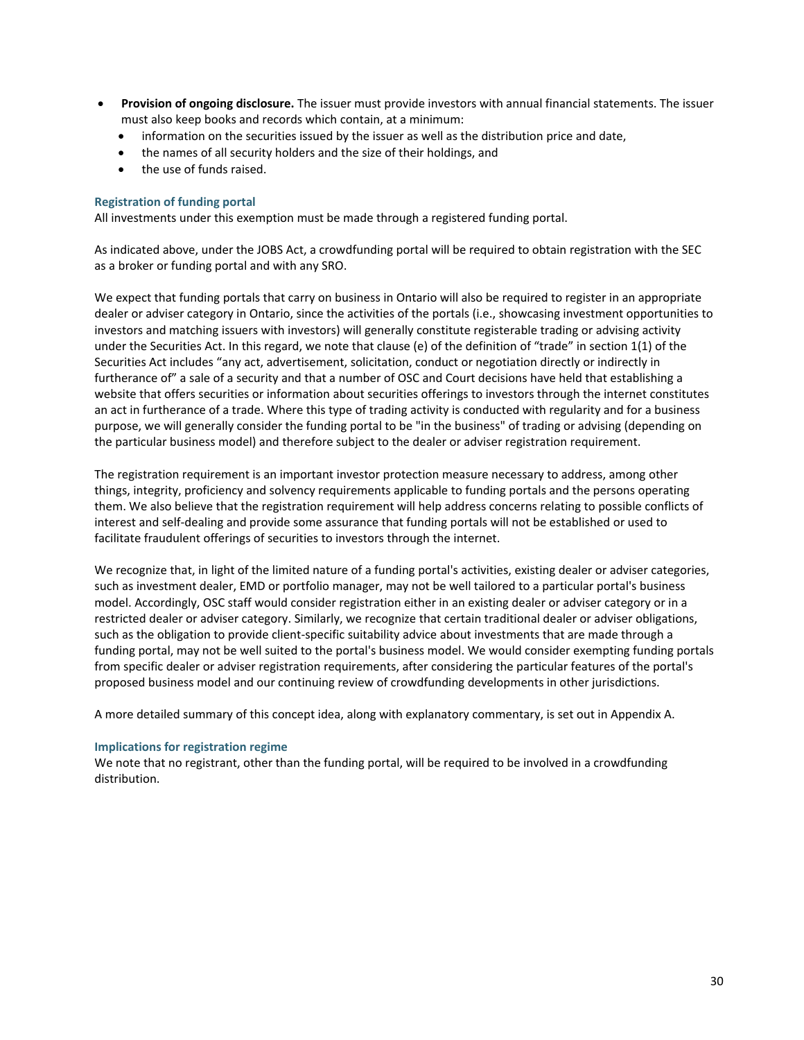- **Provision of ongoing disclosure.** The issuer must provide investors with annual financial statements. The issuer must also keep books and records which contain, at a minimum:
  - information on the securities issued by the issuer as well as the distribution price and date,
  - the names of all security holders and the size of their holdings, and
  - the use of funds raised.

### Registration of funding portal

All investments under this exemption must be made through a registered funding portal.

As indicated above, under the JOBS Act, a crowdfunding portal will be required to obtain registration with the SEC as a broker or funding portal and with any SRO.

We expect that funding portals that carry on business in Ontario will also be required to register in an appropriate dealer or adviser category in Ontario, since the activities of the portals (i.e., showcasing investment opportunities to investors and matching issuers with investors) will generally constitute registerable trading or advising activity under the Securities Act. In this regard, we note that clause (e) of the definition of "trade" in section 1(1) of the Securities Act includes "any act, advertisement, solicitation, conduct or negotiation directly or indirectly in furtherance of" a sale of a security and that a number of OSC and Court decisions have held that establishing a website that offers securities or information about securities offerings to investors through the internet constitutes an act in furtherance of a trade. Where this type of trading activity is conducted with regularity and for a business purpose, we will generally consider the funding portal to be "in the business" of trading or advising (depending on the particular business model) and therefore subject to the dealer or adviser registration requirement.

The registration requirement is an important investor protection measure necessary to address, among other things, integrity, proficiency and solvency requirements applicable to funding portals and the persons operating them. We also believe that the registration requirement will help address concerns relating to possible conflicts of interest and self-dealing and provide some assurance that funding portals will not be established or used to facilitate fraudulent offerings of securities to investors through the internet.

We recognize that, in light of the limited nature of a funding portal's activities, existing dealer or adviser categories, such as investment dealer, EMD or portfolio manager, may not be well tailored to a particular portal's business model. Accordingly, OSC staff would consider registration either in an existing dealer or adviser category or in a restricted dealer or adviser category. Similarly, we recognize that certain traditional dealer or adviser obligations, such as the obligation to provide client-specific suitability advice about investments that are made through a funding portal, may not be well suited to the portal's business model. We would consider exempting funding portals from specific dealer or adviser registration requirements, after considering the particular features of the portal's proposed business model and our continuing review of crowdfunding developments in other jurisdictions.

A more detailed summary of this concept idea, along with explanatory commentary, is set out in Appendix A.

### Implications for registration regime

We note that no registrant, other than the funding portal, will be required to be involved in a crowdfunding distribution.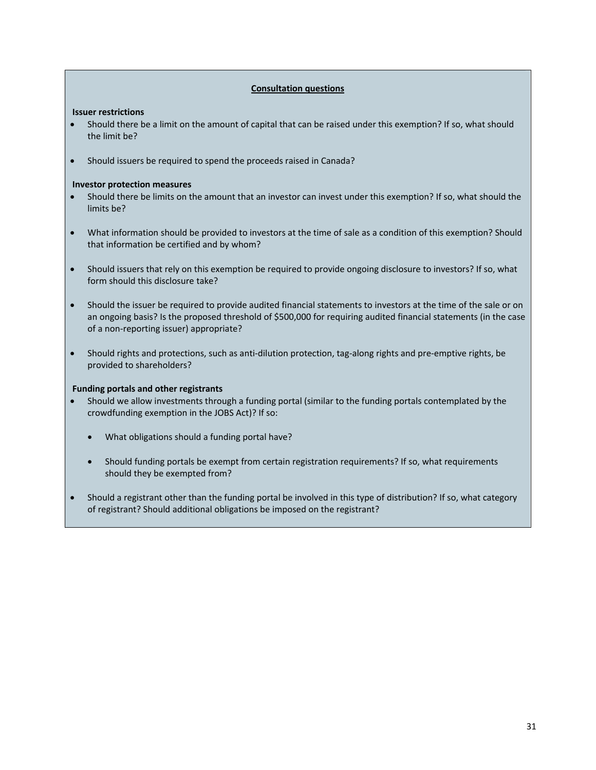**Consultation questions**

**Issuer restrictions**

- Should there be a limit on the amount of capital that can be raised under this exemption? If so, what should the limit be?
- Should issuers be required to spend the proceeds raised in Canada?

**Investor protection measures**

- Should there be limits on the amount that an investor can invest under this exemption? If so, what should the limits be?
- What information should be provided to investors at the time of sale as a condition of this exemption? Should that information be certified and by whom?
- Should issuers that rely on this exemption be required to provide ongoing disclosure to investors? If so, what form should this disclosure take?
- Should the issuer be required to provide audited financial statements to investors at the time of the sale or on an ongoing basis? Is the proposed threshold of $500,000 for requiring audited financial statements (in the case of a non-reporting issuer) appropriate?
- Should rights and protections, such as anti-dilution protection, tag-along rights and pre-emptive rights, be provided to shareholders?

**Funding portals and other registrants**

- Should we allow investments through a funding portal (similar to the funding portals contemplated by the crowdfunding exemption in the JOBS Act)? If so:
  - What obligations should a funding portal have?
  - Should funding portals be exempt from certain registration requirements? If so, what requirements should they be exempted from?
- Should a registrant other than the funding portal be involved in this type of distribution? If so, what category of registrant? Should additional obligations be imposed on the registrant?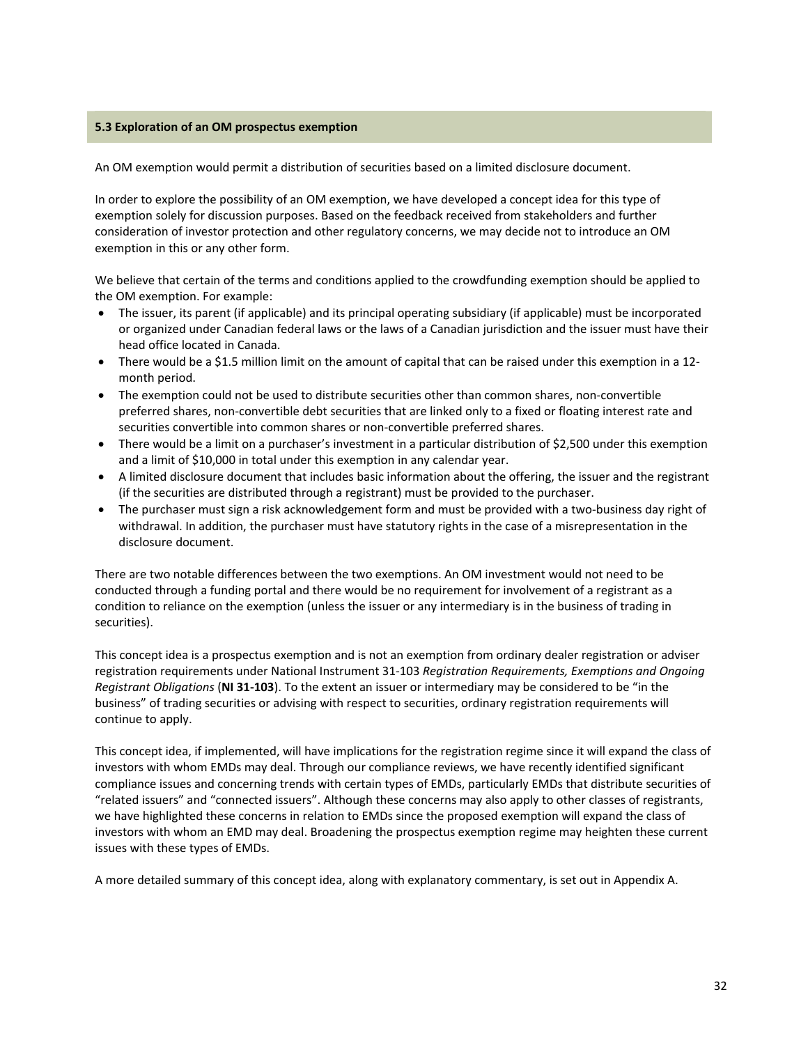### 5.3 Exploration of an OM prospectus exemption

An OM exemption would permit a distribution of securities based on a limited disclosure document.

In order to explore the possibility of an OM exemption, we have developed a concept idea for this type of exemption solely for discussion purposes. Based on the feedback received from stakeholders and further consideration of investor protection and other regulatory concerns, we may decide not to introduce an OM exemption in this or any other form.

We believe that certain of the terms and conditions applied to the crowdfunding exemption should be applied to the OM exemption. For example:

- The issuer, its parent (if applicable) and its principal operating subsidiary (if applicable) must be incorporated or organized under Canadian federal laws or the laws of a Canadian jurisdiction and the issuer must have their head office located in Canada.
- There would be a $1.5 million limit on the amount of capital that can be raised under this exemption in a 12-month period.
- The exemption could not be used to distribute securities other than common shares, non-convertible preferred shares, non-convertible debt securities that are linked only to a fixed or floating interest rate and securities convertible into common shares or non-convertible preferred shares.
- There would be a limit on a purchaser's investment in a particular distribution of $2,500 under this exemption and a limit of $10,000 in total under this exemption in any calendar year.
- A limited disclosure document that includes basic information about the offering, the issuer and the registrant (if the securities are distributed through a registrant) must be provided to the purchaser.
- The purchaser must sign a risk acknowledgement form and must be provided with a two-business day right of withdrawal. In addition, the purchaser must have statutory rights in the case of a misrepresentation in the disclosure document.

There are two notable differences between the two exemptions. An OM investment would not need to be conducted through a funding portal and there would be no requirement for involvement of a registrant as a condition to reliance on the exemption (unless the issuer or any intermediary is in the business of trading in securities).

This concept idea is a prospectus exemption and is not an exemption from ordinary dealer registration or adviser registration requirements under National Instrument 31-103 *Registration Requirements, Exemptions and Ongoing Registrant Obligations* (**NI 31-103**). To the extent an issuer or intermediary may be considered to be "in the business" of trading securities or advising with respect to securities, ordinary registration requirements will continue to apply.

This concept idea, if implemented, will have implications for the registration regime since it will expand the class of investors with whom EMDs may deal. Through our compliance reviews, we have recently identified significant compliance issues and concerning trends with certain types of EMDs, particularly EMDs that distribute securities of "related issuers" and "connected issuers". Although these concerns may also apply to other classes of registrants, we have highlighted these concerns in relation to EMDs since the proposed exemption will expand the class of investors with whom an EMD may deal. Broadening the prospectus exemption regime may heighten these current issues with these types of EMDs.

A more detailed summary of this concept idea, along with explanatory commentary, is set out in Appendix A.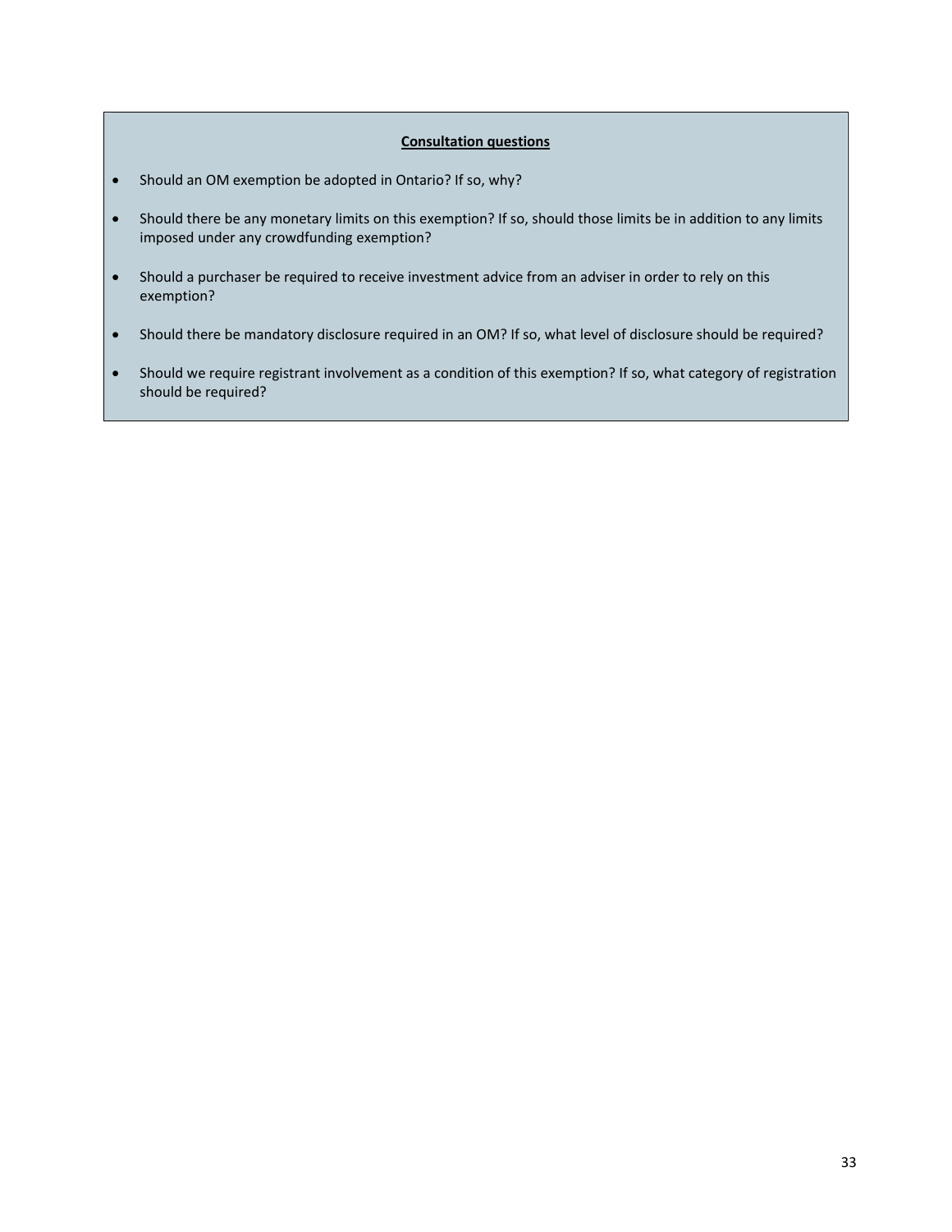**Consultation questions**

- Should an OM exemption be adopted in Ontario? If so, why?
- Should there be any monetary limits on this exemption? If so, should those limits be in addition to any limits imposed under any crowdfunding exemption?
- Should a purchaser be required to receive investment advice from an adviser in order to rely on this exemption?
- Should there be mandatory disclosure required in an OM? If so, what level of disclosure should be required?
- Should we require registrant involvement as a condition of this exemption? If so, what category of registration should be required?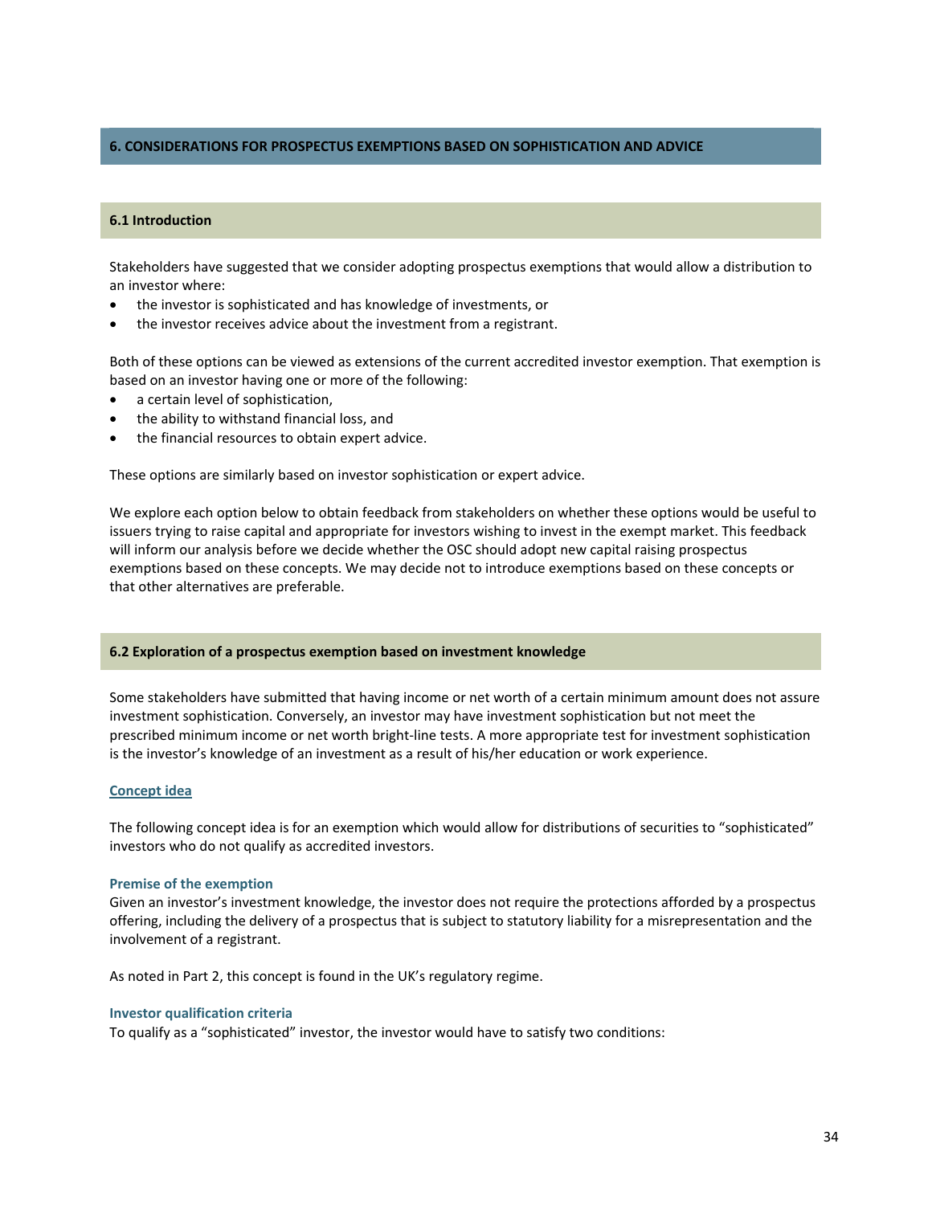## 6. CONSIDERATIONS FOR PROSPECTUS EXEMPTIONS BASED ON SOPHISTICATION AND ADVICE

### 6.1 Introduction

Stakeholders have suggested that we consider adopting prospectus exemptions that would allow a distribution to an investor where:

- the investor is sophisticated and has knowledge of investments, or
- the investor receives advice about the investment from a registrant.

Both of these options can be viewed as extensions of the current accredited investor exemption. That exemption is based on an investor having one or more of the following:

- a certain level of sophistication,
- the ability to withstand financial loss, and
- the financial resources to obtain expert advice.

These options are similarly based on investor sophistication or expert advice.

We explore each option below to obtain feedback from stakeholders on whether these options would be useful to issuers trying to raise capital and appropriate for investors wishing to invest in the exempt market. This feedback will inform our analysis before we decide whether the OSC should adopt new capital raising prospectus exemptions based on these concepts. We may decide not to introduce exemptions based on these concepts or that other alternatives are preferable.

### 6.2 Exploration of a prospectus exemption based on investment knowledge

Some stakeholders have submitted that having income or net worth of a certain minimum amount does not assure investment sophistication. Conversely, an investor may have investment sophistication but not meet the prescribed minimum income or net worth bright-line tests. A more appropriate test for investment sophistication is the investor's knowledge of an investment as a result of his/her education or work experience.

#### Concept idea

The following concept idea is for an exemption which would allow for distributions of securities to "sophisticated" investors who do not qualify as accredited investors.

**Premise of the exemption**

Given an investor's investment knowledge, the investor does not require the protections afforded by a prospectus offering, including the delivery of a prospectus that is subject to statutory liability for a misrepresentation and the involvement of a registrant.

As noted in Part 2, this concept is found in the UK's regulatory regime.

**Investor qualification criteria**

To qualify as a "sophisticated" investor, the investor would have to satisfy two conditions: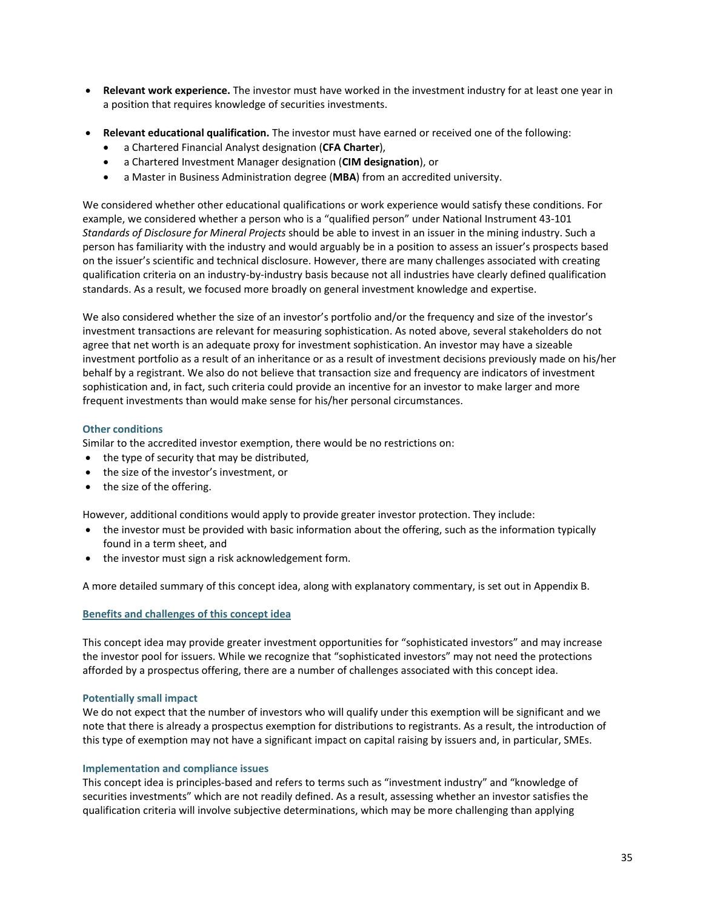- **Relevant work experience.** The investor must have worked in the investment industry for at least one year in a position that requires knowledge of securities investments.

- **Relevant educational qualification.** The investor must have earned or received one of the following:
  - a Chartered Financial Analyst designation (**CFA Charter**),
  - a Chartered Investment Manager designation (**CIM designation**), or
  - a Master in Business Administration degree (**MBA**) from an accredited university.

We considered whether other educational qualifications or work experience would satisfy these conditions. For example, we considered whether a person who is a "qualified person" under National Instrument 43-101 *Standards of Disclosure for Mineral Projects* should be able to invest in an issuer in the mining industry. Such a person has familiarity with the industry and would arguably be in a position to assess an issuer's prospects based on the issuer's scientific and technical disclosure. However, there are many challenges associated with creating qualification criteria on an industry-by-industry basis because not all industries have clearly defined qualification standards. As a result, we focused more broadly on general investment knowledge and expertise.

We also considered whether the size of an investor's portfolio and/or the frequency and size of the investor's investment transactions are relevant for measuring sophistication. As noted above, several stakeholders do not agree that net worth is an adequate proxy for investment sophistication. An investor may have a sizeable investment portfolio as a result of an inheritance or as a result of investment decisions previously made on his/her behalf by a registrant. We also do not believe that transaction size and frequency are indicators of investment sophistication and, in fact, such criteria could provide an incentive for an investor to make larger and more frequent investments than would make sense for his/her personal circumstances.

#### Other conditions

Similar to the accredited investor exemption, there would be no restrictions on:

- the type of security that may be distributed,
- the size of the investor's investment, or
- the size of the offering.

However, additional conditions would apply to provide greater investor protection. They include:

- the investor must be provided with basic information about the offering, such as the information typically found in a term sheet, and
- the investor must sign a risk acknowledgement form.

A more detailed summary of this concept idea, along with explanatory commentary, is set out in Appendix B.

### Benefits and challenges of this concept idea

This concept idea may provide greater investment opportunities for "sophisticated investors" and may increase the investor pool for issuers. While we recognize that "sophisticated investors" may not need the protections afforded by a prospectus offering, there are a number of challenges associated with this concept idea.

#### Potentially small impact

We do not expect that the number of investors who will qualify under this exemption will be significant and we note that there is already a prospectus exemption for distributions to registrants. As a result, the introduction of this type of exemption may not have a significant impact on capital raising by issuers and, in particular, SMEs.

#### Implementation and compliance issues

This concept idea is principles-based and refers to terms such as "investment industry" and "knowledge of securities investments" which are not readily defined. As a result, assessing whether an investor satisfies the qualification criteria will involve subjective determinations, which may be more challenging than applying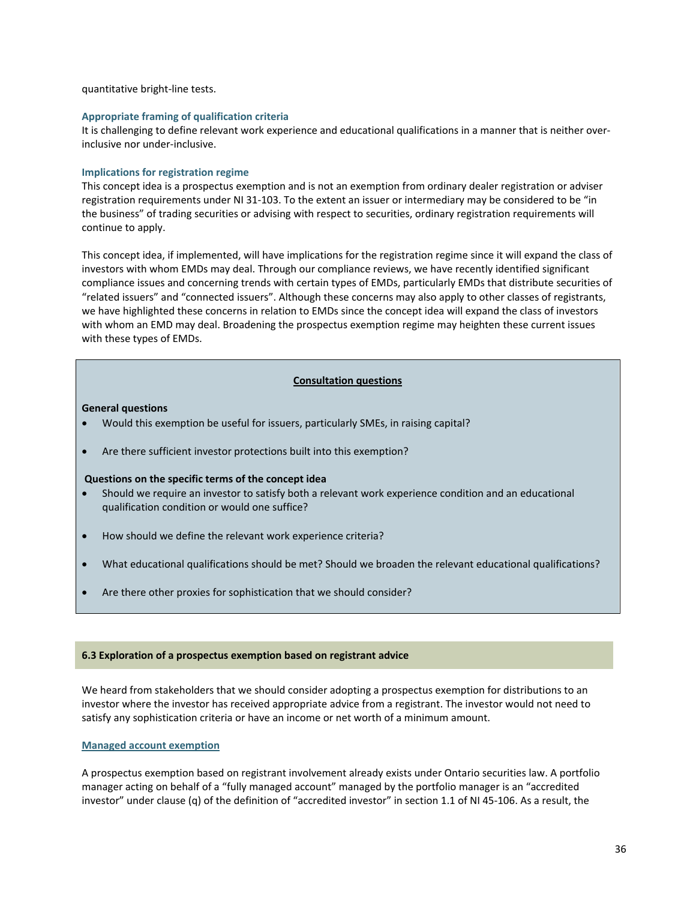quantitative bright-line tests.

### Appropriate framing of qualification criteria

It is challenging to define relevant work experience and educational qualifications in a manner that is neither over-inclusive nor under-inclusive.

### Implications for registration regime

This concept idea is a prospectus exemption and is not an exemption from ordinary dealer registration or adviser registration requirements under NI 31-103. To the extent an issuer or intermediary may be considered to be "in the business" of trading securities or advising with respect to securities, ordinary registration requirements will continue to apply.

This concept idea, if implemented, will have implications for the registration regime since it will expand the class of investors with whom EMDs may deal. Through our compliance reviews, we have recently identified significant compliance issues and concerning trends with certain types of EMDs, particularly EMDs that distribute securities of "related issuers" and "connected issuers". Although these concerns may also apply to other classes of registrants, we have highlighted these concerns in relation to EMDs since the concept idea will expand the class of investors with whom an EMD may deal. Broadening the prospectus exemption regime may heighten these current issues with these types of EMDs.

**Consultation questions**

**General questions**

- Would this exemption be useful for issuers, particularly SMEs, in raising capital?
- Are there sufficient investor protections built into this exemption?

**Questions on the specific terms of the concept idea**

- Should we require an investor to satisfy both a relevant work experience condition and an educational qualification condition or would one suffice?
- How should we define the relevant work experience criteria?
- What educational qualifications should be met? Should we broaden the relevant educational qualifications?
- Are there other proxies for sophistication that we should consider?

## 6.3 Exploration of a prospectus exemption based on registrant advice

We heard from stakeholders that we should consider adopting a prospectus exemption for distributions to an investor where the investor has received appropriate advice from a registrant. The investor would not need to satisfy any sophistication criteria or have an income or net worth of a minimum amount.

### Managed account exemption

A prospectus exemption based on registrant involvement already exists under Ontario securities law. A portfolio manager acting on behalf of a "fully managed account" managed by the portfolio manager is an "accredited investor" under clause (q) of the definition of "accredited investor" in section 1.1 of NI 45-106. As a result, the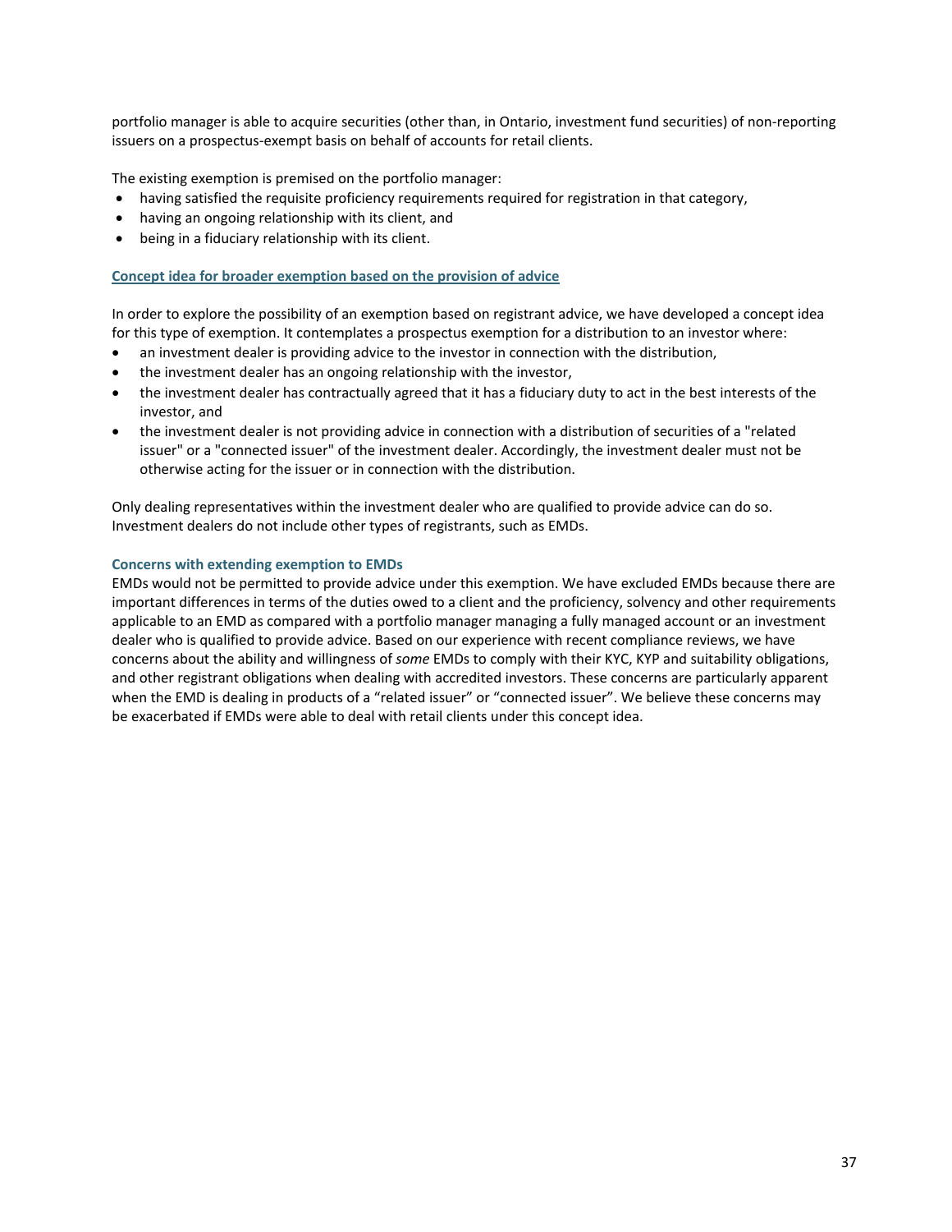portfolio manager is able to acquire securities (other than, in Ontario, investment fund securities) of non-reporting issuers on a prospectus-exempt basis on behalf of accounts for retail clients.

The existing exemption is premised on the portfolio manager:

- having satisfied the requisite proficiency requirements required for registration in that category,
- having an ongoing relationship with its client, and
- being in a fiduciary relationship with its client.

### Concept idea for broader exemption based on the provision of advice

In order to explore the possibility of an exemption based on registrant advice, we have developed a concept idea for this type of exemption. It contemplates a prospectus exemption for a distribution to an investor where:

- an investment dealer is providing advice to the investor in connection with the distribution,
- the investment dealer has an ongoing relationship with the investor,
- the investment dealer has contractually agreed that it has a fiduciary duty to act in the best interests of the investor, and
- the investment dealer is not providing advice in connection with a distribution of securities of a "related issuer" or a "connected issuer" of the investment dealer. Accordingly, the investment dealer must not be otherwise acting for the issuer or in connection with the distribution.

Only dealing representatives within the investment dealer who are qualified to provide advice can do so. Investment dealers do not include other types of registrants, such as EMDs.

#### Concerns with extending exemption to EMDs

EMDs would not be permitted to provide advice under this exemption. We have excluded EMDs because there are important differences in terms of the duties owed to a client and the proficiency, solvency and other requirements applicable to an EMD as compared with a portfolio manager managing a fully managed account or an investment dealer who is qualified to provide advice. Based on our experience with recent compliance reviews, we have concerns about the ability and willingness of *some* EMDs to comply with their KYC, KYP and suitability obligations, and other registrant obligations when dealing with accredited investors. These concerns are particularly apparent when the EMD is dealing in products of a “related issuer” or “connected issuer”. We believe these concerns may be exacerbated if EMDs were able to deal with retail clients under this concept idea.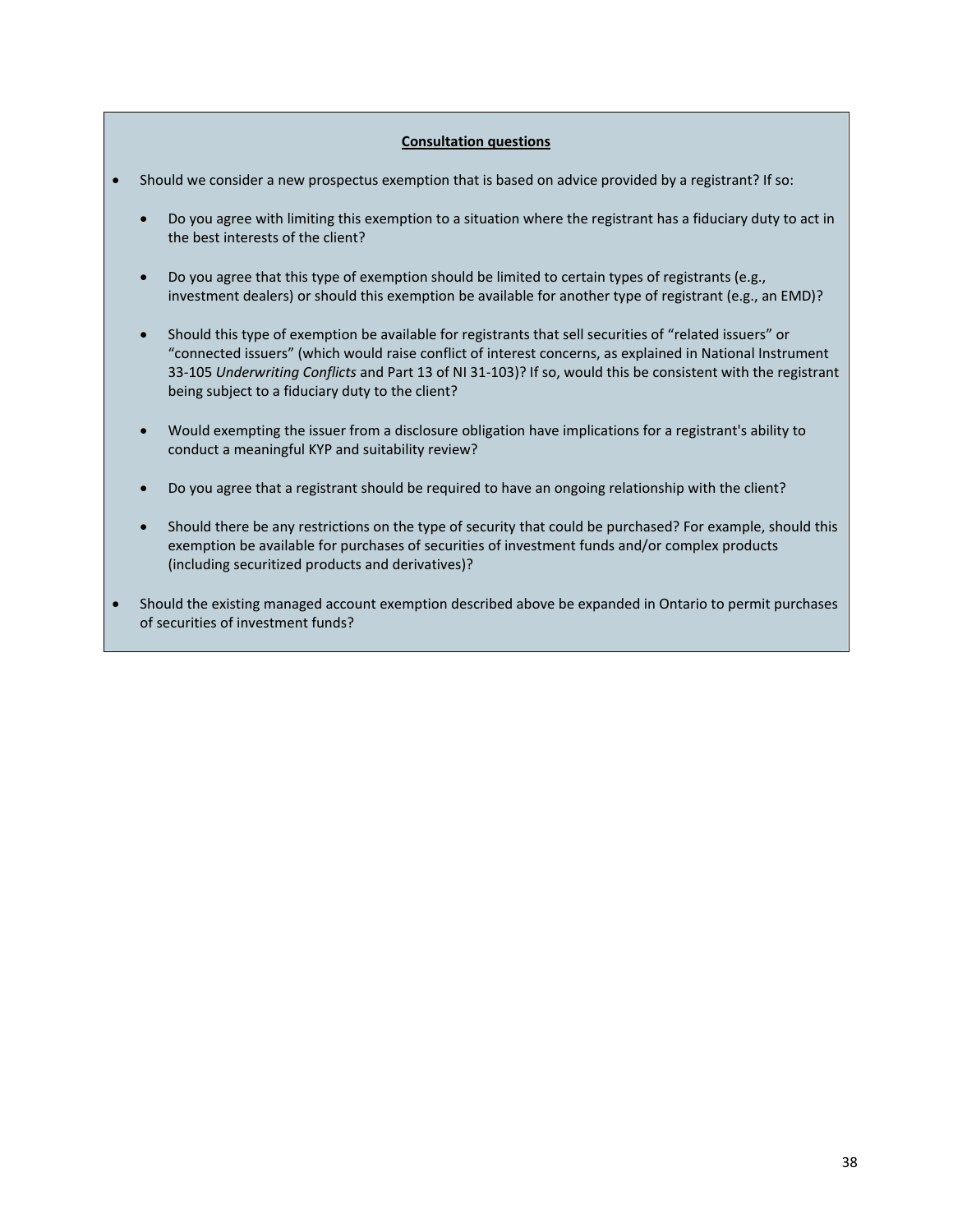**Consultation questions**

- Should we consider a new prospectus exemption that is based on advice provided by a registrant? If so:
  - Do you agree with limiting this exemption to a situation where the registrant has a fiduciary duty to act in the best interests of the client?
  - Do you agree that this type of exemption should be limited to certain types of registrants (e.g., investment dealers) or should this exemption be available for another type of registrant (e.g., an EMD)?
  - Should this type of exemption be available for registrants that sell securities of "related issuers" or "connected issuers" (which would raise conflict of interest concerns, as explained in National Instrument 33-105 *Underwriting Conflicts* and Part 13 of NI 31-103)? If so, would this be consistent with the registrant being subject to a fiduciary duty to the client?
  - Would exempting the issuer from a disclosure obligation have implications for a registrant's ability to conduct a meaningful KYP and suitability review?
  - Do you agree that a registrant should be required to have an ongoing relationship with the client?
  - Should there be any restrictions on the type of security that could be purchased? For example, should this exemption be available for purchases of securities of investment funds and/or complex products (including securitized products and derivatives)?
- Should the existing managed account exemption described above be expanded in Ontario to permit purchases of securities of investment funds?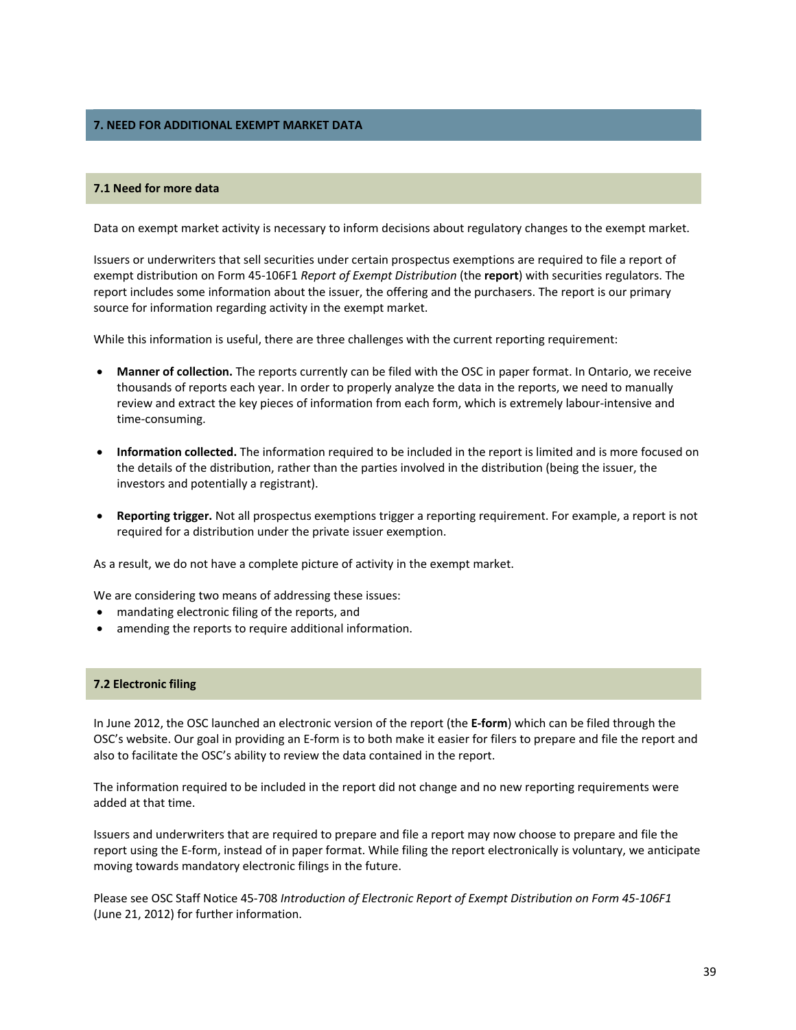## 7. NEED FOR ADDITIONAL EXEMPT MARKET DATA

### 7.1 Need for more data

Data on exempt market activity is necessary to inform decisions about regulatory changes to the exempt market.

Issuers or underwriters that sell securities under certain prospectus exemptions are required to file a report of exempt distribution on Form 45-106F1 *Report of Exempt Distribution* (the **report**) with securities regulators. The report includes some information about the issuer, the offering and the purchasers. The report is our primary source for information regarding activity in the exempt market.

While this information is useful, there are three challenges with the current reporting requirement:

- **Manner of collection.** The reports currently can be filed with the OSC in paper format. In Ontario, we receive thousands of reports each year. In order to properly analyze the data in the reports, we need to manually review and extract the key pieces of information from each form, which is extremely labour-intensive and time-consuming.

- **Information collected.** The information required to be included in the report is limited and is more focused on the details of the distribution, rather than the parties involved in the distribution (being the issuer, the investors and potentially a registrant).

- **Reporting trigger.** Not all prospectus exemptions trigger a reporting requirement. For example, a report is not required for a distribution under the private issuer exemption.

As a result, we do not have a complete picture of activity in the exempt market.

We are considering two means of addressing these issues:
- mandating electronic filing of the reports, and
- amending the reports to require additional information.

### 7.2 Electronic filing

In June 2012, the OSC launched an electronic version of the report (the **E-form**) which can be filed through the OSC's website. Our goal in providing an E-form is to both make it easier for filers to prepare and file the report and also to facilitate the OSC's ability to review the data contained in the report.

The information required to be included in the report did not change and no new reporting requirements were added at that time.

Issuers and underwriters that are required to prepare and file a report may now choose to prepare and file the report using the E-form, instead of in paper format. While filing the report electronically is voluntary, we anticipate moving towards mandatory electronic filings in the future.

Please see OSC Staff Notice 45-708 *Introduction of Electronic Report of Exempt Distribution on Form 45-106F1* (June 21, 2012) for further information.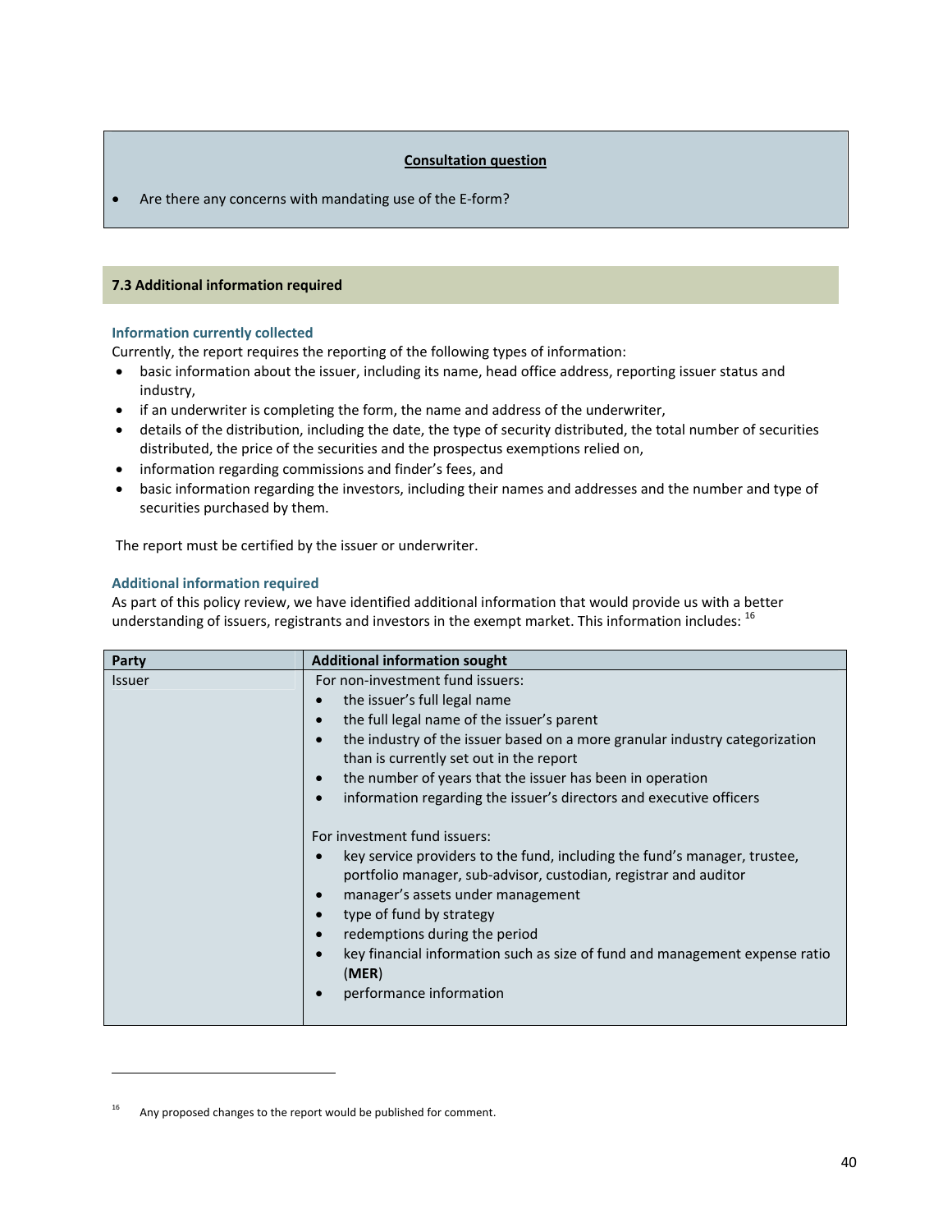**Consultation question**

- Are there any concerns with mandating use of the E-form?

### 7.3 Additional information required

#### Information currently collected

Currently, the report requires the reporting of the following types of information:

- basic information about the issuer, including its name, head office address, reporting issuer status and industry,
- if an underwriter is completing the form, the name and address of the underwriter,
- details of the distribution, including the date, the type of security distributed, the total number of securities distributed, the price of the securities and the prospectus exemptions relied on,
- information regarding commissions and finder's fees, and
- basic information regarding the investors, including their names and addresses and the number and type of securities purchased by them.

The report must be certified by the issuer or underwriter.

#### Additional information required

As part of this policy review, we have identified additional information that would provide us with a better understanding of issuers, registrants and investors in the exempt market. This information includes: [16]

| Party | Additional information sought |
|---|---|
| Issuer | For non-investment fund issuers:<br>• the issuer's full legal name<br>• the full legal name of the issuer's parent<br>• the industry of the issuer based on a more granular industry categorization than is currently set out in the report<br>• the number of years that the issuer has been in operation<br>• information regarding the issuer's directors and executive officers<br><br>For investment fund issuers:<br>• key service providers to the fund, including the fund's manager, trustee, portfolio manager, sub-advisor, custodian, registrar and auditor<br>• manager's assets under management<br>• type of fund by strategy<br>• redemptions during the period<br>• key financial information such as size of fund and management expense ratio (**MER**)<br>• performance information |

[16] Any proposed changes to the report would be published for comment.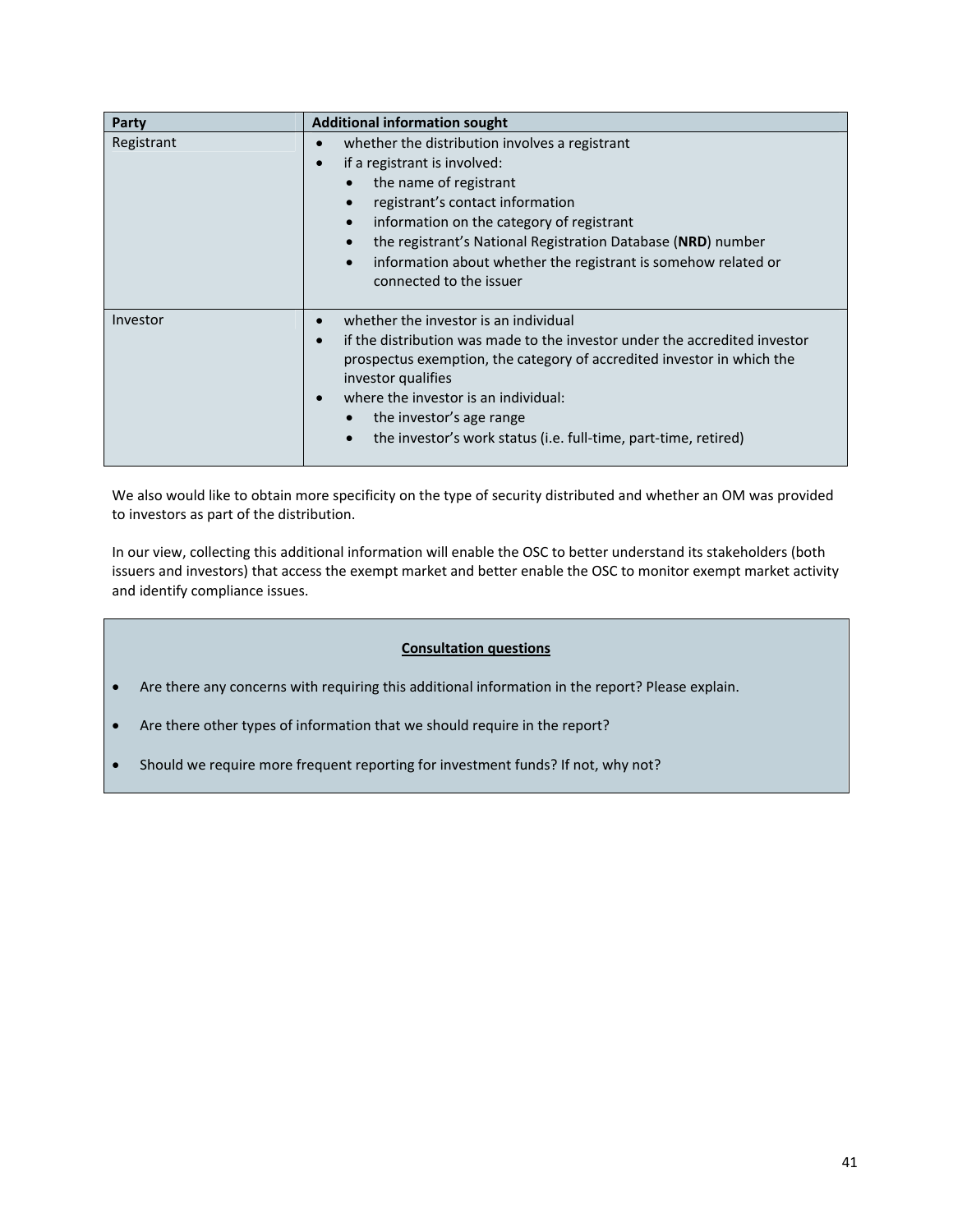| Party | Additional information sought |
| --- | --- |
| Registrant | • whether the distribution involves a registrant<br>• if a registrant is involved:<br>  • the name of registrant<br>  • registrant's contact information<br>  • information on the category of registrant<br>  • the registrant's National Registration Database (**NRD**) number<br>  • information about whether the registrant is somehow related or connected to the issuer |
| Investor | • whether the investor is an individual<br>• if the distribution was made to the investor under the accredited investor prospectus exemption, the category of accredited investor in which the investor qualifies<br>• where the investor is an individual:<br>  • the investor's age range<br>  • the investor's work status (i.e. full-time, part-time, retired) |

We also would like to obtain more specificity on the type of security distributed and whether an OM was provided to investors as part of the distribution.

In our view, collecting this additional information will enable the OSC to better understand its stakeholders (both issuers and investors) that access the exempt market and better enable the OSC to monitor exempt market activity and identify compliance issues.

**Consultation questions**

- Are there any concerns with requiring this additional information in the report? Please explain.
- Are there other types of information that we should require in the report?
- Should we require more frequent reporting for investment funds? If not, why not?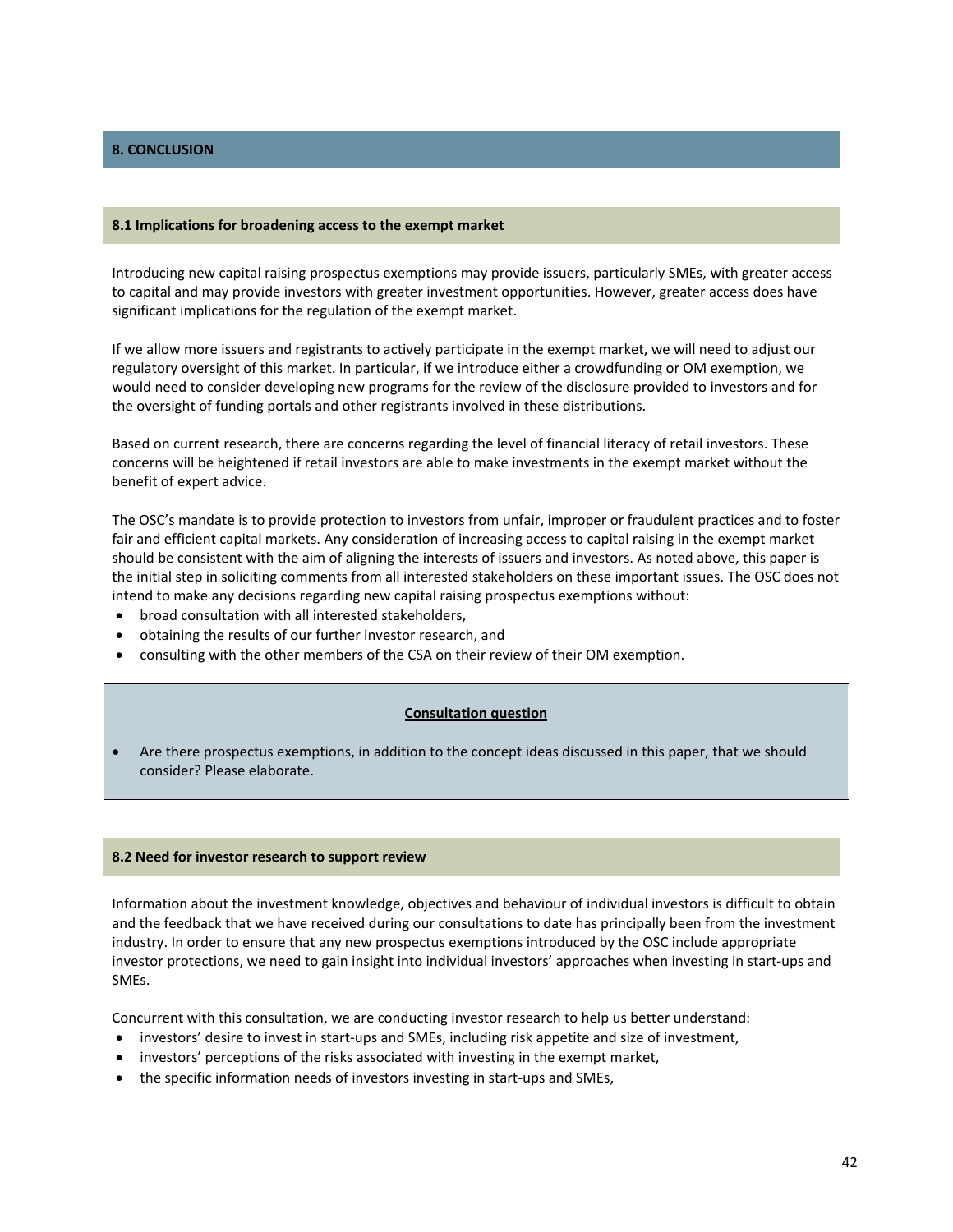## 8. CONCLUSION

### 8.1 Implications for broadening access to the exempt market

Introducing new capital raising prospectus exemptions may provide issuers, particularly SMEs, with greater access to capital and may provide investors with greater investment opportunities. However, greater access does have significant implications for the regulation of the exempt market.

If we allow more issuers and registrants to actively participate in the exempt market, we will need to adjust our regulatory oversight of this market. In particular, if we introduce either a crowdfunding or OM exemption, we would need to consider developing new programs for the review of the disclosure provided to investors and for the oversight of funding portals and other registrants involved in these distributions.

Based on current research, there are concerns regarding the level of financial literacy of retail investors. These concerns will be heightened if retail investors are able to make investments in the exempt market without the benefit of expert advice.

The OSC's mandate is to provide protection to investors from unfair, improper or fraudulent practices and to foster fair and efficient capital markets. Any consideration of increasing access to capital raising in the exempt market should be consistent with the aim of aligning the interests of issuers and investors. As noted above, this paper is the initial step in soliciting comments from all interested stakeholders on these important issues. The OSC does not intend to make any decisions regarding new capital raising prospectus exemptions without:

- broad consultation with all interested stakeholders,
- obtaining the results of our further investor research, and
- consulting with the other members of the CSA on their review of their OM exemption.

**Consultation question**

- Are there prospectus exemptions, in addition to the concept ideas discussed in this paper, that we should consider? Please elaborate.

### 8.2 Need for investor research to support review

Information about the investment knowledge, objectives and behaviour of individual investors is difficult to obtain and the feedback that we have received during our consultations to date has principally been from the investment industry. In order to ensure that any new prospectus exemptions introduced by the OSC include appropriate investor protections, we need to gain insight into individual investors' approaches when investing in start-ups and SMEs.

Concurrent with this consultation, we are conducting investor research to help us better understand:

- investors' desire to invest in start-ups and SMEs, including risk appetite and size of investment,
- investors' perceptions of the risks associated with investing in the exempt market,
- the specific information needs of investors investing in start-ups and SMEs,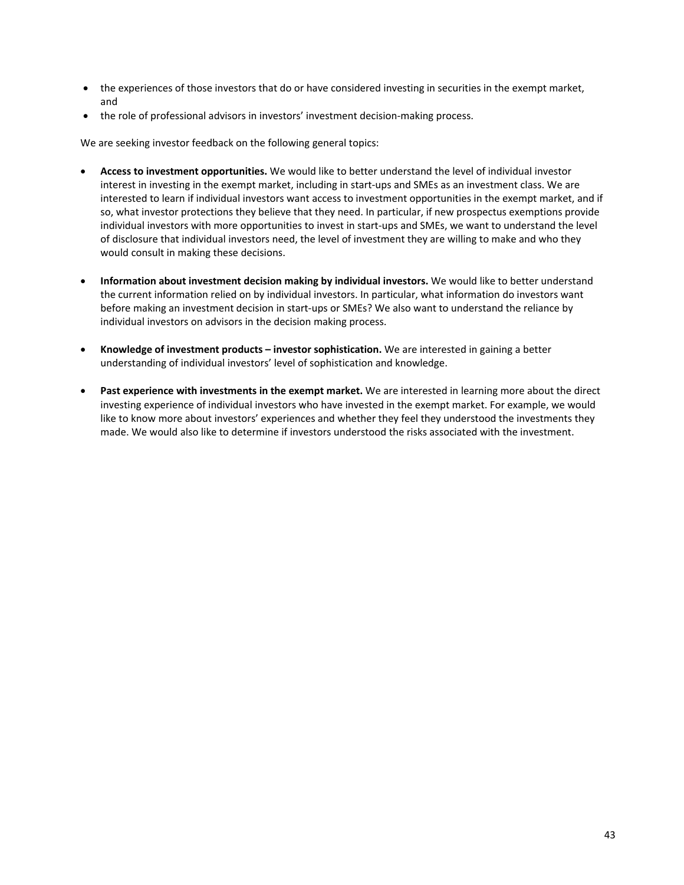- the experiences of those investors that do or have considered investing in securities in the exempt market, and
- the role of professional advisors in investors' investment decision-making process.

We are seeking investor feedback on the following general topics:

- **Access to investment opportunities.** We would like to better understand the level of individual investor interest in investing in the exempt market, including in start-ups and SMEs as an investment class. We are interested to learn if individual investors want access to investment opportunities in the exempt market, and if so, what investor protections they believe that they need. In particular, if new prospectus exemptions provide individual investors with more opportunities to invest in start-ups and SMEs, we want to understand the level of disclosure that individual investors need, the level of investment they are willing to make and who they would consult in making these decisions.

- **Information about investment decision making by individual investors.** We would like to better understand the current information relied on by individual investors. In particular, what information do investors want before making an investment decision in start-ups or SMEs? We also want to understand the reliance by individual investors on advisors in the decision making process.

- **Knowledge of investment products – investor sophistication.** We are interested in gaining a better understanding of individual investors' level of sophistication and knowledge.

- **Past experience with investments in the exempt market.** We are interested in learning more about the direct investing experience of individual investors who have invested in the exempt market. For example, we would like to know more about investors' experiences and whether they feel they understood the investments they made. We would also like to determine if investors understood the risks associated with the investment.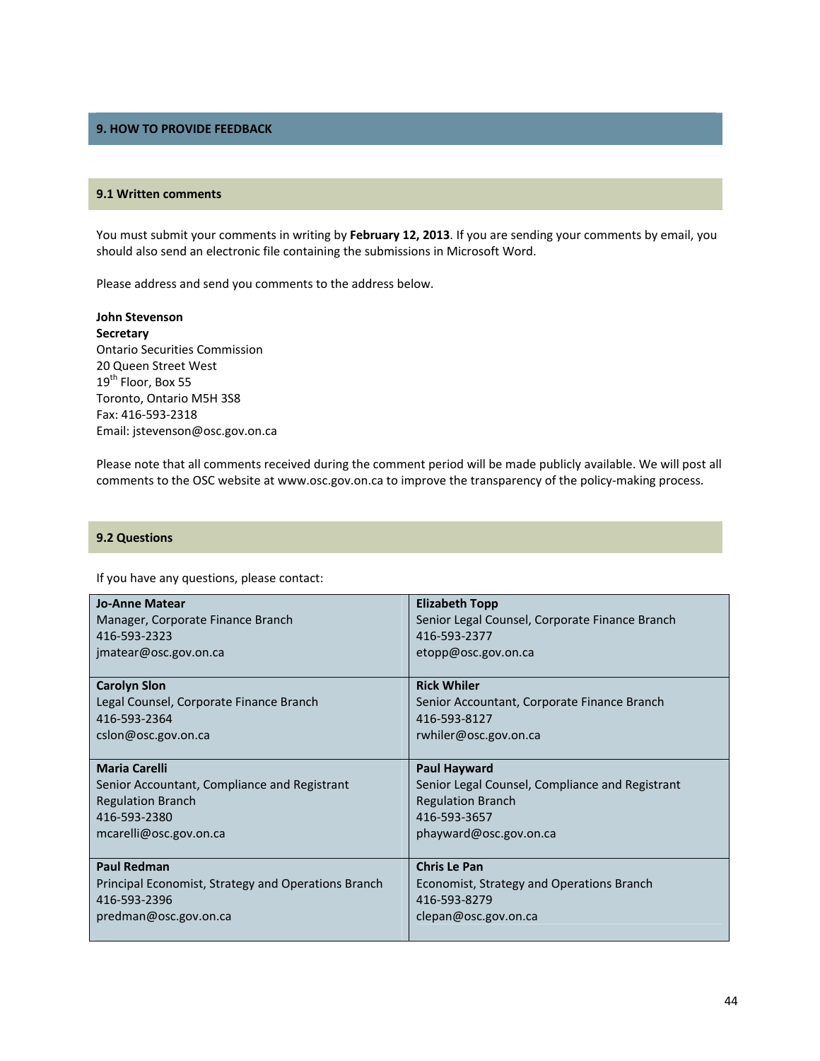## 9. HOW TO PROVIDE FEEDBACK

### 9.1 Written comments

You must submit your comments in writing by **February 12, 2013**. If you are sending your comments by email, you should also send an electronic file containing the submissions in Microsoft Word.

Please address and send you comments to the address below.

**John Stevenson**
**Secretary**
Ontario Securities Commission
20 Queen Street West
19th Floor, Box 55
Toronto, Ontario M5H 3S8
Fax: 416-593-2318
Email: jstevenson@osc.gov.on.ca

Please note that all comments received during the comment period will be made publicly available. We will post all comments to the OSC website at www.osc.gov.on.ca to improve the transparency of the policy-making process.

### 9.2 Questions

If you have any questions, please contact:

| | |
|---|---|
| **Jo-Anne Matear**<br>Manager, Corporate Finance Branch<br>416-593-2323<br>jmatear@osc.gov.on.ca | **Elizabeth Topp**<br>Senior Legal Counsel, Corporate Finance Branch<br>416-593-2377<br>etopp@osc.gov.on.ca |
| **Carolyn Slon**<br>Legal Counsel, Corporate Finance Branch<br>416-593-2364<br>cslon@osc.gov.on.ca | **Rick Whiler**<br>Senior Accountant, Corporate Finance Branch<br>416-593-8127<br>rwhiler@osc.gov.on.ca |
| **Maria Carelli**<br>Senior Accountant, Compliance and Registrant Regulation Branch<br>416-593-2380<br>mcarelli@osc.gov.on.ca | **Paul Hayward**<br>Senior Legal Counsel, Compliance and Registrant Regulation Branch<br>416-593-3657<br>phayward@osc.gov.on.ca |
| **Paul Redman**<br>Principal Economist, Strategy and Operations Branch<br>416-593-2396<br>predman@osc.gov.on.ca | **Chris Le Pan**<br>Economist, Strategy and Operations Branch<br>416-593-8279<br>clepan@osc.gov.on.ca |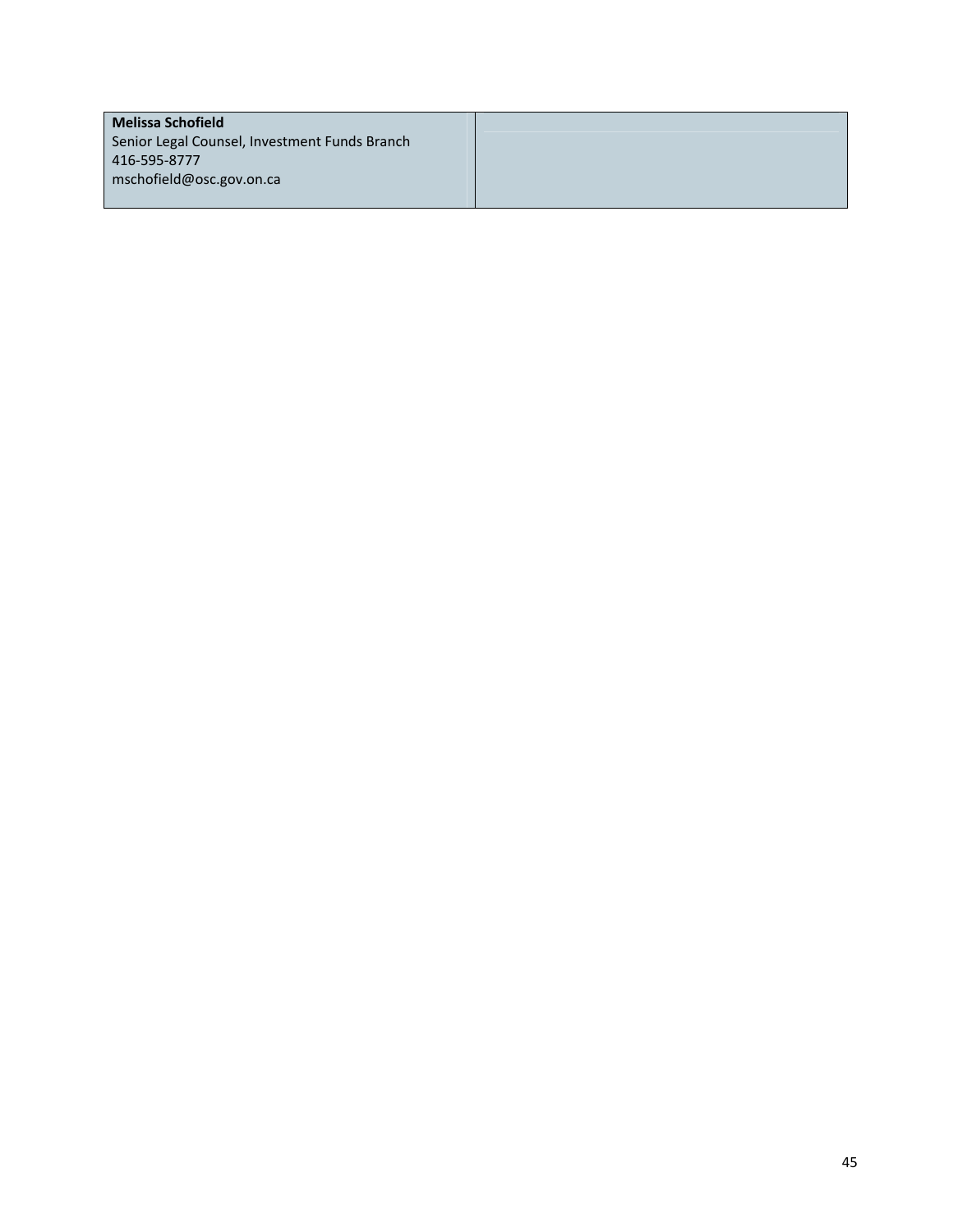| **Melissa Schofield**<br>Senior Legal Counsel, Investment Funds Branch<br>416-595-8777<br>mschofield@osc.gov.on.ca | |
|---|---|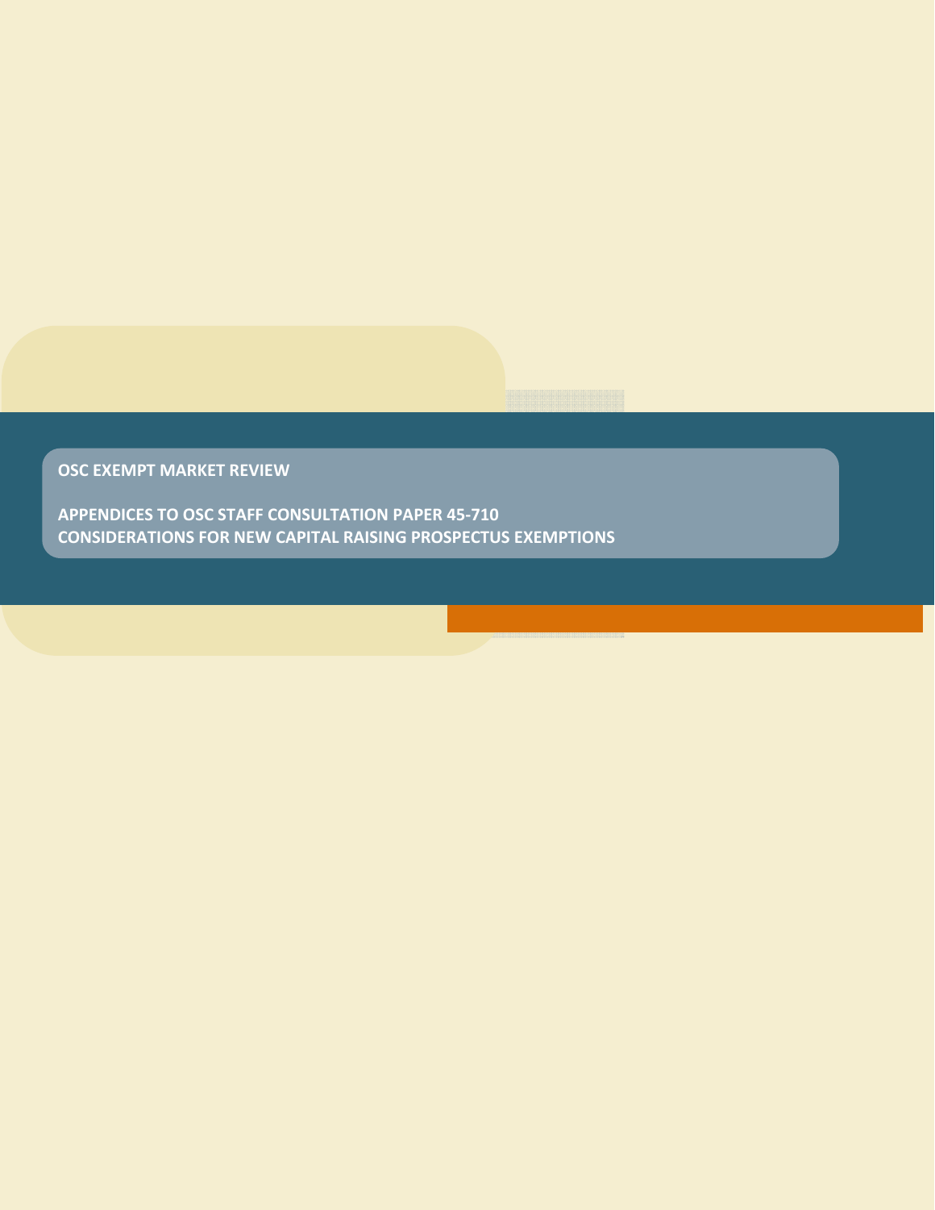OSC EXEMPT MARKET REVIEW

APPENDICES TO OSC STAFF CONSULTATION PAPER 45-710
CONSIDERATIONS FOR NEW CAPITAL RAISING PROSPECTUS EXEMPTIONS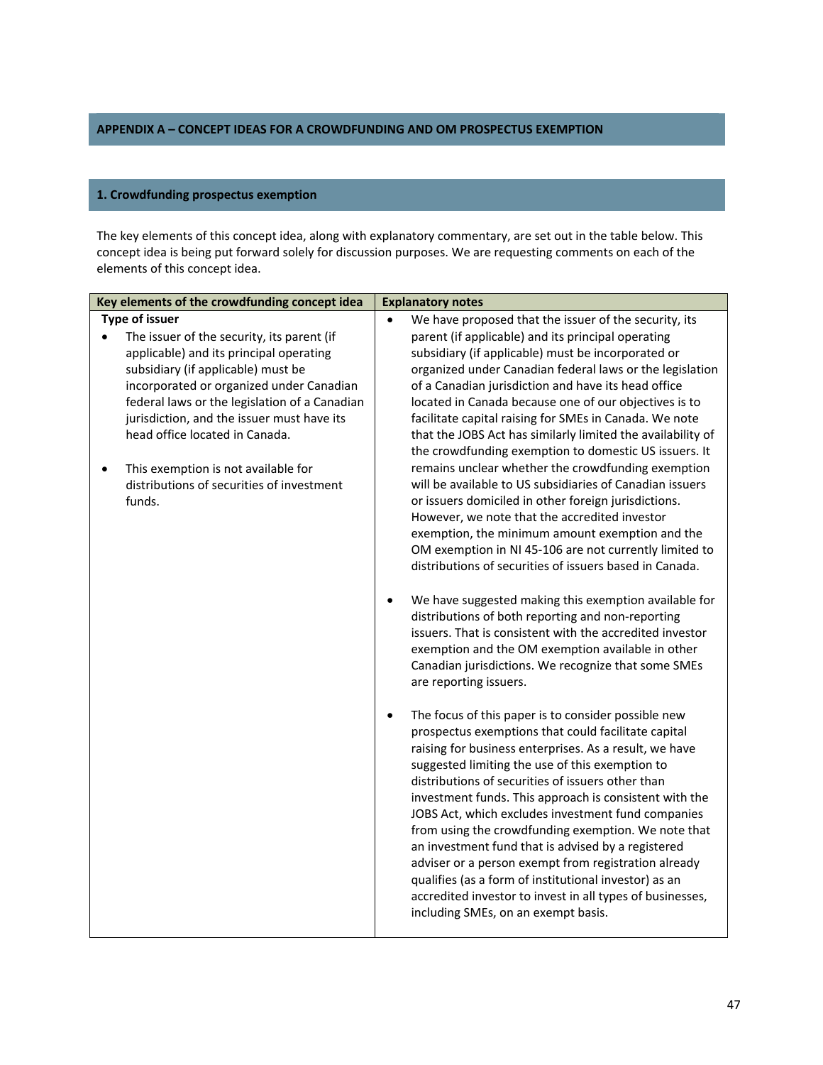## APPENDIX A – CONCEPT IDEAS FOR A CROWDFUNDING AND OM PROSPECTUS EXEMPTION

### 1. Crowdfunding prospectus exemption

The key elements of this concept idea, along with explanatory commentary, are set out in the table below. This concept idea is being put forward solely for discussion purposes. We are requesting comments on each of the elements of this concept idea.

| Key elements of the crowdfunding concept idea | Explanatory notes |
|---|---|
| **Type of issuer**<br>• The issuer of the security, its parent (if applicable) and its principal operating subsidiary (if applicable) must be incorporated or organized under Canadian federal laws or the legislation of a Canadian jurisdiction, and the issuer must have its head office located in Canada.<br><br>• This exemption is not available for distributions of securities of investment funds. | • We have proposed that the issuer of the security, its parent (if applicable) and its principal operating subsidiary (if applicable) must be incorporated or organized under Canadian federal laws or the legislation of a Canadian jurisdiction and have its head office located in Canada because one of our objectives is to facilitate capital raising for SMEs in Canada. We note that the JOBS Act has similarly limited the availability of the crowdfunding exemption to domestic US issuers. It remains unclear whether the crowdfunding exemption will be available to US subsidiaries of Canadian issuers or issuers domiciled in other foreign jurisdictions. However, we note that the accredited investor exemption, the minimum amount exemption and the OM exemption in NI 45-106 are not currently limited to distributions of securities of issuers based in Canada.<br><br>• We have suggested making this exemption available for distributions of both reporting and non-reporting issuers. That is consistent with the accredited investor exemption and the OM exemption available in other Canadian jurisdictions. We recognize that some SMEs are reporting issuers.<br><br>• The focus of this paper is to consider possible new prospectus exemptions that could facilitate capital raising for business enterprises. As a result, we have suggested limiting the use of this exemption to distributions of securities of issuers other than investment funds. This approach is consistent with the JOBS Act, which excludes investment fund companies from using the crowdfunding exemption. We note that an investment fund that is advised by a registered adviser or a person exempt from registration already qualifies (as a form of institutional investor) as an accredited investor to invest in all types of businesses, including SMEs, on an exempt basis. |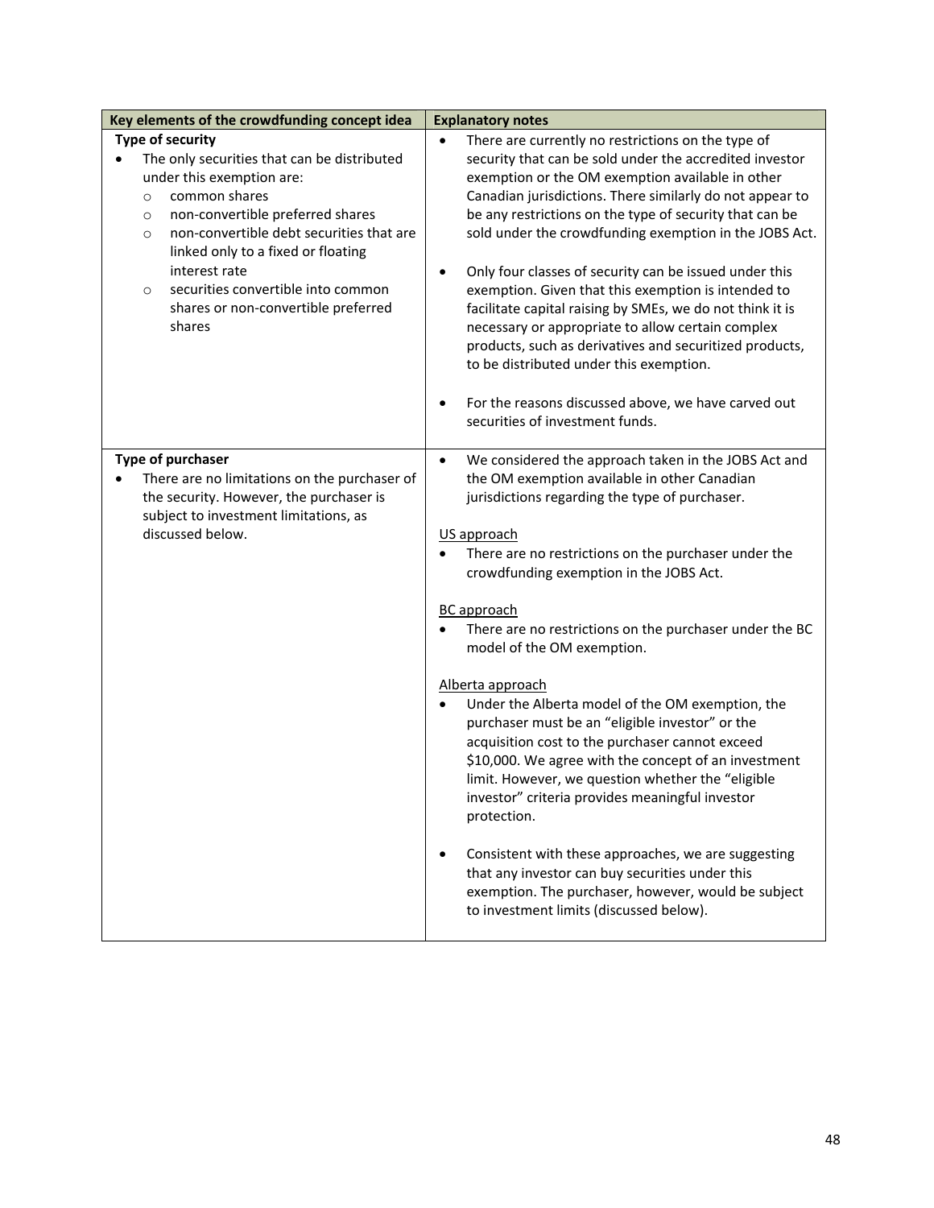| Key elements of the crowdfunding concept idea | Explanatory notes |
| --- | --- |
| **Type of security**<br>• The only securities that can be distributed under this exemption are:<br>  ○ common shares<br>  ○ non-convertible preferred shares<br>  ○ non-convertible debt securities that are linked only to a fixed or floating interest rate<br>  ○ securities convertible into common shares or non-convertible preferred shares | • There are currently no restrictions on the type of security that can be sold under the accredited investor exemption or the OM exemption available in other Canadian jurisdictions. There similarly do not appear to be any restrictions on the type of security that can be sold under the crowdfunding exemption in the JOBS Act.<br><br>• Only four classes of security can be issued under this exemption. Given that this exemption is intended to facilitate capital raising by SMEs, we do not think it is necessary or appropriate to allow certain complex products, such as derivatives and securitized products, to be distributed under this exemption.<br><br>• For the reasons discussed above, we have carved out securities of investment funds. |
| **Type of purchaser**<br>• There are no limitations on the purchaser of the security. However, the purchaser is subject to investment limitations, as discussed below. | • We considered the approach taken in the JOBS Act and the OM exemption available in other Canadian jurisdictions regarding the type of purchaser.<br><br><u>US approach</u><br>• There are no restrictions on the purchaser under the crowdfunding exemption in the JOBS Act.<br><br><u>BC approach</u><br>• There are no restrictions on the purchaser under the BC model of the OM exemption.<br><br><u>Alberta approach</u><br>• Under the Alberta model of the OM exemption, the purchaser must be an "eligible investor" or the acquisition cost to the purchaser cannot exceed $10,000. We agree with the concept of an investment limit. However, we question whether the "eligible investor" criteria provides meaningful investor protection.<br><br>• Consistent with these approaches, we are suggesting that any investor can buy securities under this exemption. The purchaser, however, would be subject to investment limits (discussed below). |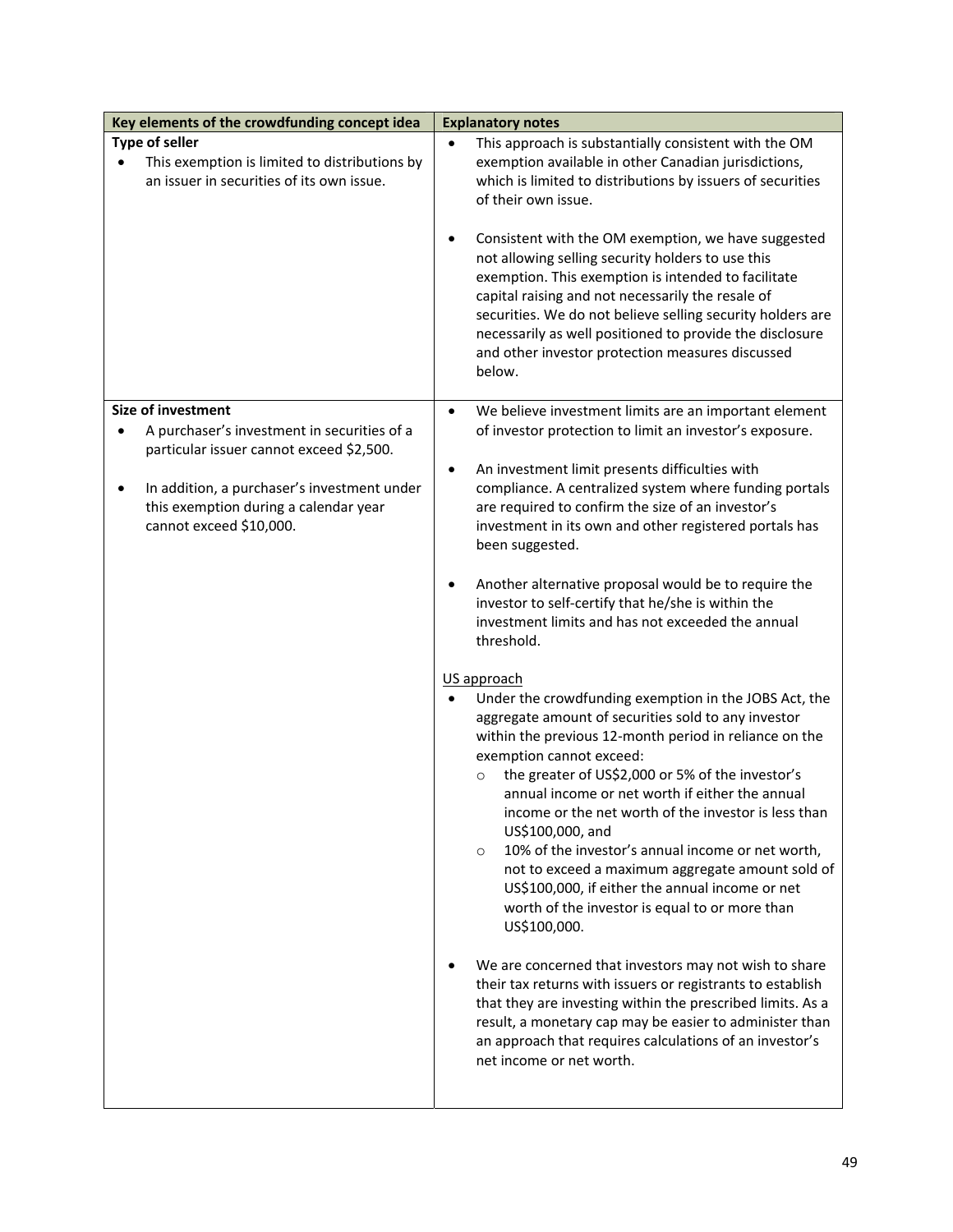| Key elements of the crowdfunding concept idea | Explanatory notes |
| --- | --- |
| **Type of seller**<br>• This exemption is limited to distributions by an issuer in securities of its own issue. | • This approach is substantially consistent with the OM exemption available in other Canadian jurisdictions, which is limited to distributions by issuers of securities of their own issue.<br><br>• Consistent with the OM exemption, we have suggested not allowing selling security holders to use this exemption. This exemption is intended to facilitate capital raising and not necessarily the resale of securities. We do not believe selling security holders are necessarily as well positioned to provide the disclosure and other investor protection measures discussed below. |
| **Size of investment**<br>• A purchaser's investment in securities of a particular issuer cannot exceed $2,500.<br><br>• In addition, a purchaser's investment under this exemption during a calendar year cannot exceed $10,000. | • We believe investment limits are an important element of investor protection to limit an investor's exposure.<br><br>• An investment limit presents difficulties with compliance. A centralized system where funding portals are required to confirm the size of an investor's investment in its own and other registered portals has been suggested.<br><br>• Another alternative proposal would be to require the investor to self-certify that he/she is within the investment limits and has not exceeded the annual threshold.<br><br><u>US approach</u><br>• Under the crowdfunding exemption in the JOBS Act, the aggregate amount of securities sold to any investor within the previous 12-month period in reliance on the exemption cannot exceed:<br>&nbsp;&nbsp;&nbsp;&nbsp;o the greater of US$2,000 or 5% of the investor's annual income or net worth if either the annual income or the net worth of the investor is less than US$100,000, and<br>&nbsp;&nbsp;&nbsp;&nbsp;o 10% of the investor's annual income or net worth, not to exceed a maximum aggregate amount sold of US$100,000, if either the annual income or net worth of the investor is equal to or more than US$100,000.<br><br>• We are concerned that investors may not wish to share their tax returns with issuers or registrants to establish that they are investing within the prescribed limits. As a result, a monetary cap may be easier to administer than an approach that requires calculations of an investor's net income or net worth. |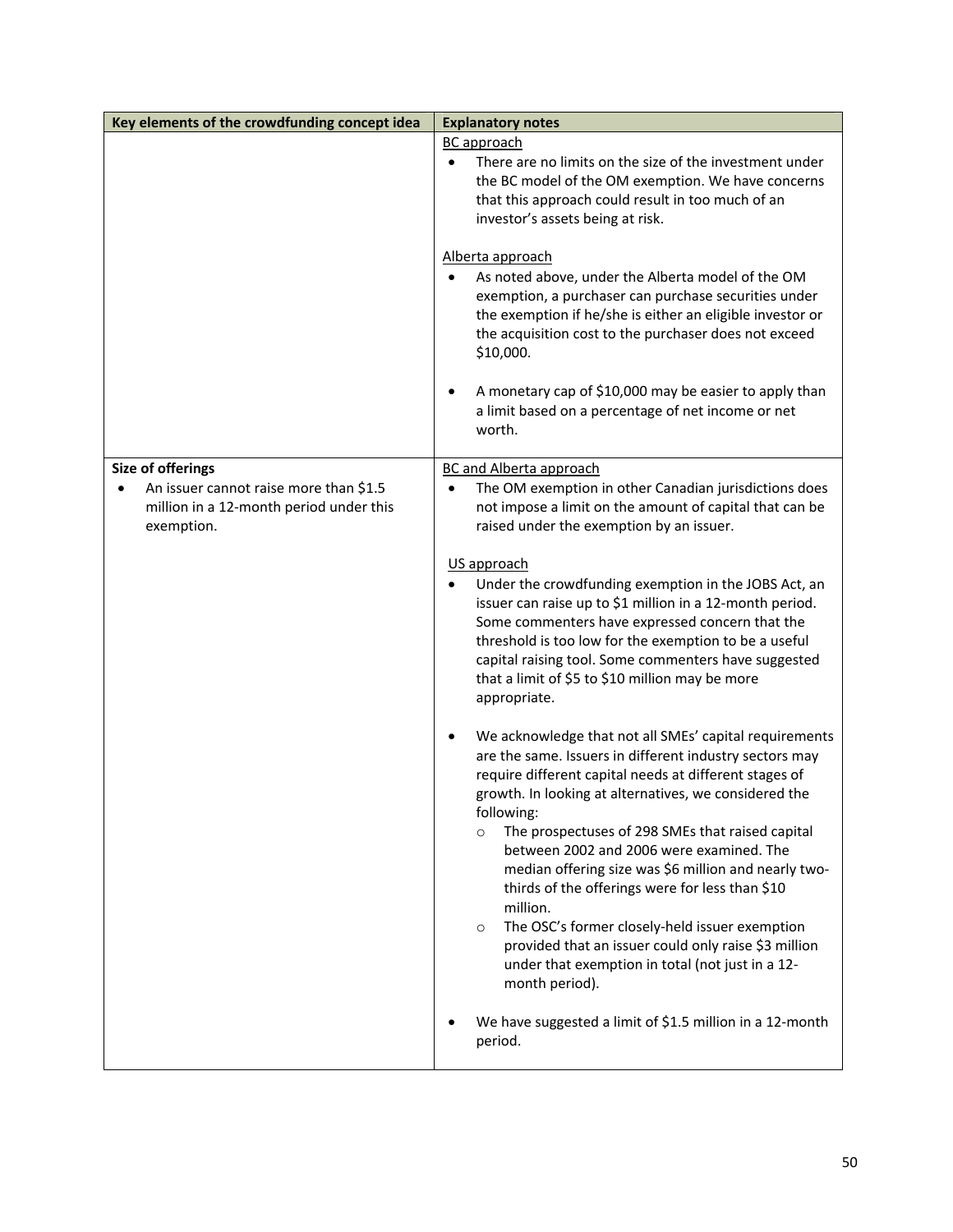| Key elements of the crowdfunding concept idea | Explanatory notes |
|---|---|
| | <u>BC approach</u><br>• There are no limits on the size of the investment under the BC model of the OM exemption. We have concerns that this approach could result in too much of an investor's assets being at risk.<br><br><u>Alberta approach</u><br>• As noted above, under the Alberta model of the OM exemption, a purchaser can purchase securities under the exemption if he/she is either an eligible investor or the acquisition cost to the purchaser does not exceed $10,000.<br><br>• A monetary cap of $10,000 may be easier to apply than a limit based on a percentage of net income or net worth. |
| **Size of offerings**<br>• An issuer cannot raise more than $1.5 million in a 12-month period under this exemption. | <u>BC and Alberta approach</u><br>• The OM exemption in other Canadian jurisdictions does not impose a limit on the amount of capital that can be raised under the exemption by an issuer.<br><br><u>US approach</u><br>• Under the crowdfunding exemption in the JOBS Act, an issuer can raise up to $1 million in a 12-month period. Some commenters have expressed concern that the threshold is too low for the exemption to be a useful capital raising tool. Some commenters have suggested that a limit of $5 to $10 million may be more appropriate.<br><br>• We acknowledge that not all SMEs' capital requirements are the same. Issuers in different industry sectors may require different capital needs at different stages of growth. In looking at alternatives, we considered the following:<br>  ○ The prospectuses of 298 SMEs that raised capital between 2002 and 2006 were examined. The median offering size was $6 million and nearly two-thirds of the offerings were for less than $10 million.<br>  ○ The OSC's former closely-held issuer exemption provided that an issuer could only raise $3 million under that exemption in total (not just in a 12-month period).<br><br>• We have suggested a limit of $1.5 million in a 12-month period. |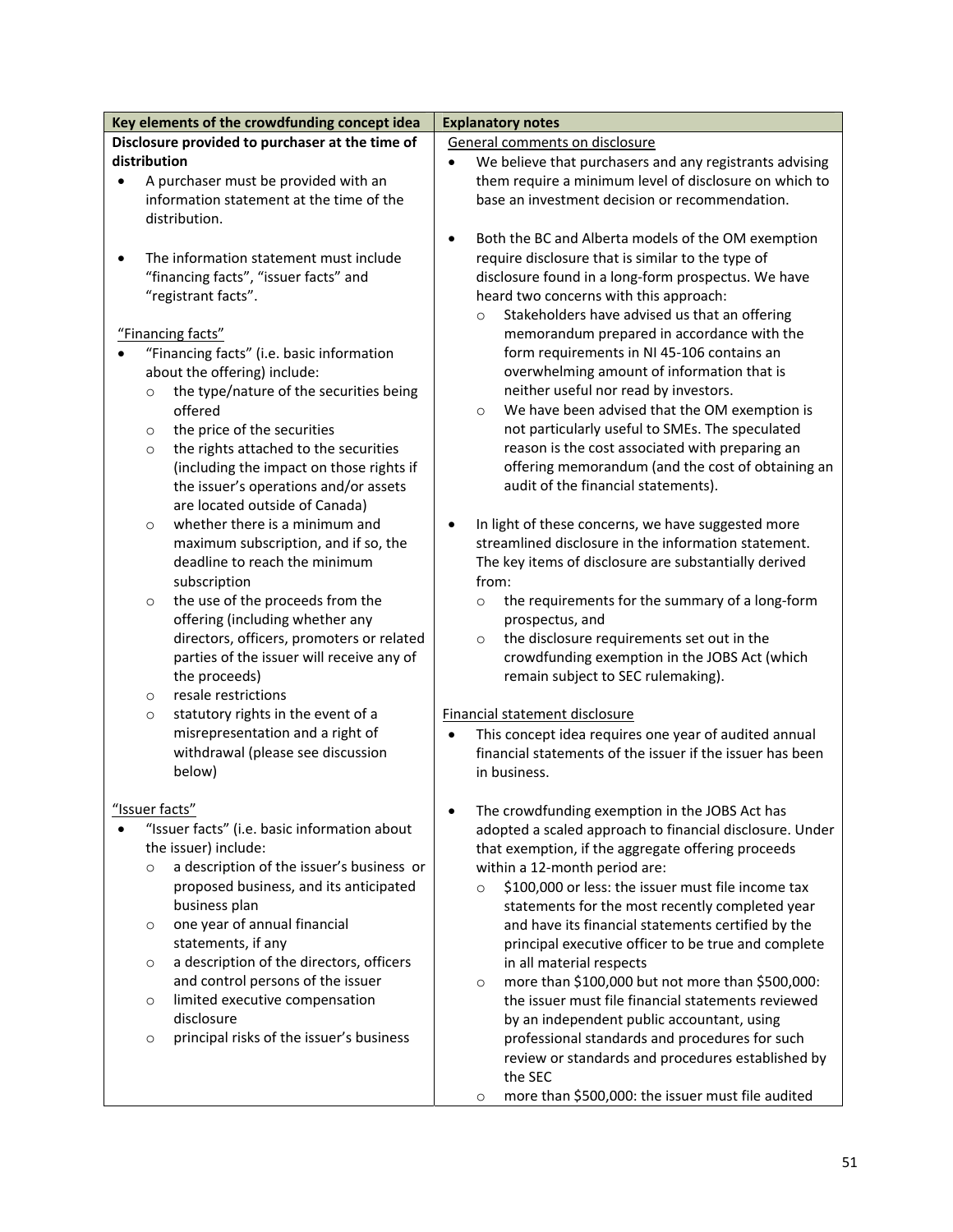| Key elements of the crowdfunding concept idea | Explanatory notes |
|---|---|
| **Disclosure provided to purchaser at the time of distribution**<br>• A purchaser must be provided with an information statement at the time of the distribution.<br><br>• The information statement must include "financing facts", "issuer facts" and "registrant facts".<br><br><u>"Financing facts"</u><br>• "Financing facts" (i.e. basic information about the offering) include:<br>&nbsp;&nbsp;o the type/nature of the securities being offered<br>&nbsp;&nbsp;o the price of the securities<br>&nbsp;&nbsp;o the rights attached to the securities (including the impact on those rights if the issuer's operations and/or assets are located outside of Canada)<br>&nbsp;&nbsp;o whether there is a minimum and maximum subscription, and if so, the deadline to reach the minimum subscription<br>&nbsp;&nbsp;o the use of the proceeds from the offering (including whether any directors, officers, promoters or related parties of the issuer will receive any of the proceeds)<br>&nbsp;&nbsp;o resale restrictions<br>&nbsp;&nbsp;o statutory rights in the event of a misrepresentation and a right of withdrawal (please see discussion below)<br><br><u>"Issuer facts"</u><br>• "Issuer facts" (i.e. basic information about the issuer) include:<br>&nbsp;&nbsp;o a description of the issuer's business or proposed business, and its anticipated business plan<br>&nbsp;&nbsp;o one year of annual financial statements, if any<br>&nbsp;&nbsp;o a description of the directors, officers and control persons of the issuer<br>&nbsp;&nbsp;o limited executive compensation disclosure<br>&nbsp;&nbsp;o principal risks of the issuer's business | <u>General comments on disclosure</u><br>• We believe that purchasers and any registrants advising them require a minimum level of disclosure on which to base an investment decision or recommendation.<br><br>• Both the BC and Alberta models of the OM exemption require disclosure that is similar to the type of disclosure found in a long-form prospectus. We have heard two concerns with this approach:<br>&nbsp;&nbsp;o Stakeholders have advised us that an offering memorandum prepared in accordance with the form requirements in NI 45-106 contains an overwhelming amount of information that is neither useful nor read by investors.<br>&nbsp;&nbsp;o We have been advised that the OM exemption is not particularly useful to SMEs. The speculated reason is the cost associated with preparing an offering memorandum (and the cost of obtaining an audit of the financial statements).<br><br>• In light of these concerns, we have suggested more streamlined disclosure in the information statement. The key items of disclosure are substantially derived from:<br>&nbsp;&nbsp;o the requirements for the summary of a long-form prospectus, and<br>&nbsp;&nbsp;o the disclosure requirements set out in the crowdfunding exemption in the JOBS Act (which remain subject to SEC rulemaking).<br><br><u>Financial statement disclosure</u><br>• This concept idea requires one year of audited annual financial statements of the issuer if the issuer has been in business.<br><br>• The crowdfunding exemption in the JOBS Act has adopted a scaled approach to financial disclosure. Under that exemption, if the aggregate offering proceeds within a 12-month period are:<br>&nbsp;&nbsp;o $100,000 or less: the issuer must file income tax statements for the most recently completed year and have its financial statements certified by the principal executive officer to be true and complete in all material respects<br>&nbsp;&nbsp;o more than $100,000 but not more than $500,000: the issuer must file financial statements reviewed by an independent public accountant, using professional standards and procedures for such review or standards and procedures established by the SEC<br>&nbsp;&nbsp;o more than $500,000: the issuer must file audited |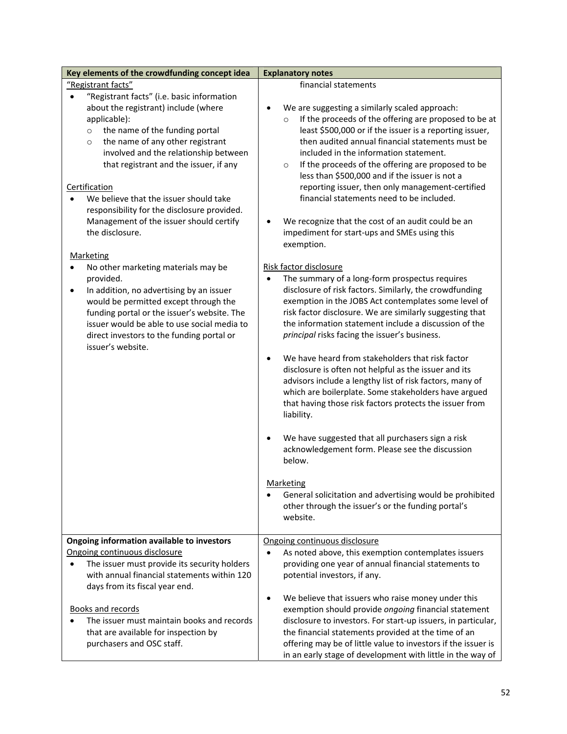| Key elements of the crowdfunding concept idea | Explanatory notes |
|---|---|
| <u>"Registrant facts"</u><br>• "Registrant facts" (i.e. basic information about the registrant) include (where applicable):<br>  ○ the name of the funding portal<br>  ○ the name of any other registrant involved and the relationship between that registrant and the issuer, if any<br><br><u>Certification</u><br>• We believe that the issuer should take responsibility for the disclosure provided. Management of the issuer should certify the disclosure.<br><br><u>Marketing</u><br>• No other marketing materials may be provided.<br>• In addition, no advertising by an issuer would be permitted except through the funding portal or the issuer's website. The issuer would be able to use social media to direct investors to the funding portal or issuer's website. | financial statements<br><br>• We are suggesting a similarly scaled approach:<br>  ○ If the proceeds of the offering are proposed to be at least $500,000 or if the issuer is a reporting issuer, then audited annual financial statements must be included in the information statement.<br>  ○ If the proceeds of the offering are proposed to be less than $500,000 and if the issuer is not a reporting issuer, then only management-certified financial statements need to be included.<br><br>• We recognize that the cost of an audit could be an impediment for start-ups and SMEs using this exemption.<br><br><u>Risk factor disclosure</u><br>• The summary of a long-form prospectus requires disclosure of risk factors. Similarly, the crowdfunding exemption in the JOBS Act contemplates some level of risk factor disclosure. We are similarly suggesting that the information statement include a discussion of the *principal* risks facing the issuer's business.<br><br>• We have heard from stakeholders that risk factor disclosure is often not helpful as the issuer and its advisors include a lengthy list of risk factors, many of which are boilerplate. Some stakeholders have argued that having those risk factors protects the issuer from liability.<br><br>• We have suggested that all purchasers sign a risk acknowledgement form. Please see the discussion below.<br><br><u>Marketing</u><br>• General solicitation and advertising would be prohibited other through the issuer's or the funding portal's website. |
| **Ongoing information available to investors**<br><u>Ongoing continuous disclosure</u><br>• The issuer must provide its security holders with annual financial statements within 120 days from its fiscal year end.<br><br><u>Books and records</u><br>• The issuer must maintain books and records that are available for inspection by purchasers and OSC staff. | <u>Ongoing continuous disclosure</u><br>• As noted above, this exemption contemplates issuers providing one year of annual financial statements to potential investors, if any.<br><br>• We believe that issuers who raise money under this exemption should provide *ongoing* financial statement disclosure to investors. For start-up issuers, in particular, the financial statements provided at the time of an offering may be of little value to investors if the issuer is in an early stage of development with little in the way of |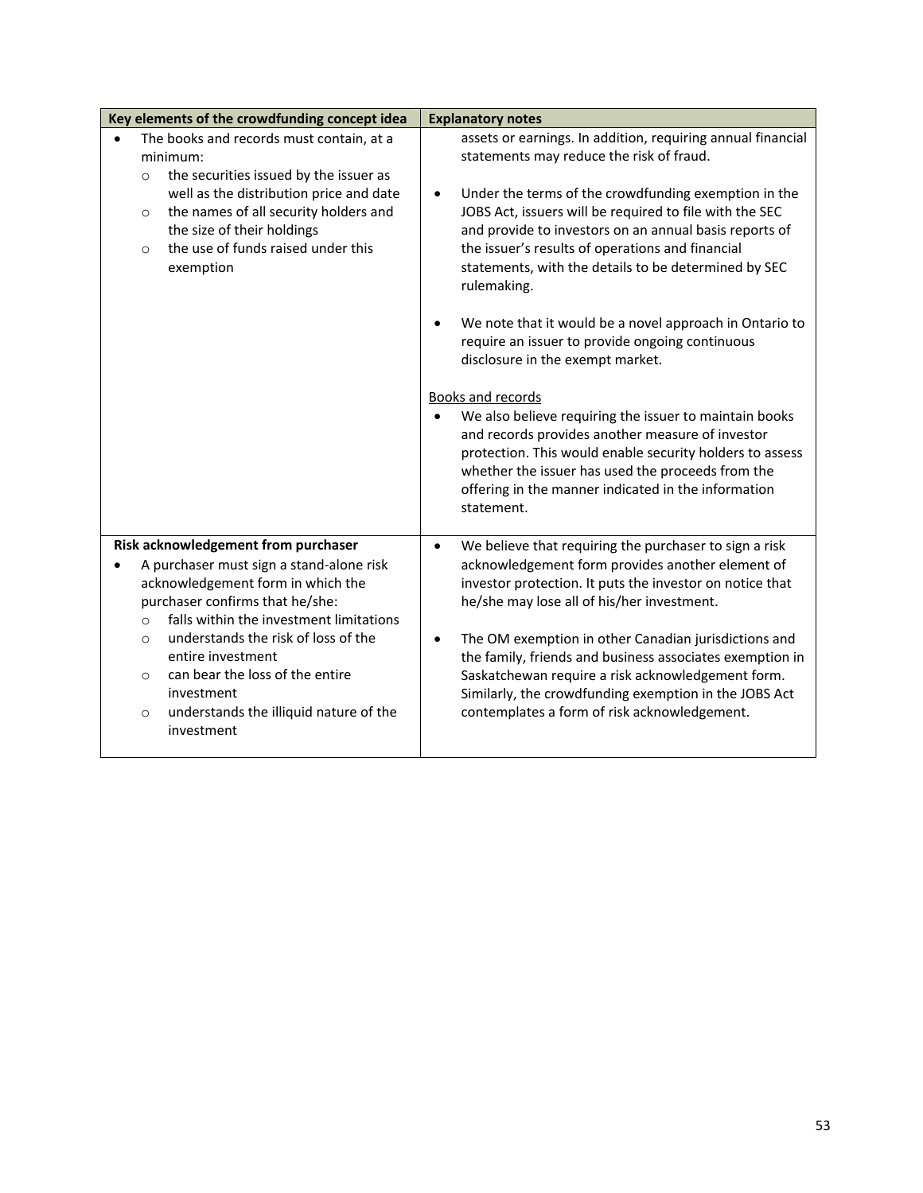| Key elements of the crowdfunding concept idea | Explanatory notes |
|---|---|
| • The books and records must contain, at a minimum:<br>  ○ the securities issued by the issuer as well as the distribution price and date<br>  ○ the names of all security holders and the size of their holdings<br>  ○ the use of funds raised under this exemption | assets or earnings. In addition, requiring annual financial statements may reduce the risk of fraud.<br><br>• Under the terms of the crowdfunding exemption in the JOBS Act, issuers will be required to file with the SEC and provide to investors on an annual basis reports of the issuer's results of operations and financial statements, with the details to be determined by SEC rulemaking.<br><br>• We note that it would be a novel approach in Ontario to require an issuer to provide ongoing continuous disclosure in the exempt market.<br><br><u>Books and records</u><br>• We also believe requiring the issuer to maintain books and records provides another measure of investor protection. This would enable security holders to assess whether the issuer has used the proceeds from the offering in the manner indicated in the information statement. |
| **Risk acknowledgement from purchaser**<br>• A purchaser must sign a stand-alone risk acknowledgement form in which the purchaser confirms that he/she:<br>  ○ falls within the investment limitations<br>  ○ understands the risk of loss of the entire investment<br>  ○ can bear the loss of the entire investment<br>  ○ understands the illiquid nature of the investment | • We believe that requiring the purchaser to sign a risk acknowledgement form provides another element of investor protection. It puts the investor on notice that he/she may lose all of his/her investment.<br><br>• The OM exemption in other Canadian jurisdictions and the family, friends and business associates exemption in Saskatchewan require a risk acknowledgement form. Similarly, the crowdfunding exemption in the JOBS Act contemplates a form of risk acknowledgement. |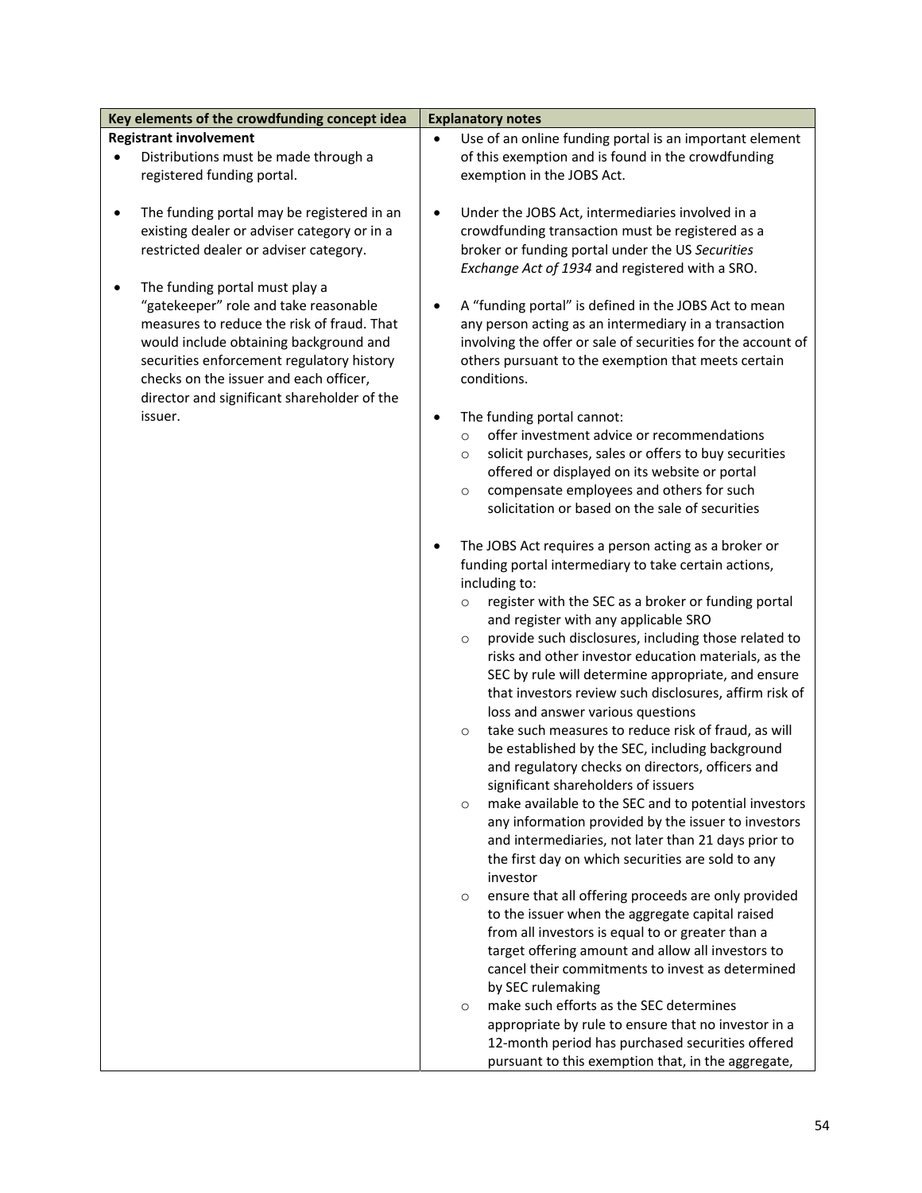| Key elements of the crowdfunding concept idea | Explanatory notes |
|---|---|
| **Registrant involvement**<br>• Distributions must be made through a registered funding portal.<br><br>• The funding portal may be registered in an existing dealer or adviser category or in a restricted dealer or adviser category.<br><br>• The funding portal must play a "gatekeeper" role and take reasonable measures to reduce the risk of fraud. That would include obtaining background and securities enforcement regulatory history checks on the issuer and each officer, director and significant shareholder of the issuer. | • Use of an online funding portal is an important element of this exemption and is found in the crowdfunding exemption in the JOBS Act.<br><br>• Under the JOBS Act, intermediaries involved in a crowdfunding transaction must be registered as a broker or funding portal under the US *Securities Exchange Act of 1934* and registered with a SRO.<br><br>• A "funding portal" is defined in the JOBS Act to mean any person acting as an intermediary in a transaction involving the offer or sale of securities for the account of others pursuant to the exemption that meets certain conditions.<br><br>• The funding portal cannot:<br>  ○ offer investment advice or recommendations<br>  ○ solicit purchases, sales or offers to buy securities offered or displayed on its website or portal<br>  ○ compensate employees and others for such solicitation or based on the sale of securities<br><br>• The JOBS Act requires a person acting as a broker or funding portal intermediary to take certain actions, including to:<br>  ○ register with the SEC as a broker or funding portal and register with any applicable SRO<br>  ○ provide such disclosures, including those related to risks and other investor education materials, as the SEC by rule will determine appropriate, and ensure that investors review such disclosures, affirm risk of loss and answer various questions<br>  ○ take such measures to reduce risk of fraud, as will be established by the SEC, including background and regulatory checks on directors, officers and significant shareholders of issuers<br>  ○ make available to the SEC and to potential investors any information provided by the issuer to investors and intermediaries, not later than 21 days prior to the first day on which securities are sold to any investor<br>  ○ ensure that all offering proceeds are only provided to the issuer when the aggregate capital raised from all investors is equal to or greater than a target offering amount and allow all investors to cancel their commitments to invest as determined by SEC rulemaking<br>  ○ make such efforts as the SEC determines appropriate by rule to ensure that no investor in a 12-month period has purchased securities offered pursuant to this exemption that, in the aggregate, |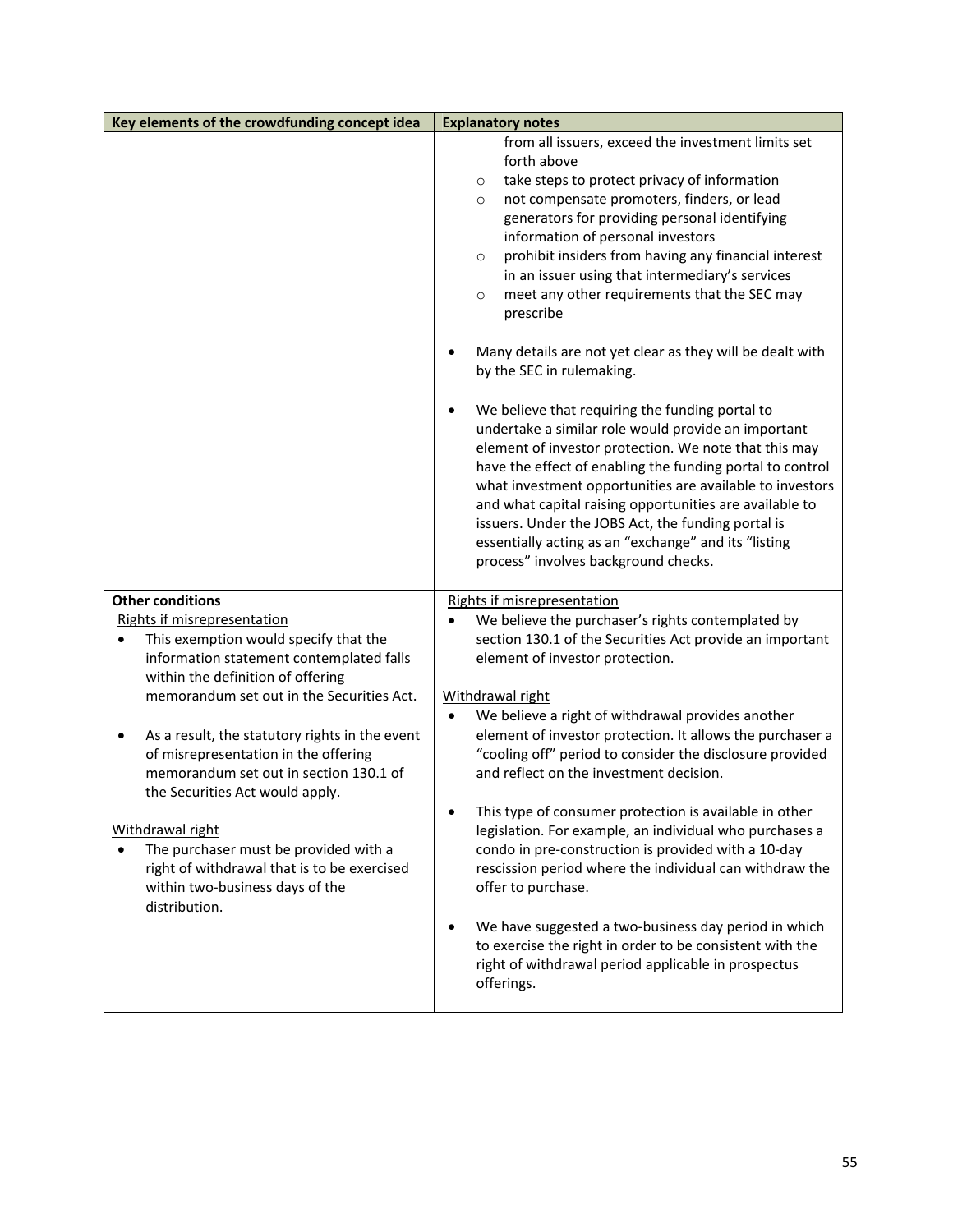| Key elements of the crowdfunding concept idea | Explanatory notes |
|---|---|
| | from all issuers, exceed the investment limits set forth above<br>○ take steps to protect privacy of information<br>○ not compensate promoters, finders, or lead generators for providing personal identifying information of personal investors<br>○ prohibit insiders from having any financial interest in an issuer using that intermediary's services<br>○ meet any other requirements that the SEC may prescribe<br><br>• Many details are not yet clear as they will be dealt with by the SEC in rulemaking.<br><br>• We believe that requiring the funding portal to undertake a similar role would provide an important element of investor protection. We note that this may have the effect of enabling the funding portal to control what investment opportunities are available to investors and what capital raising opportunities are available to issuers. Under the JOBS Act, the funding portal is essentially acting as an "exchange" and its "listing process" involves background checks. |
| **Other conditions**<br>Rights if misrepresentation<br>• This exemption would specify that the information statement contemplated falls within the definition of offering memorandum set out in the Securities Act.<br><br>• As a result, the statutory rights in the event of misrepresentation in the offering memorandum set out in section 130.1 of the Securities Act would apply.<br><br>Withdrawal right<br>• The purchaser must be provided with a right of withdrawal that is to be exercised within two-business days of the distribution. | Rights if misrepresentation<br>• We believe the purchaser's rights contemplated by section 130.1 of the Securities Act provide an important element of investor protection.<br><br>Withdrawal right<br>• We believe a right of withdrawal provides another element of investor protection. It allows the purchaser a "cooling off" period to consider the disclosure provided and reflect on the investment decision.<br><br>• This type of consumer protection is available in other legislation. For example, an individual who purchases a condo in pre-construction is provided with a 10-day rescission period where the individual can withdraw the offer to purchase.<br><br>• We have suggested a two-business day period in which to exercise the right in order to be consistent with the right of withdrawal period applicable in prospectus offerings. |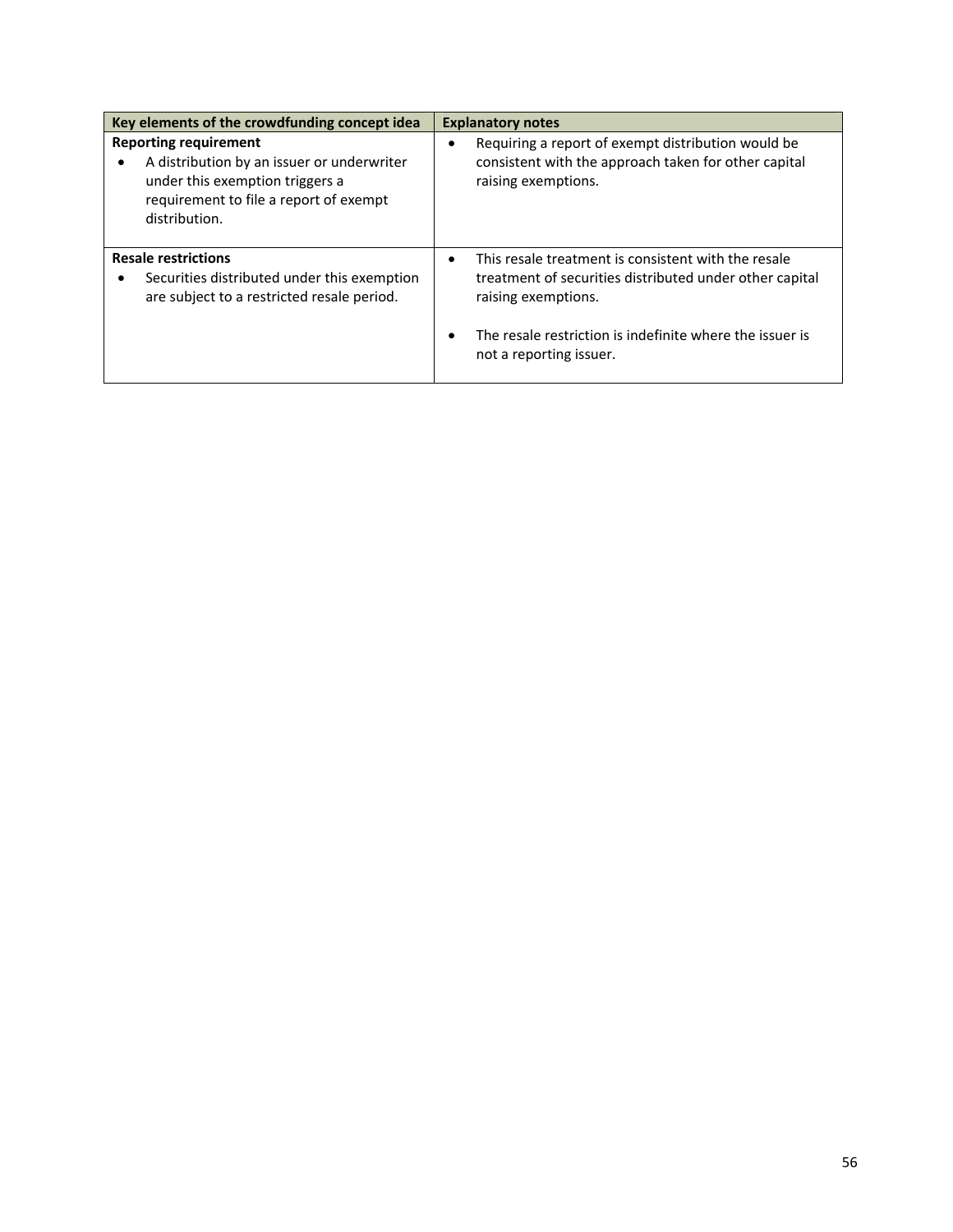| Key elements of the crowdfunding concept idea | Explanatory notes |
|---|---|
| **Reporting requirement**<br>• A distribution by an issuer or underwriter under this exemption triggers a requirement to file a report of exempt distribution. | • Requiring a report of exempt distribution would be consistent with the approach taken for other capital raising exemptions. |
| **Resale restrictions**<br>• Securities distributed under this exemption are subject to a restricted resale period. | • This resale treatment is consistent with the resale treatment of securities distributed under other capital raising exemptions.<br><br>• The resale restriction is indefinite where the issuer is not a reporting issuer. |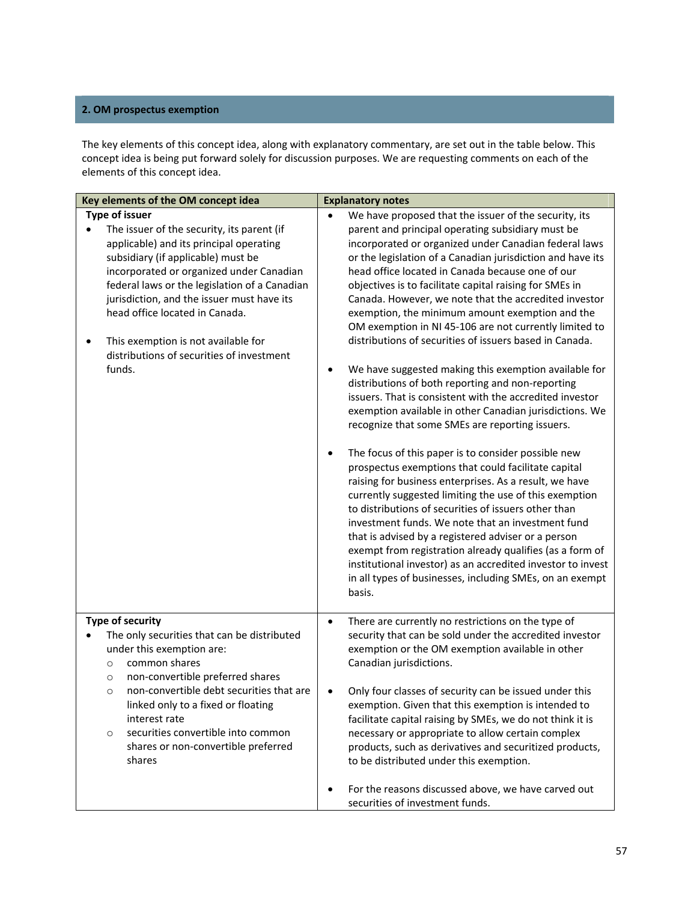## 2. OM prospectus exemption

The key elements of this concept idea, along with explanatory commentary, are set out in the table below. This concept idea is being put forward solely for discussion purposes. We are requesting comments on each of the elements of this concept idea.

| Key elements of the OM concept idea | Explanatory notes |
|---|---|
| **Type of issuer**<br>• The issuer of the security, its parent (if applicable) and its principal operating subsidiary (if applicable) must be incorporated or organized under Canadian federal laws or the legislation of a Canadian jurisdiction, and the issuer must have its head office located in Canada.<br><br>• This exemption is not available for distributions of securities of investment funds. | • We have proposed that the issuer of the security, its parent and principal operating subsidiary must be incorporated or organized under Canadian federal laws or the legislation of a Canadian jurisdiction and have its head office located in Canada because one of our objectives is to facilitate capital raising for SMEs in Canada. However, we note that the accredited investor exemption, the minimum amount exemption and the OM exemption in NI 45-106 are not currently limited to distributions of securities of issuers based in Canada.<br><br>• We have suggested making this exemption available for distributions of both reporting and non-reporting issuers. That is consistent with the accredited investor exemption available in other Canadian jurisdictions. We recognize that some SMEs are reporting issuers.<br><br>• The focus of this paper is to consider possible new prospectus exemptions that could facilitate capital raising for business enterprises. As a result, we have currently suggested limiting the use of this exemption to distributions of securities of issuers other than investment funds. We note that an investment fund that is advised by a registered adviser or a person exempt from registration already qualifies (as a form of institutional investor) as an accredited investor to invest in all types of businesses, including SMEs, on an exempt basis. |
| **Type of security**<br>• The only securities that can be distributed under this exemption are:<br>&nbsp;&nbsp;○ common shares<br>&nbsp;&nbsp;○ non-convertible preferred shares<br>&nbsp;&nbsp;○ non-convertible debt securities that are linked only to a fixed or floating interest rate<br>&nbsp;&nbsp;○ securities convertible into common shares or non-convertible preferred shares | • There are currently no restrictions on the type of security that can be sold under the accredited investor exemption or the OM exemption available in other Canadian jurisdictions.<br><br>• Only four classes of security can be issued under this exemption. Given that this exemption is intended to facilitate capital raising by SMEs, we do not think it is necessary or appropriate to allow certain complex products, such as derivatives and securitized products, to be distributed under this exemption.<br><br>• For the reasons discussed above, we have carved out securities of investment funds. |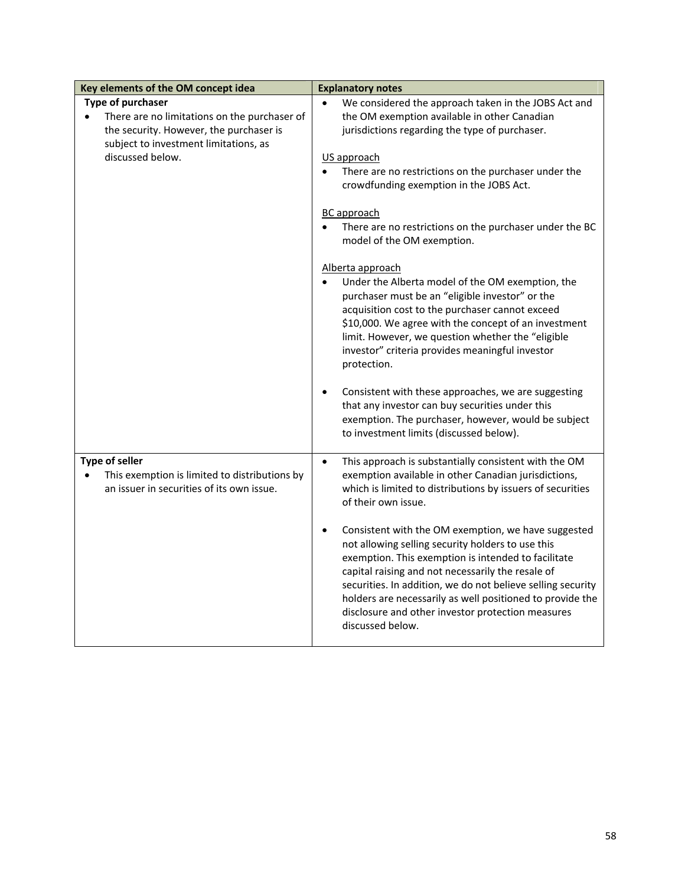| Key elements of the OM concept idea | Explanatory notes |
| --- | --- |
| **Type of purchaser**<br>• There are no limitations on the purchaser of the security. However, the purchaser is subject to investment limitations, as discussed below. | • We considered the approach taken in the JOBS Act and the OM exemption available in other Canadian jurisdictions regarding the type of purchaser.<br><br><u>US approach</u><br>• There are no restrictions on the purchaser under the crowdfunding exemption in the JOBS Act.<br><br><u>BC approach</u><br>• There are no restrictions on the purchaser under the BC model of the OM exemption.<br><br><u>Alberta approach</u><br>• Under the Alberta model of the OM exemption, the purchaser must be an "eligible investor" or the acquisition cost to the purchaser cannot exceed \$10,000. We agree with the concept of an investment limit. However, we question whether the "eligible investor" criteria provides meaningful investor protection.<br><br>• Consistent with these approaches, we are suggesting that any investor can buy securities under this exemption. The purchaser, however, would be subject to investment limits (discussed below). |
| **Type of seller**<br>• This exemption is limited to distributions by an issuer in securities of its own issue. | • This approach is substantially consistent with the OM exemption available in other Canadian jurisdictions, which is limited to distributions by issuers of securities of their own issue.<br><br>• Consistent with the OM exemption, we have suggested not allowing selling security holders to use this exemption. This exemption is intended to facilitate capital raising and not necessarily the resale of securities. In addition, we do not believe selling security holders are necessarily as well positioned to provide the disclosure and other investor protection measures discussed below. |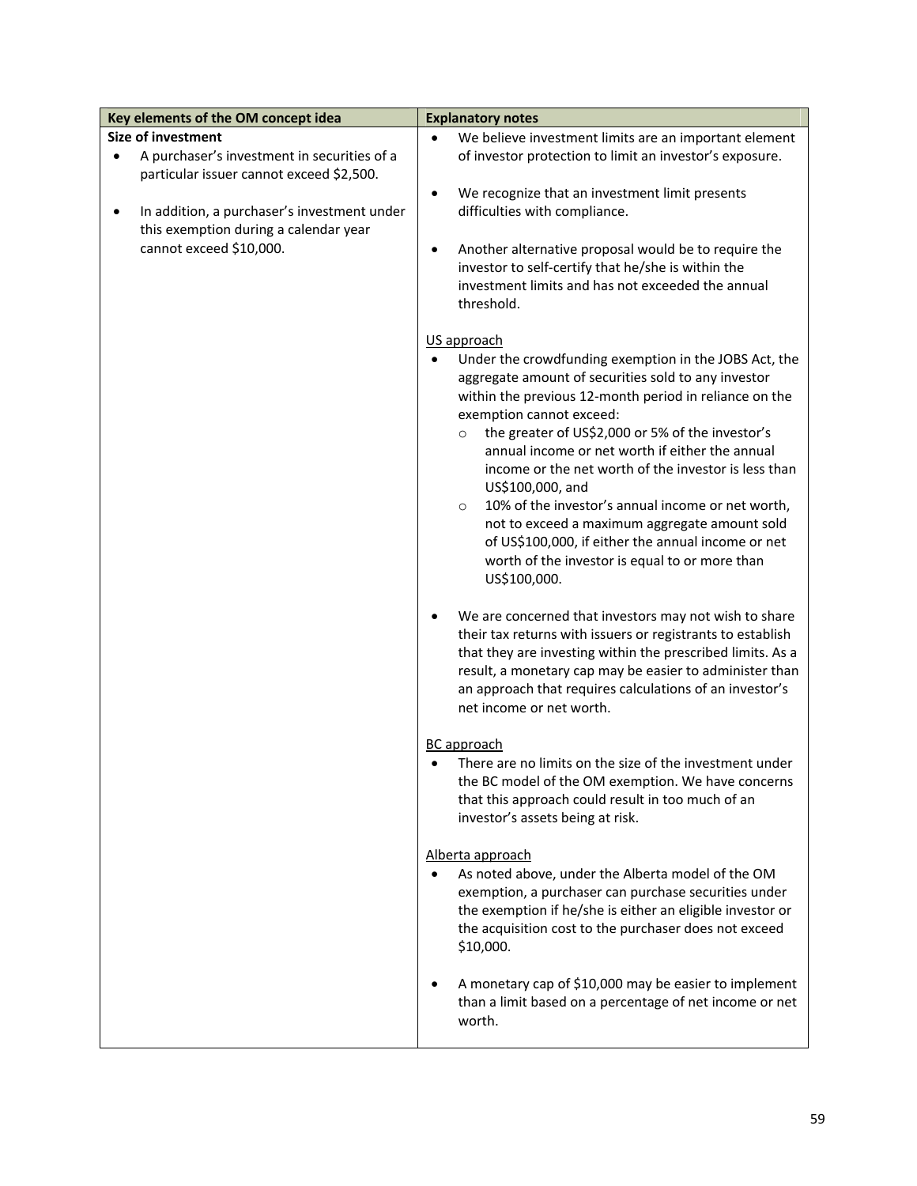| Key elements of the OM concept idea | Explanatory notes |
|---|---|
| **Size of investment**<br>• A purchaser's investment in securities of a particular issuer cannot exceed $2,500.<br><br>• In addition, a purchaser's investment under this exemption during a calendar year cannot exceed $10,000. | • We believe investment limits are an important element of investor protection to limit an investor's exposure.<br><br>• We recognize that an investment limit presents difficulties with compliance.<br><br>• Another alternative proposal would be to require the investor to self-certify that he/she is within the investment limits and has not exceeded the annual threshold.<br><br><u>US approach</u><br>• Under the crowdfunding exemption in the JOBS Act, the aggregate amount of securities sold to any investor within the previous 12-month period in reliance on the exemption cannot exceed:<br>&nbsp;&nbsp;&nbsp;&nbsp;o the greater of US$2,000 or 5% of the investor's annual income or net worth if either the annual income or the net worth of the investor is less than US$100,000, and<br>&nbsp;&nbsp;&nbsp;&nbsp;o 10% of the investor's annual income or net worth, not to exceed a maximum aggregate amount sold of US$100,000, if either the annual income or net worth of the investor is equal to or more than US$100,000.<br><br>• We are concerned that investors may not wish to share their tax returns with issuers or registrants to establish that they are investing within the prescribed limits. As a result, a monetary cap may be easier to administer than an approach that requires calculations of an investor's net income or net worth.<br><br><u>BC approach</u><br>• There are no limits on the size of the investment under the BC model of the OM exemption. We have concerns that this approach could result in too much of an investor's assets being at risk.<br><br><u>Alberta approach</u><br>• As noted above, under the Alberta model of the OM exemption, a purchaser can purchase securities under the exemption if he/she is either an eligible investor or the acquisition cost to the purchaser does not exceed $10,000.<br><br>• A monetary cap of $10,000 may be easier to implement than a limit based on a percentage of net income or net worth. |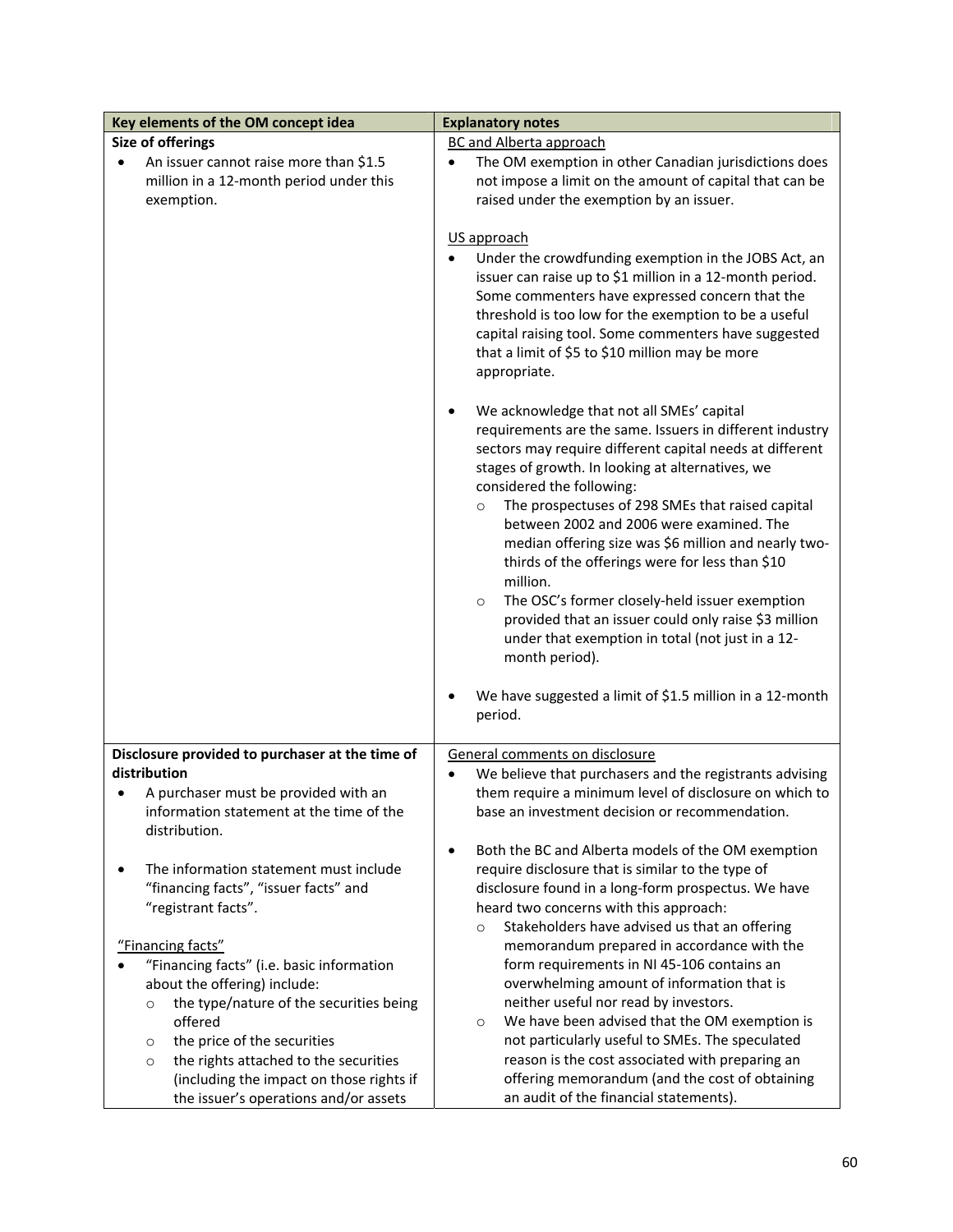| Key elements of the OM concept idea | Explanatory notes |
|---|---|
| **Size of offerings**<br>• An issuer cannot raise more than $1.5 million in a 12-month period under this exemption. | <u>BC and Alberta approach</u><br>• The OM exemption in other Canadian jurisdictions does not impose a limit on the amount of capital that can be raised under the exemption by an issuer.<br><br><u>US approach</u><br>• Under the crowdfunding exemption in the JOBS Act, an issuer can raise up to $1 million in a 12-month period. Some commenters have expressed concern that the threshold is too low for the exemption to be a useful capital raising tool. Some commenters have suggested that a limit of $5 to $10 million may be more appropriate.<br><br>• We acknowledge that not all SMEs' capital requirements are the same. Issuers in different industry sectors may require different capital needs at different stages of growth. In looking at alternatives, we considered the following:<br>  ○ The prospectuses of 298 SMEs that raised capital between 2002 and 2006 were examined. The median offering size was $6 million and nearly two-thirds of the offerings were for less than $10 million.<br>  ○ The OSC's former closely-held issuer exemption provided that an issuer could only raise $3 million under that exemption in total (not just in a 12-month period).<br><br>• We have suggested a limit of $1.5 million in a 12-month period. |
| **Disclosure provided to purchaser at the time of distribution**<br>• A purchaser must be provided with an information statement at the time of the distribution.<br><br>• The information statement must include "financing facts", "issuer facts" and "registrant facts".<br><br><u>"Financing facts"</u><br>• "Financing facts" (i.e. basic information about the offering) include:<br>  ○ the type/nature of the securities being offered<br>  ○ the price of the securities<br>  ○ the rights attached to the securities (including the impact on those rights if the issuer's operations and/or assets | <u>General comments on disclosure</u><br>• We believe that purchasers and the registrants advising them require a minimum level of disclosure on which to base an investment decision or recommendation.<br><br>• Both the BC and Alberta models of the OM exemption require disclosure that is similar to the type of disclosure found in a long-form prospectus. We have heard two concerns with this approach:<br>  ○ Stakeholders have advised us that an offering memorandum prepared in accordance with the form requirements in NI 45-106 contains an overwhelming amount of information that is neither useful nor read by investors.<br>  ○ We have been advised that the OM exemption is not particularly useful to SMEs. The speculated reason is the cost associated with preparing an offering memorandum (and the cost of obtaining an audit of the financial statements). |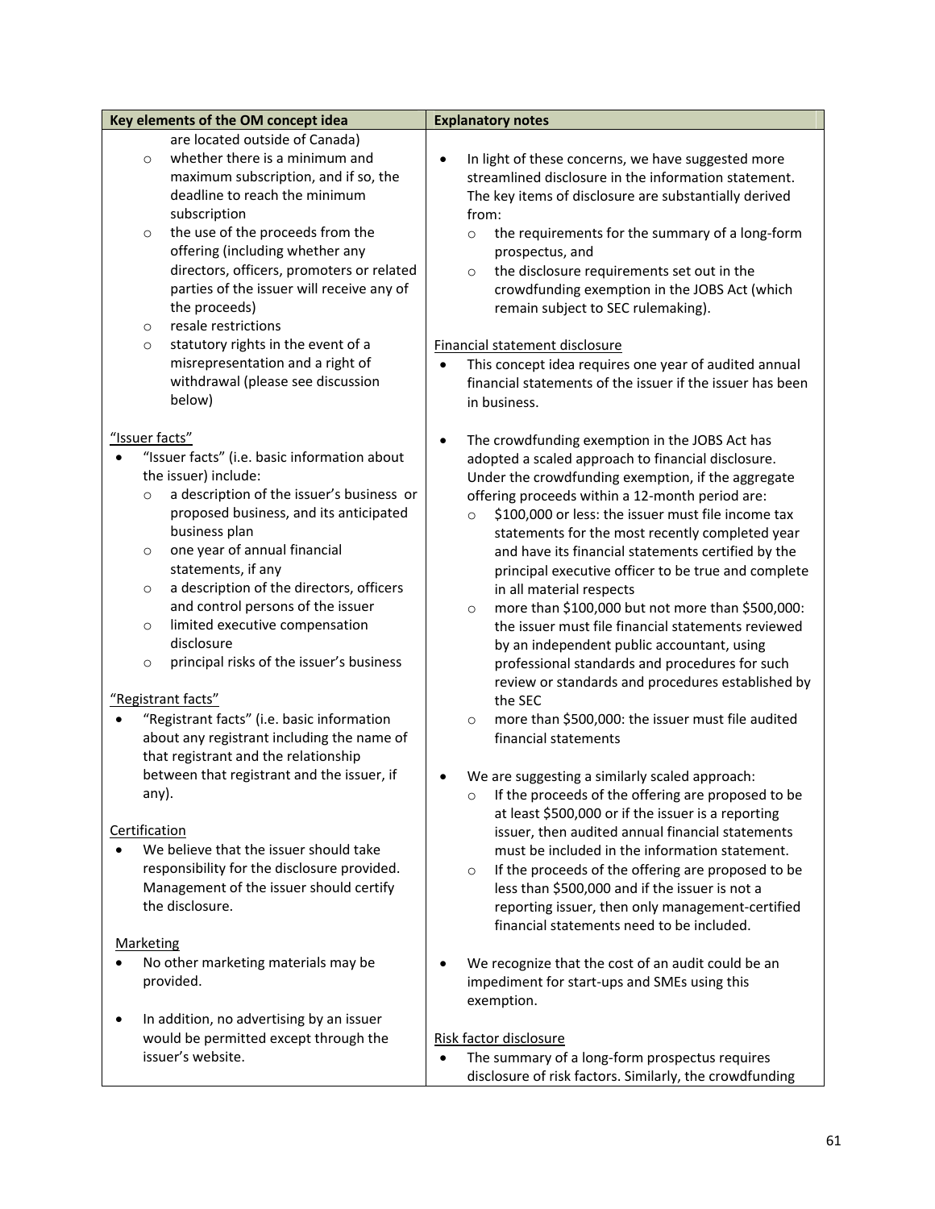| Key elements of the OM concept idea | Explanatory notes |
|---|---|
| are located outside of Canada)<br>◦ whether there is a minimum and maximum subscription, and if so, the deadline to reach the minimum subscription<br>◦ the use of the proceeds from the offering (including whether any directors, officers, promoters or related parties of the issuer will receive any of the proceeds)<br>◦ resale restrictions<br>◦ statutory rights in the event of a misrepresentation and a right of withdrawal (please see discussion below)<br><br><u>"Issuer facts"</u><br>• "Issuer facts" (i.e. basic information about the issuer) include:<br>◦ a description of the issuer's business or proposed business, and its anticipated business plan<br>◦ one year of annual financial statements, if any<br>◦ a description of the directors, officers and control persons of the issuer<br>◦ limited executive compensation disclosure<br>◦ principal risks of the issuer's business<br><br><u>"Registrant facts"</u><br>• "Registrant facts" (i.e. basic information about any registrant including the name of that registrant and the relationship between that registrant and the issuer, if any).<br><br><u>Certification</u><br>• We believe that the issuer should take responsibility for the disclosure provided. Management of the issuer should certify the disclosure.<br><br><u>Marketing</u><br>• No other marketing materials may be provided.<br><br>• In addition, no advertising by an issuer would be permitted except through the issuer's website. | • In light of these concerns, we have suggested more streamlined disclosure in the information statement. The key items of disclosure are substantially derived from:<br>◦ the requirements for the summary of a long-form prospectus, and<br>◦ the disclosure requirements set out in the crowdfunding exemption in the JOBS Act (which remain subject to SEC rulemaking).<br><br><u>Financial statement disclosure</u><br>• This concept idea requires one year of audited annual financial statements of the issuer if the issuer has been in business.<br><br>• The crowdfunding exemption in the JOBS Act has adopted a scaled approach to financial disclosure. Under the crowdfunding exemption, if the aggregate offering proceeds within a 12-month period are:<br>◦ \$100,000 or less: the issuer must file income tax statements for the most recently completed year and have its financial statements certified by the principal executive officer to be true and complete in all material respects<br>◦ more than \$100,000 but not more than \$500,000: the issuer must file financial statements reviewed by an independent public accountant, using professional standards and procedures for such review or standards and procedures established by the SEC<br>◦ more than \$500,000: the issuer must file audited financial statements<br><br>• We are suggesting a similarly scaled approach:<br>◦ If the proceeds of the offering are proposed to be at least \$500,000 or if the issuer is a reporting issuer, then audited annual financial statements must be included in the information statement.<br>◦ If the proceeds of the offering are proposed to be less than \$500,000 and if the issuer is not a reporting issuer, then only management-certified financial statements need to be included.<br><br>• We recognize that the cost of an audit could be an impediment for start-ups and SMEs using this exemption.<br><br><u>Risk factor disclosure</u><br>• The summary of a long-form prospectus requires disclosure of risk factors. Similarly, the crowdfunding |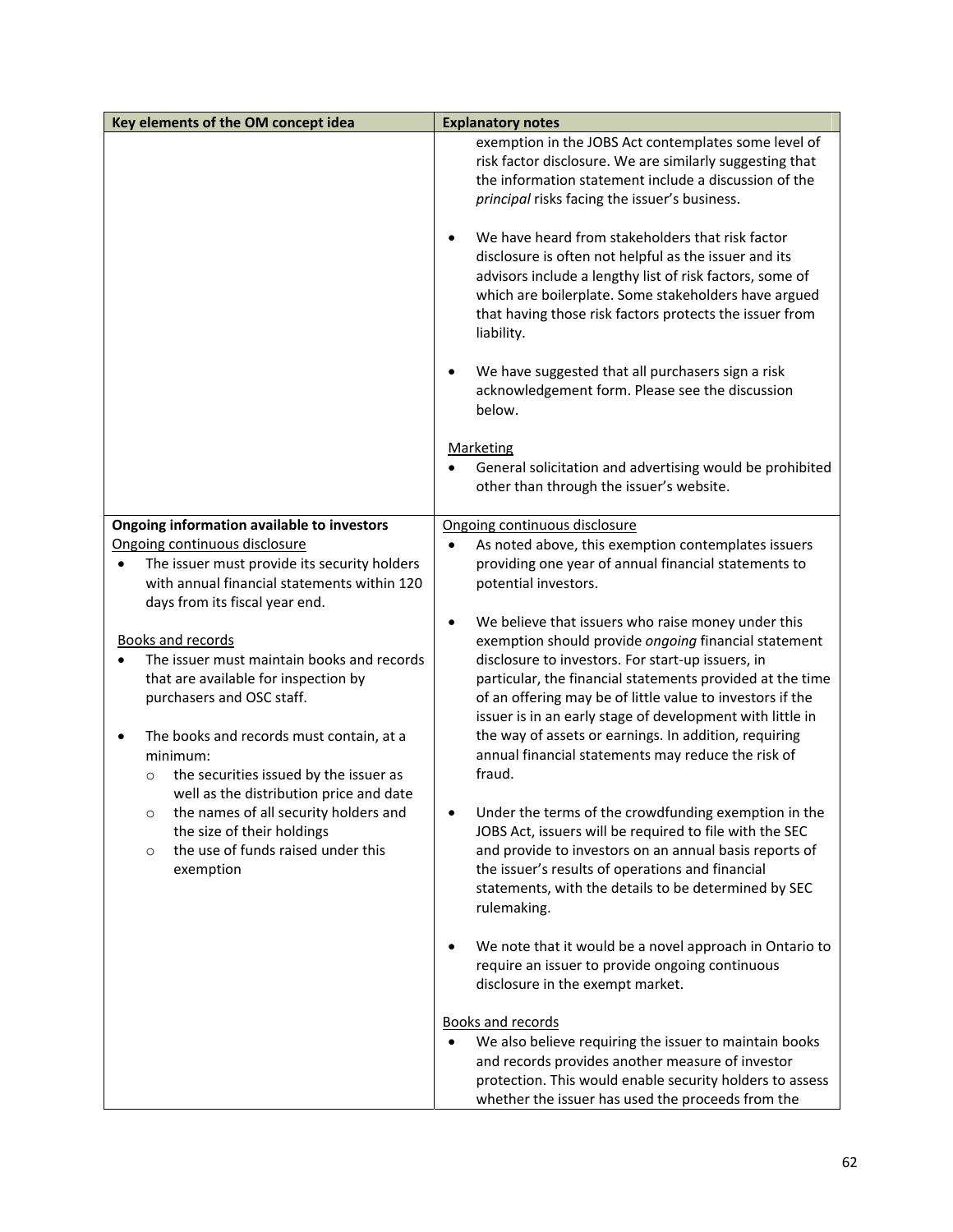| Key elements of the OM concept idea | Explanatory notes |
|---|---|
| | exemption in the JOBS Act contemplates some level of risk factor disclosure. We are similarly suggesting that the information statement include a discussion of the *principal* risks facing the issuer's business.<br><br>• We have heard from stakeholders that risk factor disclosure is often not helpful as the issuer and its advisors include a lengthy list of risk factors, some of which are boilerplate. Some stakeholders have argued that having those risk factors protects the issuer from liability.<br><br>• We have suggested that all purchasers sign a risk acknowledgement form. Please see the discussion below.<br><br><u>Marketing</u><br>• General solicitation and advertising would be prohibited other than through the issuer's website. |
| **Ongoing information available to investors**<br><u>Ongoing continuous disclosure</u><br>• The issuer must provide its security holders with annual financial statements within 120 days from its fiscal year end.<br><br><u>Books and records</u><br>• The issuer must maintain books and records that are available for inspection by purchasers and OSC staff.<br><br>• The books and records must contain, at a minimum:<br>  ○ the securities issued by the issuer as well as the distribution price and date<br>  ○ the names of all security holders and the size of their holdings<br>  ○ the use of funds raised under this exemption | <u>Ongoing continuous disclosure</u><br>• As noted above, this exemption contemplates issuers providing one year of annual financial statements to potential investors.<br><br>• We believe that issuers who raise money under this exemption should provide *ongoing* financial statement disclosure to investors. For start-up issuers, in particular, the financial statements provided at the time of an offering may be of little value to investors if the issuer is in an early stage of development with little in the way of assets or earnings. In addition, requiring annual financial statements may reduce the risk of fraud.<br><br>• Under the terms of the crowdfunding exemption in the JOBS Act, issuers will be required to file with the SEC and provide to investors on an annual basis reports of the issuer's results of operations and financial statements, with the details to be determined by SEC rulemaking.<br><br>• We note that it would be a novel approach in Ontario to require an issuer to provide ongoing continuous disclosure in the exempt market.<br><br><u>Books and records</u><br>• We also believe requiring the issuer to maintain books and records provides another measure of investor protection. This would enable security holders to assess whether the issuer has used the proceeds from the |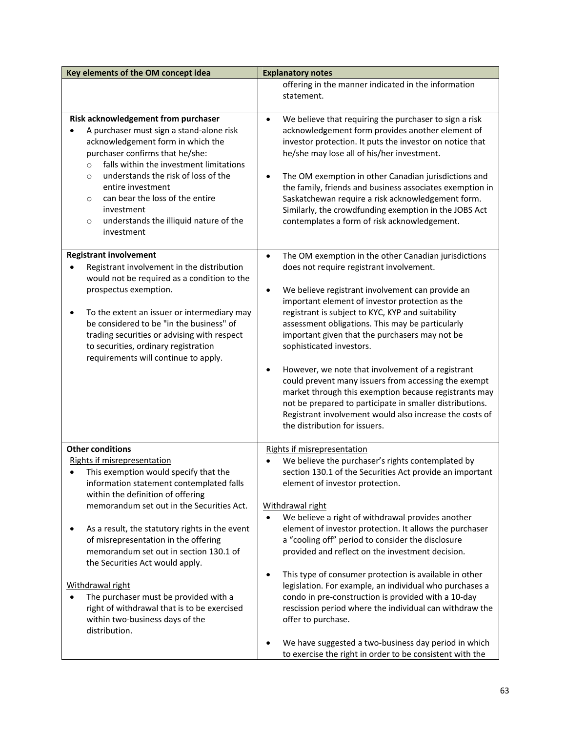| Key elements of the OM concept idea | Explanatory notes |
| --- | --- |
| | offering in the manner indicated in the information statement. |
| **Risk acknowledgement from purchaser**<br>• A purchaser must sign a stand-alone risk acknowledgement form in which the purchaser confirms that he/she:<br>&nbsp;&nbsp;&nbsp;&nbsp;○ falls within the investment limitations<br>&nbsp;&nbsp;&nbsp;&nbsp;○ understands the risk of loss of the entire investment<br>&nbsp;&nbsp;&nbsp;&nbsp;○ can bear the loss of the entire investment<br>&nbsp;&nbsp;&nbsp;&nbsp;○ understands the illiquid nature of the investment | • We believe that requiring the purchaser to sign a risk acknowledgement form provides another element of investor protection. It puts the investor on notice that he/she may lose all of his/her investment.<br><br>• The OM exemption in other Canadian jurisdictions and the family, friends and business associates exemption in Saskatchewan require a risk acknowledgement form. Similarly, the crowdfunding exemption in the JOBS Act contemplates a form of risk acknowledgement. |
| **Registrant involvement**<br>• Registrant involvement in the distribution would not be required as a condition to the prospectus exemption.<br><br>• To the extent an issuer or intermediary may be considered to be "in the business" of trading securities or advising with respect to securities, ordinary registration requirements will continue to apply. | • The OM exemption in the other Canadian jurisdictions does not require registrant involvement.<br><br>• We believe registrant involvement can provide an important element of investor protection as the registrant is subject to KYC, KYP and suitability assessment obligations. This may be particularly important given that the purchasers may not be sophisticated investors.<br><br>• However, we note that involvement of a registrant could prevent many issuers from accessing the exempt market through this exemption because registrants may not be prepared to participate in smaller distributions. Registrant involvement would also increase the costs of the distribution for issuers. |
| **Other conditions**<br><u>Rights if misrepresentation</u><br>• This exemption would specify that the information statement contemplated falls within the definition of offering memorandum set out in the Securities Act.<br><br>• As a result, the statutory rights in the event of misrepresentation in the offering memorandum set out in section 130.1 of the Securities Act would apply.<br><br><u>Withdrawal right</u><br>• The purchaser must be provided with a right of withdrawal that is to be exercised within two-business days of the distribution. | <u>Rights if misrepresentation</u><br>• We believe the purchaser's rights contemplated by section 130.1 of the Securities Act provide an important element of investor protection.<br><br><u>Withdrawal right</u><br>• We believe a right of withdrawal provides another element of investor protection. It allows the purchaser a "cooling off" period to consider the disclosure provided and reflect on the investment decision.<br><br>• This type of consumer protection is available in other legislation. For example, an individual who purchases a condo in pre-construction is provided with a 10-day rescission period where the individual can withdraw the offer to purchase.<br><br>• We have suggested a two-business day period in which to exercise the right in order to be consistent with the |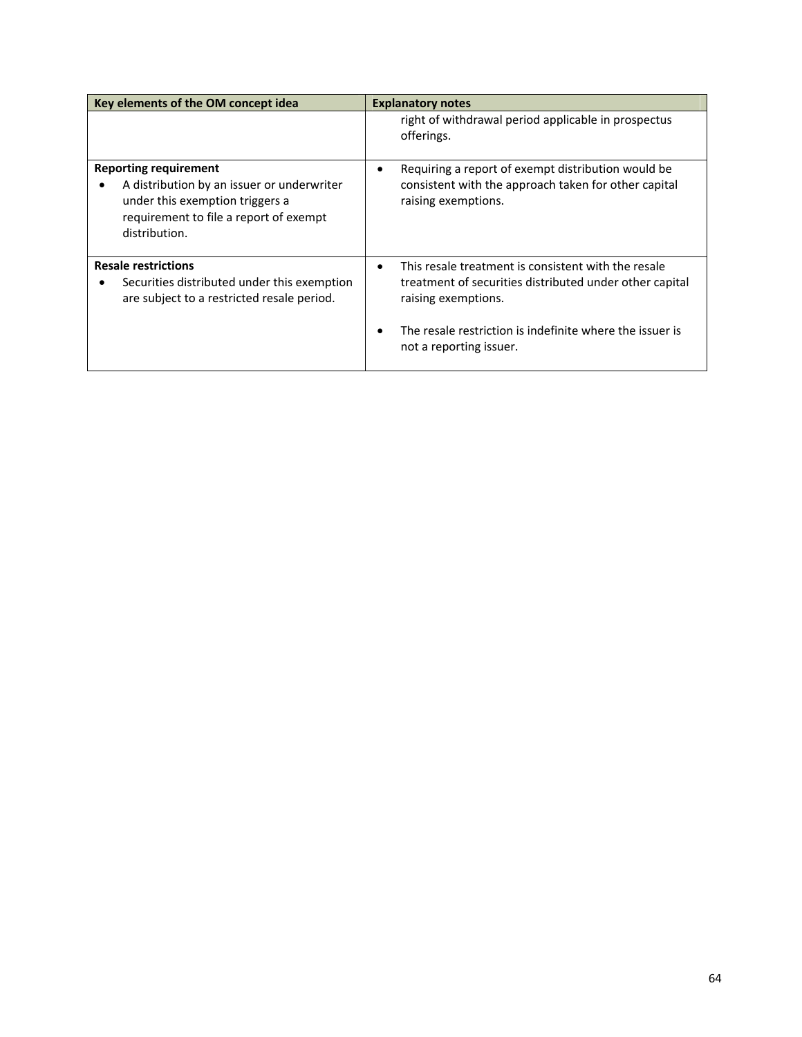| Key elements of the OM concept idea | Explanatory notes |
|---|---|
| | right of withdrawal period applicable in prospectus offerings. |
| **Reporting requirement**<br>• A distribution by an issuer or underwriter under this exemption triggers a requirement to file a report of exempt distribution. | • Requiring a report of exempt distribution would be consistent with the approach taken for other capital raising exemptions. |
| **Resale restrictions**<br>• Securities distributed under this exemption are subject to a restricted resale period. | • This resale treatment is consistent with the resale treatment of securities distributed under other capital raising exemptions.<br><br>• The resale restriction is indefinite where the issuer is not a reporting issuer. |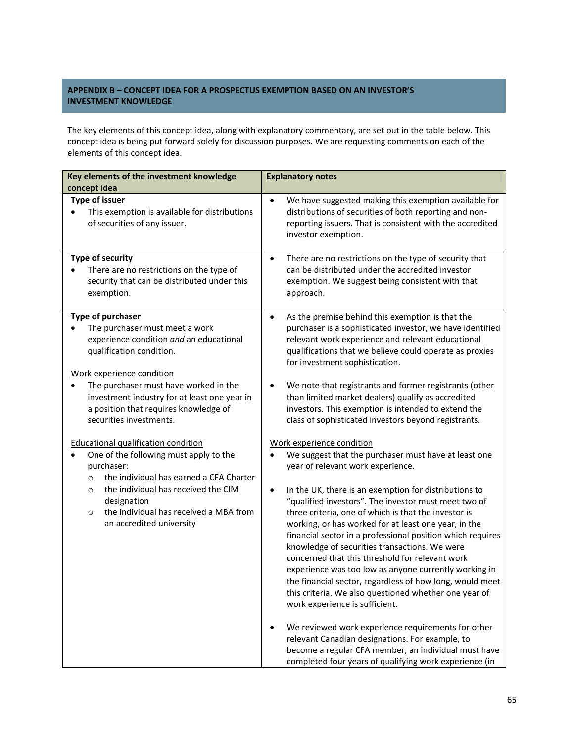## APPENDIX B – CONCEPT IDEA FOR A PROSPECTUS EXEMPTION BASED ON AN INVESTOR'S INVESTMENT KNOWLEDGE

The key elements of this concept idea, along with explanatory commentary, are set out in the table below. This concept idea is being put forward solely for discussion purposes. We are requesting comments on each of the elements of this concept idea.

| Key elements of the investment knowledge concept idea | Explanatory notes |
| --- | --- |
| **Type of issuer**<br>• This exemption is available for distributions of securities of any issuer. | • We have suggested making this exemption available for distributions of securities of both reporting and non-reporting issuers. That is consistent with the accredited investor exemption. |
| **Type of security**<br>• There are no restrictions on the type of security that can be distributed under this exemption. | • There are no restrictions on the type of security that can be distributed under the accredited investor exemption. We suggest being consistent with that approach. |
| **Type of purchaser**<br>• The purchaser must meet a work experience condition *and* an educational qualification condition.<br><br><u>Work experience condition</u><br>• The purchaser must have worked in the investment industry for at least one year in a position that requires knowledge of securities investments.<br><br><u>Educational qualification condition</u><br>• One of the following must apply to the purchaser:<br>&nbsp;&nbsp;&nbsp;&nbsp;○ the individual has earned a CFA Charter<br>&nbsp;&nbsp;&nbsp;&nbsp;○ the individual has received the CIM designation<br>&nbsp;&nbsp;&nbsp;&nbsp;○ the individual has received a MBA from an accredited university | • As the premise behind this exemption is that the purchaser is a sophisticated investor, we have identified relevant work experience and relevant educational qualifications that we believe could operate as proxies for investment sophistication.<br><br>• We note that registrants and former registrants (other than limited market dealers) qualify as accredited investors. This exemption is intended to extend the class of sophisticated investors beyond registrants.<br><br><u>Work experience condition</u><br>• We suggest that the purchaser must have at least one year of relevant work experience.<br><br>• In the UK, there is an exemption for distributions to "qualified investors". The investor must meet two of three criteria, one of which is that the investor is working, or has worked for at least one year, in the financial sector in a professional position which requires knowledge of securities transactions. We were concerned that this threshold for relevant work experience was too low as anyone currently working in the financial sector, regardless of how long, would meet this criteria. We also questioned whether one year of work experience is sufficient.<br><br>• We reviewed work experience requirements for other relevant Canadian designations. For example, to become a regular CFA member, an individual must have completed four years of qualifying work experience (in |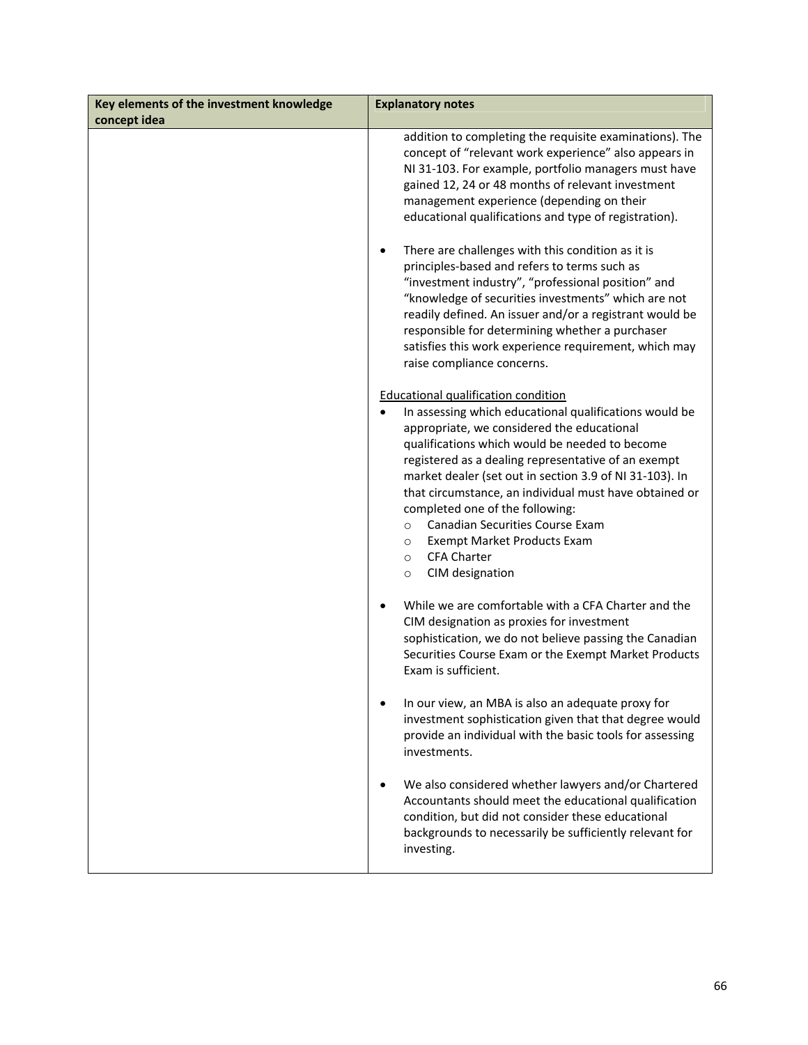| Key elements of the investment knowledge concept idea | Explanatory notes |
|---|---|
| | addition to completing the requisite examinations). The concept of "relevant work experience" also appears in NI 31-103. For example, portfolio managers must have gained 12, 24 or 48 months of relevant investment management experience (depending on their educational qualifications and type of registration).<br><br>• There are challenges with this condition as it is principles-based and refers to terms such as "investment industry", "professional position" and "knowledge of securities investments" which are not readily defined. An issuer and/or a registrant would be responsible for determining whether a purchaser satisfies this work experience requirement, which may raise compliance concerns.<br><br><u>Educational qualification condition</u><br>• In assessing which educational qualifications would be appropriate, we considered the educational qualifications which would be needed to become registered as a dealing representative of an exempt market dealer (set out in section 3.9 of NI 31-103). In that circumstance, an individual must have obtained or completed one of the following:<br>  o Canadian Securities Course Exam<br>  o Exempt Market Products Exam<br>  o CFA Charter<br>  o CIM designation<br><br>• While we are comfortable with a CFA Charter and the CIM designation as proxies for investment sophistication, we do not believe passing the Canadian Securities Course Exam or the Exempt Market Products Exam is sufficient.<br><br>• In our view, an MBA is also an adequate proxy for investment sophistication given that that degree would provide an individual with the basic tools for assessing investments.<br><br>• We also considered whether lawyers and/or Chartered Accountants should meet the educational qualification condition, but did not consider these educational backgrounds to necessarily be sufficiently relevant for investing. |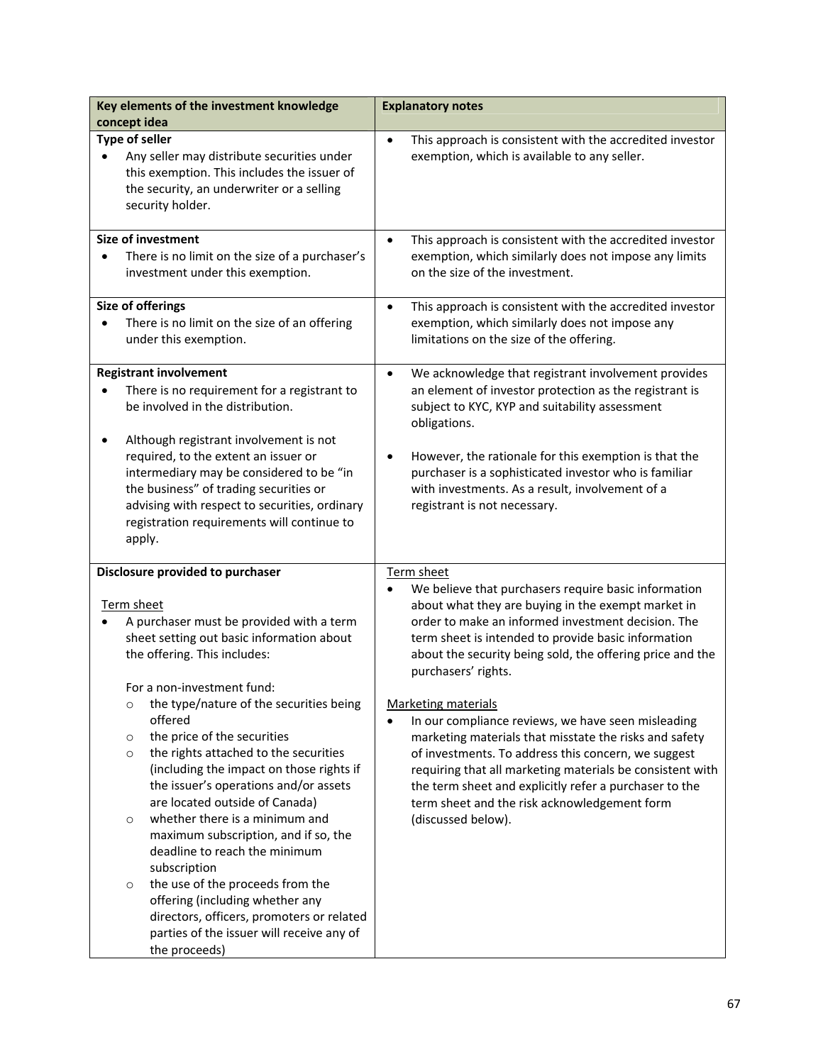| Key elements of the investment knowledge concept idea | Explanatory notes |
|---|---|
| **Type of seller**<br>• Any seller may distribute securities under this exemption. This includes the issuer of the security, an underwriter or a selling security holder. | • This approach is consistent with the accredited investor exemption, which is available to any seller. |
| **Size of investment**<br>• There is no limit on the size of a purchaser's investment under this exemption. | • This approach is consistent with the accredited investor exemption, which similarly does not impose any limits on the size of the investment. |
| **Size of offerings**<br>• There is no limit on the size of an offering under this exemption. | • This approach is consistent with the accredited investor exemption, which similarly does not impose any limitations on the size of the offering. |
| **Registrant involvement**<br>• There is no requirement for a registrant to be involved in the distribution.<br><br>• Although registrant involvement is not required, to the extent an issuer or intermediary may be considered to be "in the business" of trading securities or advising with respect to securities, ordinary registration requirements will continue to apply. | • We acknowledge that registrant involvement provides an element of investor protection as the registrant is subject to KYC, KYP and suitability assessment obligations.<br><br>• However, the rationale for this exemption is that the purchaser is a sophisticated investor who is familiar with investments. As a result, involvement of a registrant is not necessary. |
| **Disclosure provided to purchaser**<br><br><u>Term sheet</u><br>• A purchaser must be provided with a term sheet setting out basic information about the offering. This includes:<br><br>For a non-investment fund:<br>○ the type/nature of the securities being offered<br>○ the price of the securities<br>○ the rights attached to the securities (including the impact on those rights if the issuer's operations and/or assets are located outside of Canada)<br>○ whether there is a minimum and maximum subscription, and if so, the deadline to reach the minimum subscription<br>○ the use of the proceeds from the offering (including whether any directors, officers, promoters or related parties of the issuer will receive any of the proceeds) | <u>Term sheet</u><br>• We believe that purchasers require basic information about what they are buying in the exempt market in order to make an informed investment decision. The term sheet is intended to provide basic information about the security being sold, the offering price and the purchasers' rights.<br><br><u>Marketing materials</u><br>• In our compliance reviews, we have seen misleading marketing materials that misstate the risks and safety of investments. To address this concern, we suggest requiring that all marketing materials be consistent with the term sheet and explicitly refer a purchaser to the term sheet and the risk acknowledgement form (discussed below). |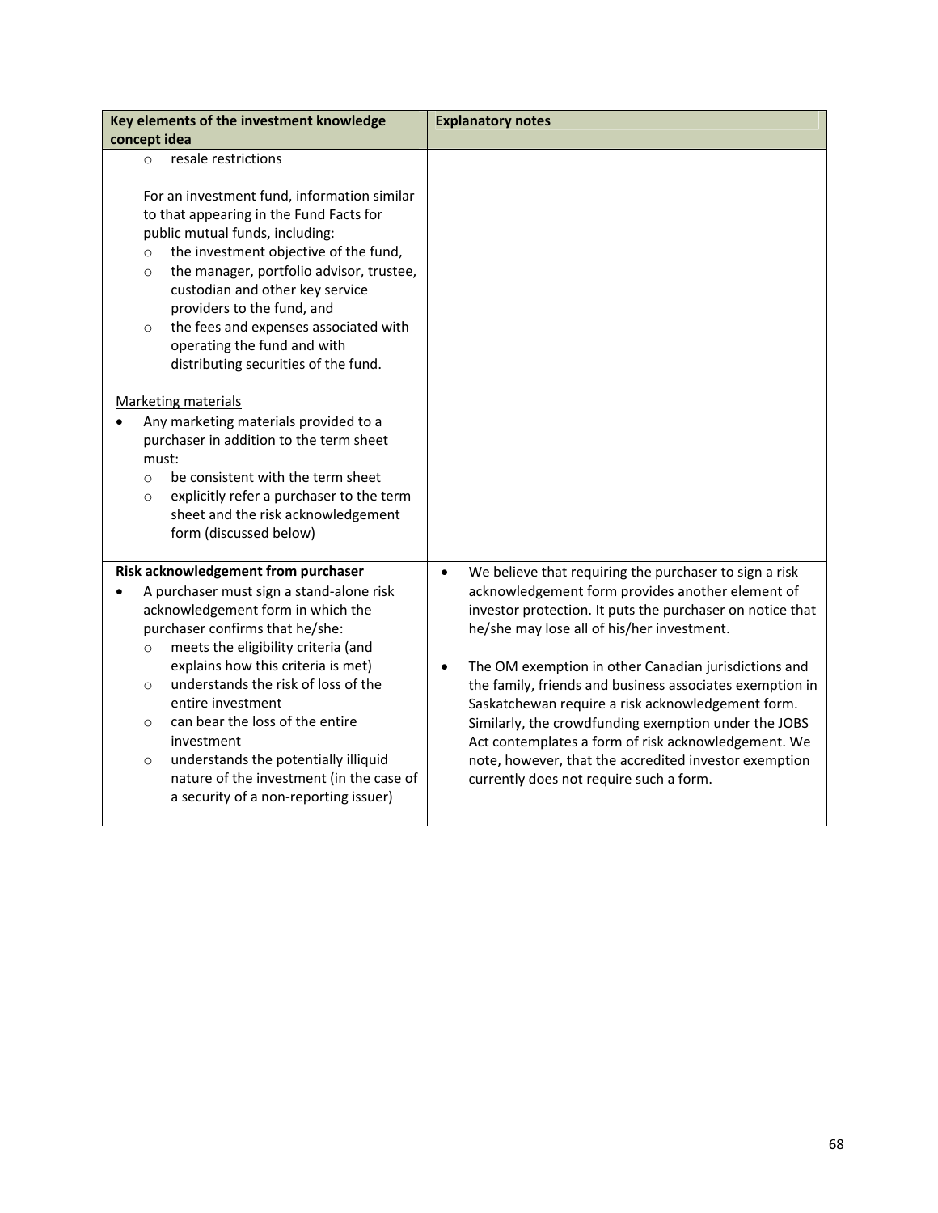| Key elements of the investment knowledge concept idea | Explanatory notes |
| --- | --- |
| ◦ resale restrictions<br><br>For an investment fund, information similar to that appearing in the Fund Facts for public mutual funds, including:<br>◦ the investment objective of the fund,<br>◦ the manager, portfolio advisor, trustee, custodian and other key service providers to the fund, and<br>◦ the fees and expenses associated with operating the fund and with distributing securities of the fund.<br><br><u>Marketing materials</u><br>• Any marketing materials provided to a purchaser in addition to the term sheet must:<br>◦ be consistent with the term sheet<br>◦ explicitly refer a purchaser to the term sheet and the risk acknowledgement form (discussed below) | |
| **Risk acknowledgement from purchaser**<br>• A purchaser must sign a stand-alone risk acknowledgement form in which the purchaser confirms that he/she:<br>◦ meets the eligibility criteria (and explains how this criteria is met)<br>◦ understands the risk of loss of the entire investment<br>◦ can bear the loss of the entire investment<br>◦ understands the potentially illiquid nature of the investment (in the case of a security of a non-reporting issuer) | • We believe that requiring the purchaser to sign a risk acknowledgement form provides another element of investor protection. It puts the purchaser on notice that he/she may lose all of his/her investment.<br><br>• The OM exemption in other Canadian jurisdictions and the family, friends and business associates exemption in Saskatchewan require a risk acknowledgement form. Similarly, the crowdfunding exemption under the JOBS Act contemplates a form of risk acknowledgement. We note, however, that the accredited investor exemption currently does not require such a form. |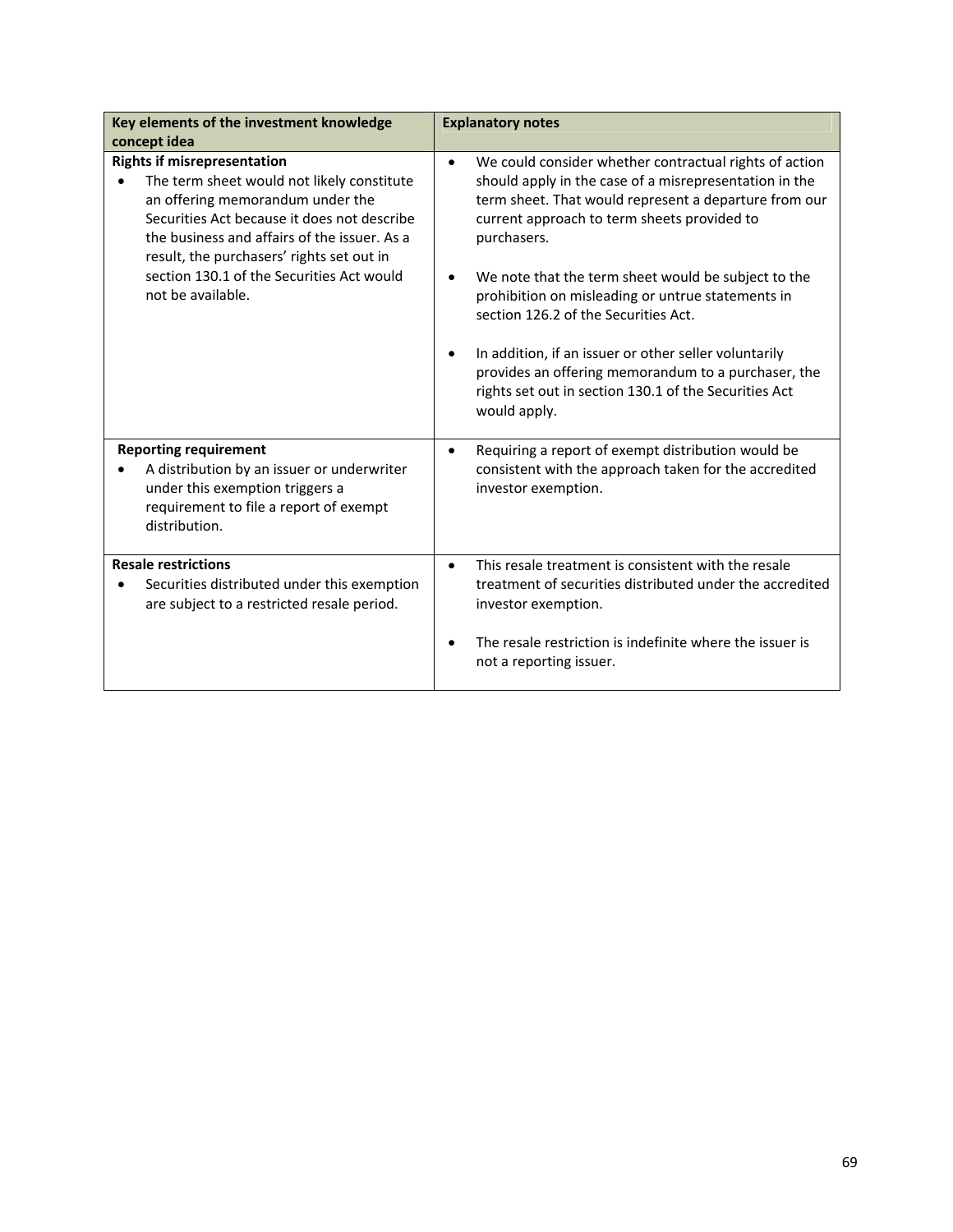| Key elements of the investment knowledge concept idea | Explanatory notes |
|---|---|
| **Rights if misrepresentation**<br>• The term sheet would not likely constitute an offering memorandum under the Securities Act because it does not describe the business and affairs of the issuer. As a result, the purchasers' rights set out in section 130.1 of the Securities Act would not be available. | • We could consider whether contractual rights of action should apply in the case of a misrepresentation in the term sheet. That would represent a departure from our current approach to term sheets provided to purchasers.<br><br>• We note that the term sheet would be subject to the prohibition on misleading or untrue statements in section 126.2 of the Securities Act.<br><br>• In addition, if an issuer or other seller voluntarily provides an offering memorandum to a purchaser, the rights set out in section 130.1 of the Securities Act would apply. |
| **Reporting requirement**<br>• A distribution by an issuer or underwriter under this exemption triggers a requirement to file a report of exempt distribution. | • Requiring a report of exempt distribution would be consistent with the approach taken for the accredited investor exemption. |
| **Resale restrictions**<br>• Securities distributed under this exemption are subject to a restricted resale period. | • This resale treatment is consistent with the resale treatment of securities distributed under the accredited investor exemption.<br><br>• The resale restriction is indefinite where the issuer is not a reporting issuer. |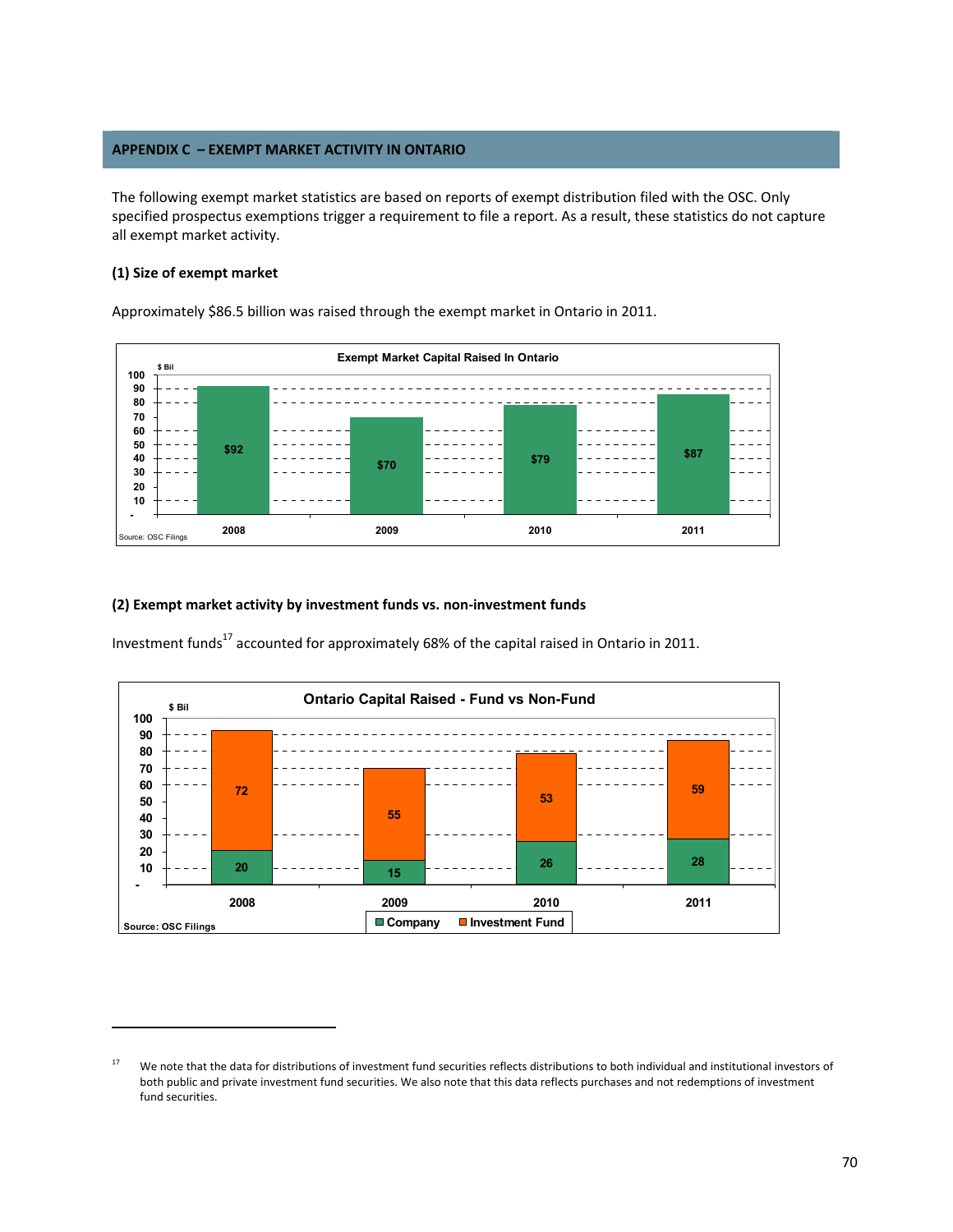## APPENDIX C – EXEMPT MARKET ACTIVITY IN ONTARIO

The following exempt market statistics are based on reports of exempt distribution filed with the OSC. Only specified prospectus exemptions trigger a requirement to file a report. As a result, these statistics do not capture all exempt market activity.

### (1) Size of exempt market

Approximately $86.5 billion was raised through the exempt market in Ontario in 2011.

**Exempt Market Capital Raised In Ontario** ($ Bil)

| Year | $ Bil |
|---|---|
| 2008 | $92 |
| 2009 | $70 |
| 2010 | $79 |
| 2011 | $87 |

Source: OSC Filings

### (2) Exempt market activity by investment funds vs. non-investment funds

Investment funds[17] accounted for approximately 68% of the capital raised in Ontario in 2011.

**Ontario Capital Raised - Fund vs Non-Fund** ($ Bil)

| Year | Company | Investment Fund |
|---|---|---|
| 2008 | 20 | 72 |
| 2009 | 15 | 55 |
| 2010 | 26 | 53 |
| 2011 | 28 | 59 |

Source: OSC Filings

[17] We note that the data for distributions of investment fund securities reflects distributions to both individual and institutional investors of both public and private investment fund securities. We also note that this data reflects purchases and not redemptions of investment fund securities.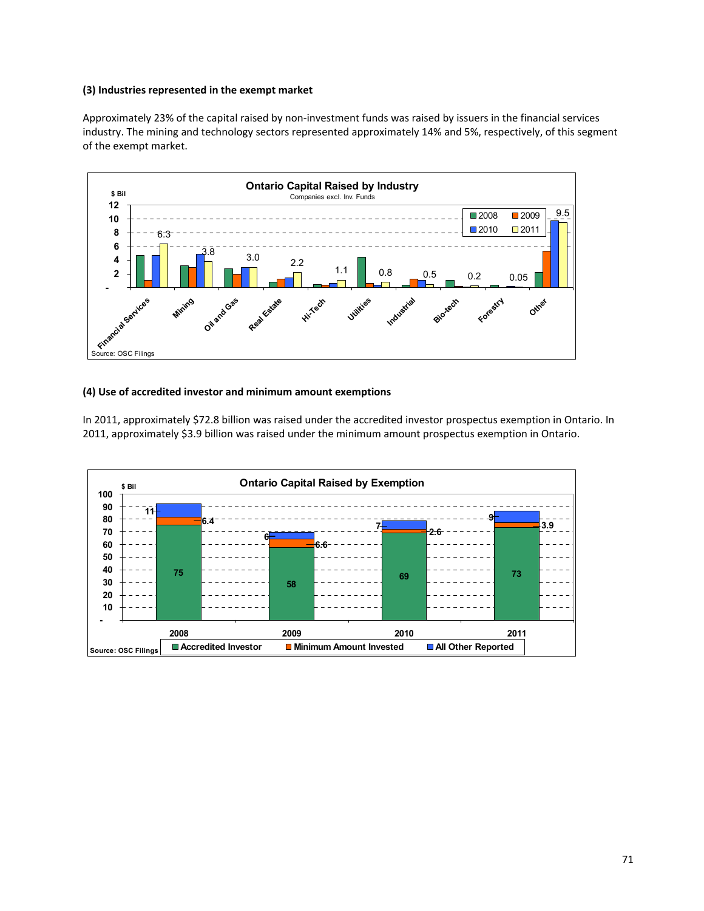### (3) Industries represented in the exempt market

Approximately 23% of the capital raised by non-investment funds was raised by issuers in the financial services industry. The mining and technology sectors represented approximately 14% and 5%, respectively, of this segment of the exempt market.

**Ontario Capital Raised by Industry**

Companies excl. Inv. Funds

$ Bil

| Industry | 2011 |
|---|---|
| Financial Services | 6.3 |
| Mining | 3.8 |
| Oil and Gas | 3.0 |
| Real Estate | 2.2 |
| Hi-Tech | 1.1 |
| Utilities | 0.8 |
| Industrial | 0.5 |
| Bio-tech | 0.2 |
| Forestry | 0.05 |
| Other | 9.5 |

Legend: 2008, 2009, 2010, 2011

Source: OSC Filings

### (4) Use of accredited investor and minimum amount exemptions

In 2011, approximately $72.8 billion was raised under the accredited investor prospectus exemption in Ontario. In 2011, approximately $3.9 billion was raised under the minimum amount prospectus exemption in Ontario.

**Ontario Capital Raised by Exemption**

$ Bil

| | 2008 | 2009 | 2010 | 2011 |
|---|---|---|---|---|
| Accredited Investor | 75 | 58 | 69 | 73 |
| Minimum Amount Invested | 6.4 | 6.6 | 2.6 | 3.9 |
| All Other Reported | 11 | 6 | 7 | 9 |

Source: OSC Filings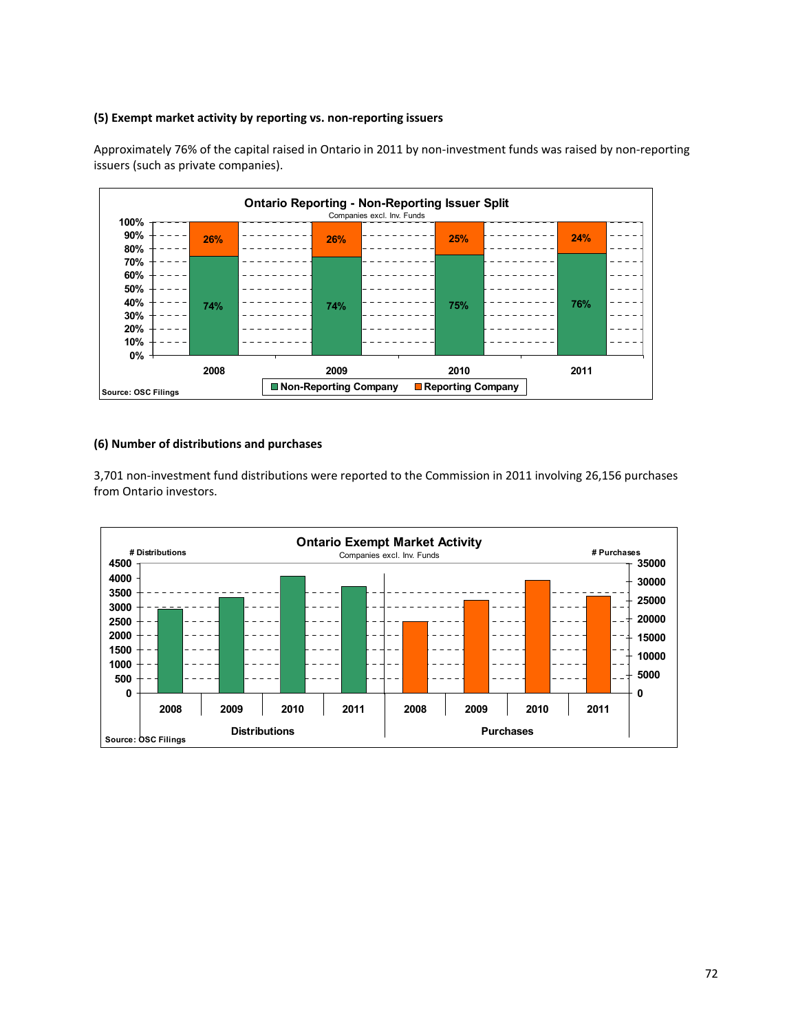**(5) Exempt market activity by reporting vs. non-reporting issuers**

Approximately 76% of the capital raised in Ontario in 2011 by non-investment funds was raised by non-reporting issuers (such as private companies).

**Ontario Reporting - Non-Reporting Issuer Split**
Companies excl. Inv. Funds

| | 2008 | 2009 | 2010 | 2011 |
|---|---|---|---|---|
| Non-Reporting Company | 74% | 74% | 75% | 76% |
| Reporting Company | 26% | 26% | 25% | 24% |

Source: OSC Filings

**(6) Number of distributions and purchases**

3,701 non-investment fund distributions were reported to the Commission in 2011 involving 26,156 purchases from Ontario investors.

**Ontario Exempt Market Activity**
Companies excl. Inv. Funds

Source: OSC Filings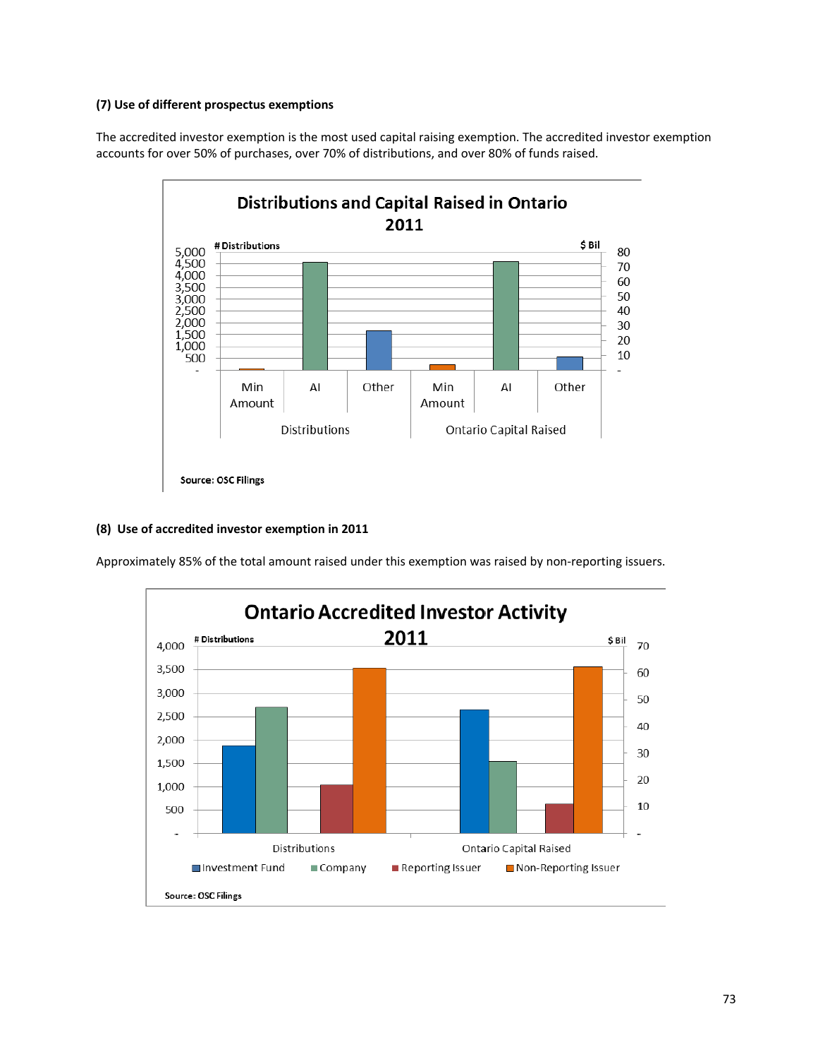**(7) Use of different prospectus exemptions**

The accredited investor exemption is the most used capital raising exemption. The accredited investor exemption accounts for over 50% of purchases, over 70% of distributions, and over 80% of funds raised.

**Distributions and Capital Raised in Ontario 2011**

Source: OSC Filings

**(8) Use of accredited investor exemption in 2011**

Approximately 85% of the total amount raised under this exemption was raised by non-reporting issuers.

**Ontario Accredited Investor Activity 2011**

Source: OSC Filings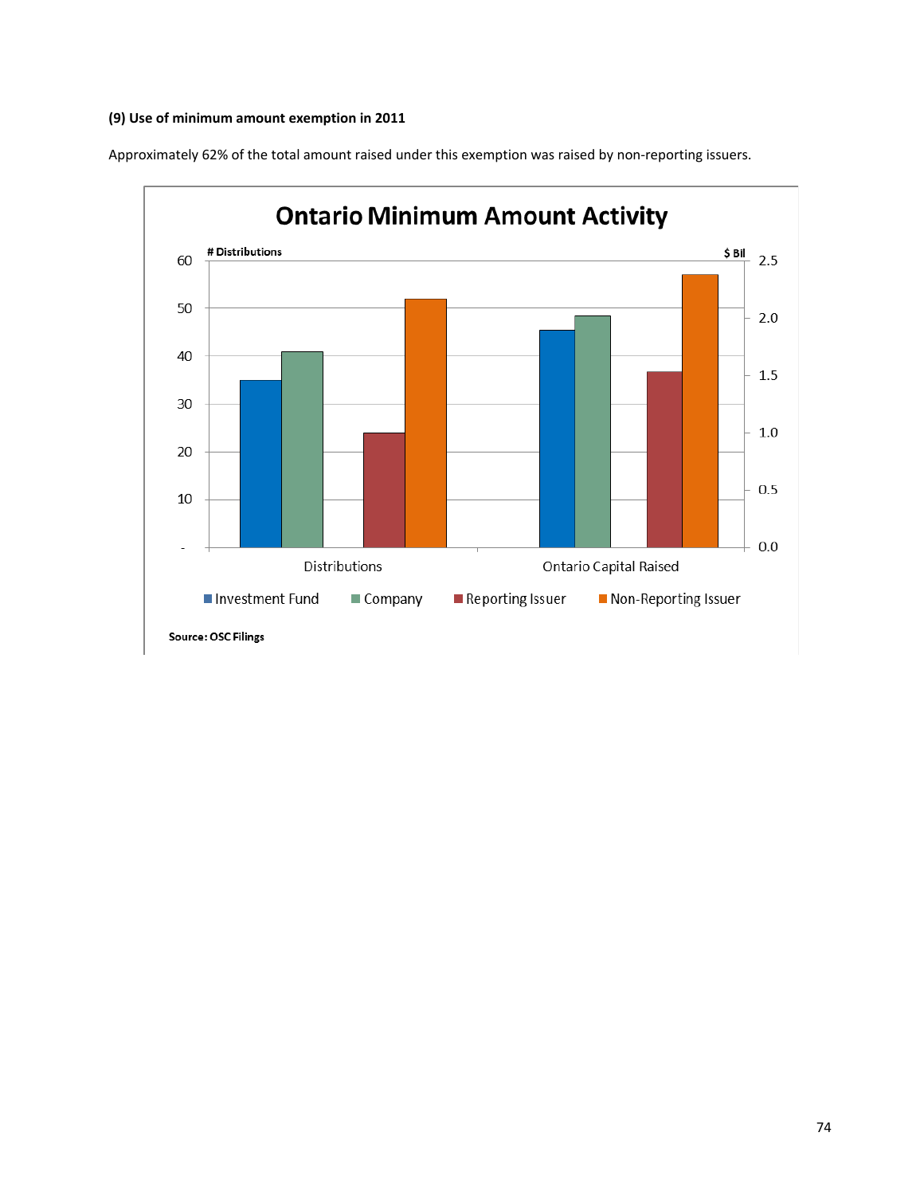**(9) Use of minimum amount exemption in 2011**

Approximately 62% of the total amount raised under this exemption was raised by non-reporting issuers.

**Ontario Minimum Amount Activity**

# Distributions | $ Bil

Distributions | Ontario Capital Raised

■ Investment Fund ■ Company ■ Reporting Issuer ■ Non-Reporting Issuer

**Source: OSC Filings**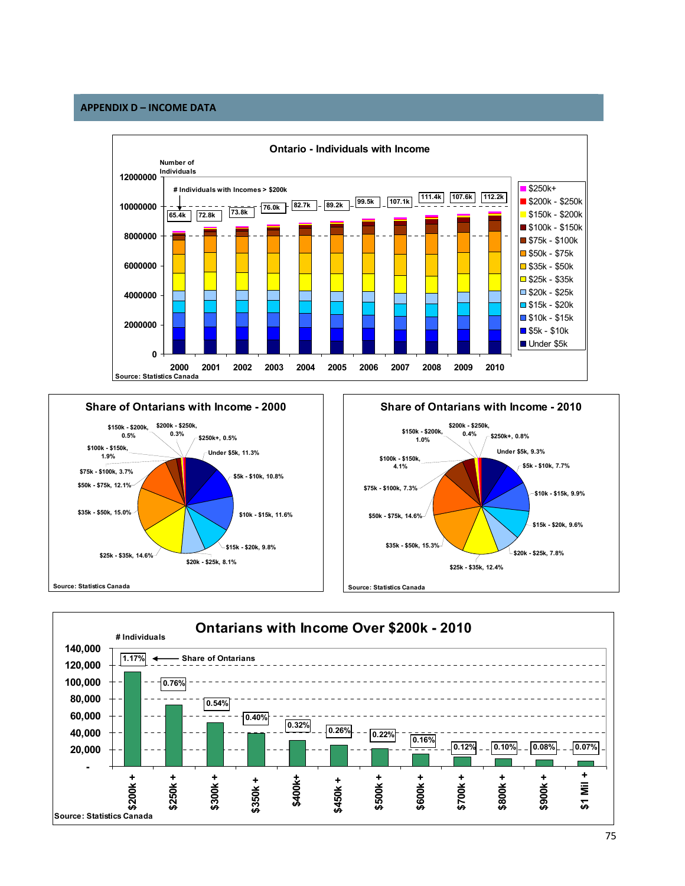## APPENDIX D – INCOME DATA

**Ontario - Individuals with Income**

Number of Individuals

# Individuals with Incomes > $200k

| Year | 2000 | 2001 | 2002 | 2003 | 2004 | 2005 | 2006 | 2007 | 2008 | 2009 | 2010 |
|---|---|---|---|---|---|---|---|---|---|---|---|
| # Individuals with Incomes > $200k | 65.4k | 72.8k | 73.8k | 76.0k | 82.7k | 89.2k | 99.5k | 107.1k | 111.4k | 107.6k | 112.2k |

Legend: $250k+, $200k - $250k, $150k - $200k, $100k - $150k, $75k - $100k, $50k - $75k, $35k - $50k, $25k - $35k, $20k - $25k, $15k - $20k, $10k - $15k, $5k - $10k, Under $5k

Source: Statistics Canada

**Share of Ontarians with Income - 2000** / **Share of Ontarians with Income - 2010**

| Income | 2000 | 2010 |
|---|---|---|
| Under $5k | 11.3% | 9.3% |
| $5k - $10k | 10.8% | 7.7% |
| $10k - $15k | 11.6% | 9.9% |
| $15k - $20k | 9.8% | 9.6% |
| $20k - $25k | 8.1% | 7.8% |
| $25k - $35k | 14.6% | 12.4% |
| $35k - $50k | 15.0% | 15.3% |
| $50k - $75k | 12.1% | 14.6% |
| $75k - $100k | 3.7% | 7.3% |
| $100k - $150k | 1.9% | 4.1% |
| $150k - $200k | 0.5% | 1.0% |
| $200k - $250k | 0.3% | 0.4% |
| $250k+ | 0.5% | 0.8% |

Source: Statistics Canada

**Ontarians with Income Over $200k - 2010**

# Individuals

| Income | Share of Ontarians |
|---|---|
| $200k + | 1.17% |
| $250k + | 0.76% |
| $300k + | 0.54% |
| $350k + | 0.40% |
| $400k+ | 0.32% |
| $450k + | 0.26% |
| $500k + | 0.22% |
| $600k + | 0.16% |
| $700k + | 0.12% |
| $800k + | 0.10% |
| $900k + | 0.08% |
| $1 Mil + | 0.07% |

Source: Statistics Canada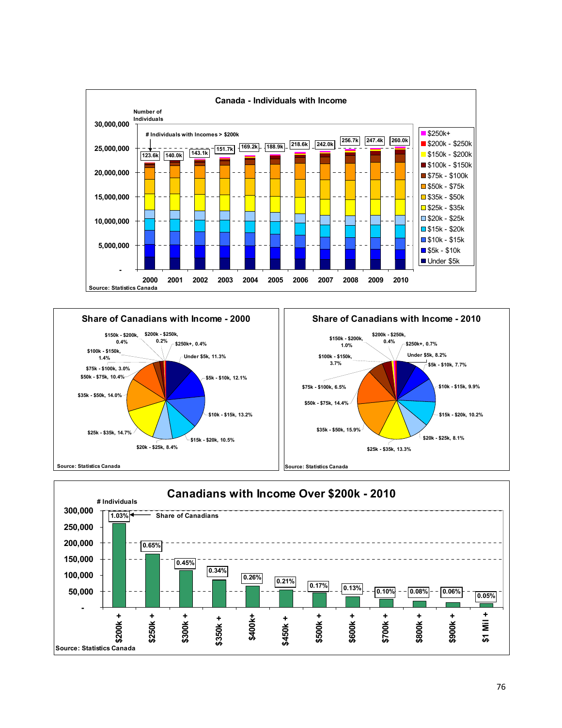Canada - Individuals with Income

Number of Individuals

30,000,000
25,000,000
20,000,000
15,000,000
10,000,000
5,000,000
-

Individuals with Incomes > $200k

123.6k 140.0k 143.1k 151.7k 169.2k 188.9k 218.6k 242.0k 256.7k 247.4k 260.0k

2000 2001 2002 2003 2004 2005 2006 2007 2008 2009 2010

$250k+
$200k - $250k
$150k - $200k
$100k - $150k
$75k - $100k
$50k - $75k
$35k - $50k
$25k - $35k
$20k - $25k
$15k - $20k
$10k - $15k
$5k - $10k
Under $5k

Source: Statistics Canada

Share of Canadians with Income - 2000

$150k - $200k, 0.4%
$200k - $250k, 0.2%
$250k+, 0.4%
$100k - $150k, 1.4%
Under $5k, 11.3%
$75k - $100k, 3.0%
$50k - $75k, 10.4%
$5k - $10k, 12.1%
$35k - $50k, 14.0%
$10k - $15k, 13.2%
$25k - $35k, 14.7%
$15k - $20k, 10.5%
$20k - $25k, 8.4%

Source: Statistics Canada

Share of Canadians with Income - 2010

$150k - $200k, 1.0%
$200k - $250k, 0.4%
$250k+, 0.7%
$100k - $150k, 3.7%
Under $5k, 8.2%
$5k - $10k, 7.7%
$75k - $100k, 6.5%
$10k - $15k, 9.9%
$50k - $75k, 14.4%
$15k - $20k, 10.2%
$35k - $50k, 15.9%
$20k - $25k, 8.1%
$25k - $35k, 13.3%

Source: Statistics Canada

Canadians with Income Over $200k - 2010

Individuals

300,000
250,000
200,000
150,000
100,000
50,000
-

Share of Canadians

1.03% 0.65% 0.45% 0.34% 0.26% 0.21% 0.17% 0.13% 0.10% 0.08% 0.06% 0.05%

$200k + $250k + $300k + $350k + $400k+ $450k + $500k + $600k + $700k + $800k + $900k + $1 Mil +

Source: Statistics Canada